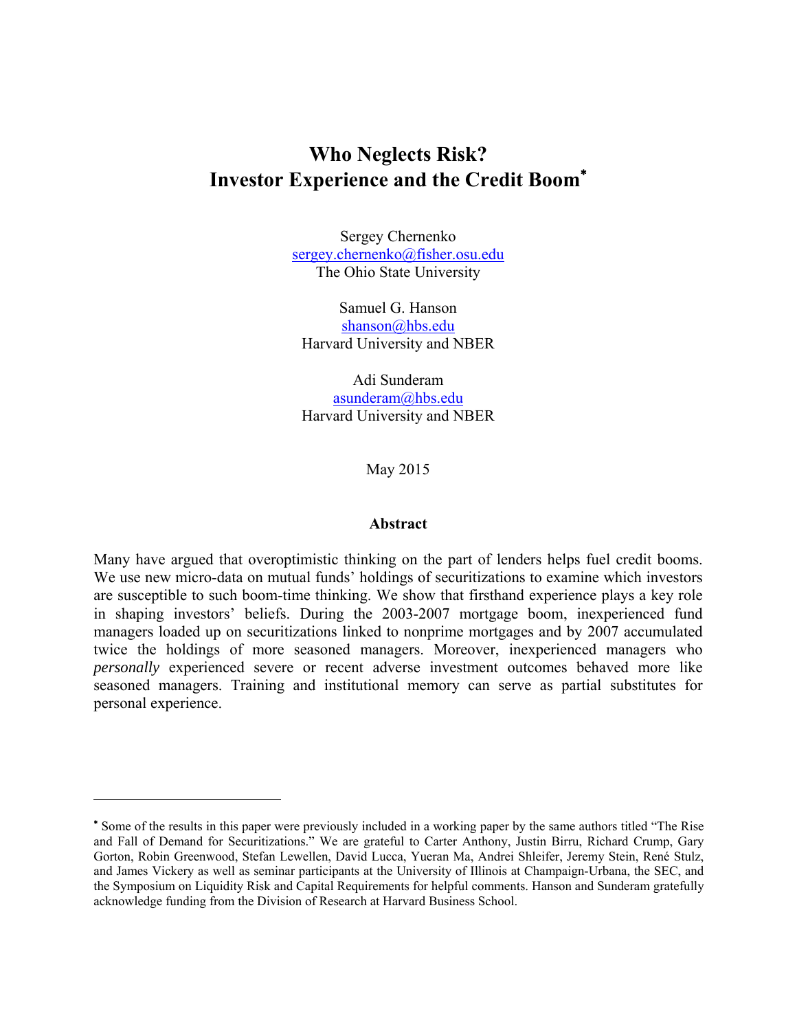# Who Neglects Risk?
# Investor Experience and the Credit Boom[*]

Sergey Chernenko
sergey.chernenko@fisher.osu.edu
The Ohio State University

Samuel G. Hanson
shanson@hbs.edu
Harvard University and NBER

Adi Sunderam
asunderam@hbs.edu
Harvard University and NBER

May 2015

**Abstract**

Many have argued that overoptimistic thinking on the part of lenders helps fuel credit booms. We use new micro-data on mutual funds' holdings of securitizations to examine which investors are susceptible to such boom-time thinking. We show that firsthand experience plays a key role in shaping investors' beliefs. During the 2003-2007 mortgage boom, inexperienced fund managers loaded up on securitizations linked to nonprime mortgages and by 2007 accumulated twice the holdings of more seasoned managers. Moreover, inexperienced managers who *personally* experienced severe or recent adverse investment outcomes behaved more like seasoned managers. Training and institutional memory can serve as partial substitutes for personal experience.

---

[*] Some of the results in this paper were previously included in a working paper by the same authors titled "The Rise and Fall of Demand for Securitizations." We are grateful to Carter Anthony, Justin Birru, Richard Crump, Gary Gorton, Robin Greenwood, Stefan Lewellen, David Lucca, Yueran Ma, Andrei Shleifer, Jeremy Stein, René Stulz, and James Vickery as well as seminar participants at the University of Illinois at Champaign-Urbana, the SEC, and the Symposium on Liquidity Risk and Capital Requirements for helpful comments. Hanson and Sunderam gratefully acknowledge funding from the Division of Research at Harvard Business School.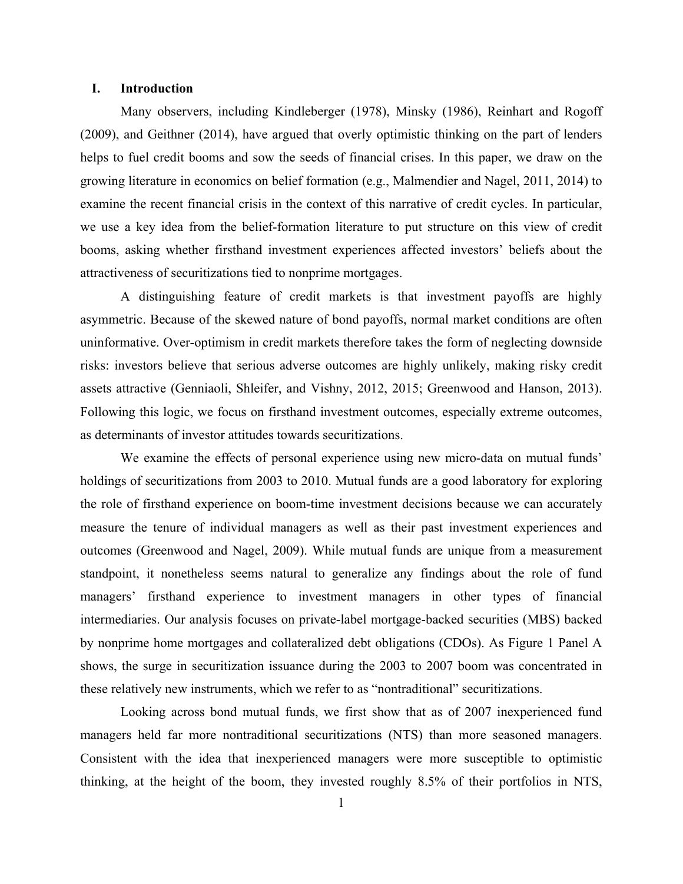## I. Introduction

Many observers, including Kindleberger (1978), Minsky (1986), Reinhart and Rogoff (2009), and Geithner (2014), have argued that overly optimistic thinking on the part of lenders helps to fuel credit booms and sow the seeds of financial crises. In this paper, we draw on the growing literature in economics on belief formation (e.g., Malmendier and Nagel, 2011, 2014) to examine the recent financial crisis in the context of this narrative of credit cycles. In particular, we use a key idea from the belief-formation literature to put structure on this view of credit booms, asking whether firsthand investment experiences affected investors' beliefs about the attractiveness of securitizations tied to nonprime mortgages.

A distinguishing feature of credit markets is that investment payoffs are highly asymmetric. Because of the skewed nature of bond payoffs, normal market conditions are often uninformative. Over-optimism in credit markets therefore takes the form of neglecting downside risks: investors believe that serious adverse outcomes are highly unlikely, making risky credit assets attractive (Genniaoli, Shleifer, and Vishny, 2012, 2015; Greenwood and Hanson, 2013). Following this logic, we focus on firsthand investment outcomes, especially extreme outcomes, as determinants of investor attitudes towards securitizations.

We examine the effects of personal experience using new micro-data on mutual funds' holdings of securitizations from 2003 to 2010. Mutual funds are a good laboratory for exploring the role of firsthand experience on boom-time investment decisions because we can accurately measure the tenure of individual managers as well as their past investment experiences and outcomes (Greenwood and Nagel, 2009). While mutual funds are unique from a measurement standpoint, it nonetheless seems natural to generalize any findings about the role of fund managers' firsthand experience to investment managers in other types of financial intermediaries. Our analysis focuses on private-label mortgage-backed securities (MBS) backed by nonprime home mortgages and collateralized debt obligations (CDOs). As Figure 1 Panel A shows, the surge in securitization issuance during the 2003 to 2007 boom was concentrated in these relatively new instruments, which we refer to as "nontraditional" securitizations.

Looking across bond mutual funds, we first show that as of 2007 inexperienced fund managers held far more nontraditional securitizations (NTS) than more seasoned managers. Consistent with the idea that inexperienced managers were more susceptible to optimistic thinking, at the height of the boom, they invested roughly 8.5% of their portfolios in NTS,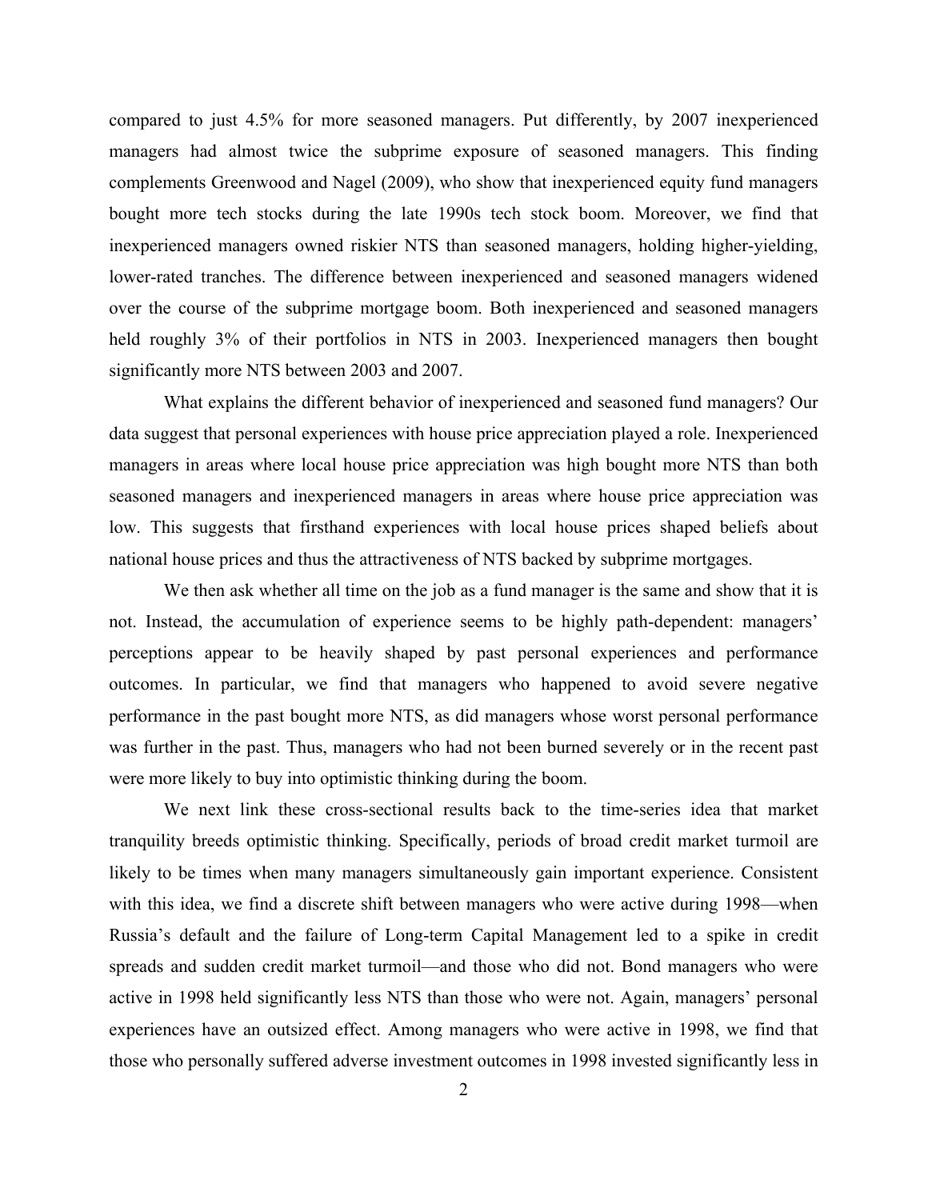compared to just 4.5% for more seasoned managers. Put differently, by 2007 inexperienced managers had almost twice the subprime exposure of seasoned managers. This finding complements Greenwood and Nagel (2009), who show that inexperienced equity fund managers bought more tech stocks during the late 1990s tech stock boom. Moreover, we find that inexperienced managers owned riskier NTS than seasoned managers, holding higher-yielding, lower-rated tranches. The difference between inexperienced and seasoned managers widened over the course of the subprime mortgage boom. Both inexperienced and seasoned managers held roughly 3% of their portfolios in NTS in 2003. Inexperienced managers then bought significantly more NTS between 2003 and 2007.

What explains the different behavior of inexperienced and seasoned fund managers? Our data suggest that personal experiences with house price appreciation played a role. Inexperienced managers in areas where local house price appreciation was high bought more NTS than both seasoned managers and inexperienced managers in areas where house price appreciation was low. This suggests that firsthand experiences with local house prices shaped beliefs about national house prices and thus the attractiveness of NTS backed by subprime mortgages.

We then ask whether all time on the job as a fund manager is the same and show that it is not. Instead, the accumulation of experience seems to be highly path-dependent: managers' perceptions appear to be heavily shaped by past personal experiences and performance outcomes. In particular, we find that managers who happened to avoid severe negative performance in the past bought more NTS, as did managers whose worst personal performance was further in the past. Thus, managers who had not been burned severely or in the recent past were more likely to buy into optimistic thinking during the boom.

We next link these cross-sectional results back to the time-series idea that market tranquility breeds optimistic thinking. Specifically, periods of broad credit market turmoil are likely to be times when many managers simultaneously gain important experience. Consistent with this idea, we find a discrete shift between managers who were active during 1998—when Russia's default and the failure of Long-term Capital Management led to a spike in credit spreads and sudden credit market turmoil—and those who did not. Bond managers who were active in 1998 held significantly less NTS than those who were not. Again, managers' personal experiences have an outsized effect. Among managers who were active in 1998, we find that those who personally suffered adverse investment outcomes in 1998 invested significantly less in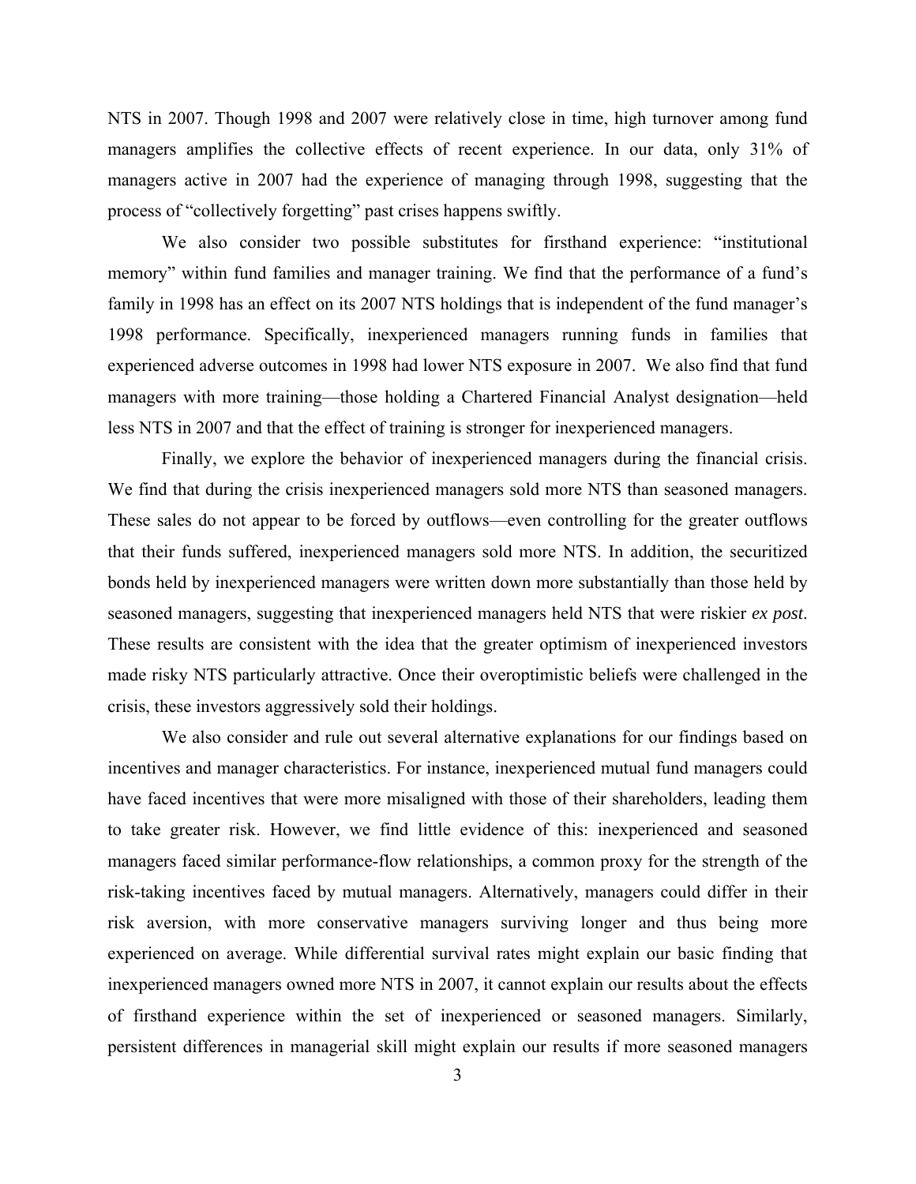NTS in 2007. Though 1998 and 2007 were relatively close in time, high turnover among fund managers amplifies the collective effects of recent experience. In our data, only 31% of managers active in 2007 had the experience of managing through 1998, suggesting that the process of "collectively forgetting" past crises happens swiftly.

We also consider two possible substitutes for firsthand experience: "institutional memory" within fund families and manager training. We find that the performance of a fund's family in 1998 has an effect on its 2007 NTS holdings that is independent of the fund manager's 1998 performance. Specifically, inexperienced managers running funds in families that experienced adverse outcomes in 1998 had lower NTS exposure in 2007. We also find that fund managers with more training—those holding a Chartered Financial Analyst designation—held less NTS in 2007 and that the effect of training is stronger for inexperienced managers.

Finally, we explore the behavior of inexperienced managers during the financial crisis. We find that during the crisis inexperienced managers sold more NTS than seasoned managers. These sales do not appear to be forced by outflows—even controlling for the greater outflows that their funds suffered, inexperienced managers sold more NTS. In addition, the securitized bonds held by inexperienced managers were written down more substantially than those held by seasoned managers, suggesting that inexperienced managers held NTS that were riskier *ex post*. These results are consistent with the idea that the greater optimism of inexperienced investors made risky NTS particularly attractive. Once their overoptimistic beliefs were challenged in the crisis, these investors aggressively sold their holdings.

We also consider and rule out several alternative explanations for our findings based on incentives and manager characteristics. For instance, inexperienced mutual fund managers could have faced incentives that were more misaligned with those of their shareholders, leading them to take greater risk. However, we find little evidence of this: inexperienced and seasoned managers faced similar performance-flow relationships, a common proxy for the strength of the risk-taking incentives faced by mutual managers. Alternatively, managers could differ in their risk aversion, with more conservative managers surviving longer and thus being more experienced on average. While differential survival rates might explain our basic finding that inexperienced managers owned more NTS in 2007, it cannot explain our results about the effects of firsthand experience within the set of inexperienced or seasoned managers. Similarly, persistent differences in managerial skill might explain our results if more seasoned managers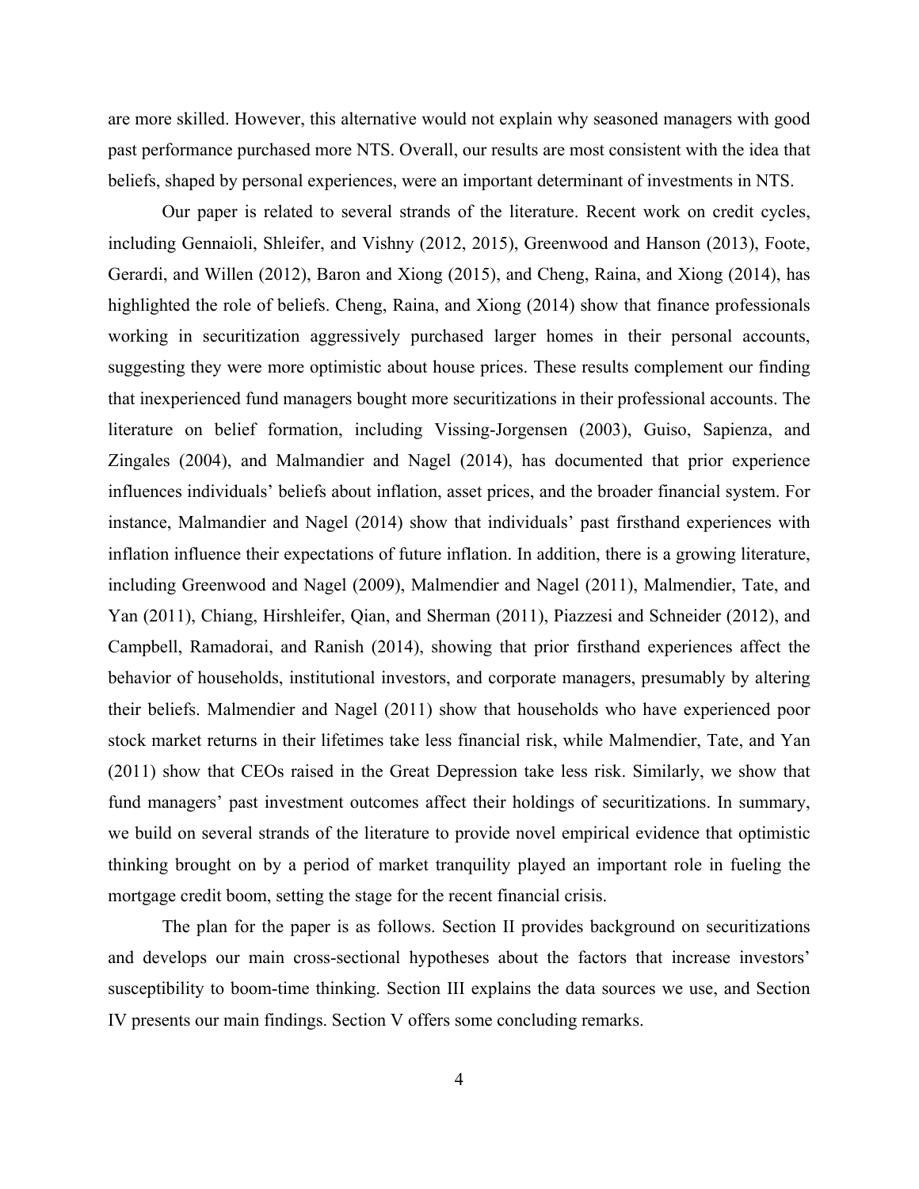are more skilled. However, this alternative would not explain why seasoned managers with good past performance purchased more NTS. Overall, our results are most consistent with the idea that beliefs, shaped by personal experiences, were an important determinant of investments in NTS.

Our paper is related to several strands of the literature. Recent work on credit cycles, including Gennaioli, Shleifer, and Vishny (2012, 2015), Greenwood and Hanson (2013), Foote, Gerardi, and Willen (2012), Baron and Xiong (2015), and Cheng, Raina, and Xiong (2014), has highlighted the role of beliefs. Cheng, Raina, and Xiong (2014) show that finance professionals working in securitization aggressively purchased larger homes in their personal accounts, suggesting they were more optimistic about house prices. These results complement our finding that inexperienced fund managers bought more securitizations in their professional accounts. The literature on belief formation, including Vissing-Jorgensen (2003), Guiso, Sapienza, and Zingales (2004), and Malmandier and Nagel (2014), has documented that prior experience influences individuals' beliefs about inflation, asset prices, and the broader financial system. For instance, Malmandier and Nagel (2014) show that individuals' past firsthand experiences with inflation influence their expectations of future inflation. In addition, there is a growing literature, including Greenwood and Nagel (2009), Malmendier and Nagel (2011), Malmendier, Tate, and Yan (2011), Chiang, Hirshleifer, Qian, and Sherman (2011), Piazzesi and Schneider (2012), and Campbell, Ramadorai, and Ranish (2014), showing that prior firsthand experiences affect the behavior of households, institutional investors, and corporate managers, presumably by altering their beliefs. Malmendier and Nagel (2011) show that households who have experienced poor stock market returns in their lifetimes take less financial risk, while Malmendier, Tate, and Yan (2011) show that CEOs raised in the Great Depression take less risk. Similarly, we show that fund managers' past investment outcomes affect their holdings of securitizations. In summary, we build on several strands of the literature to provide novel empirical evidence that optimistic thinking brought on by a period of market tranquility played an important role in fueling the mortgage credit boom, setting the stage for the recent financial crisis.

The plan for the paper is as follows. Section II provides background on securitizations and develops our main cross-sectional hypotheses about the factors that increase investors' susceptibility to boom-time thinking. Section III explains the data sources we use, and Section IV presents our main findings. Section V offers some concluding remarks.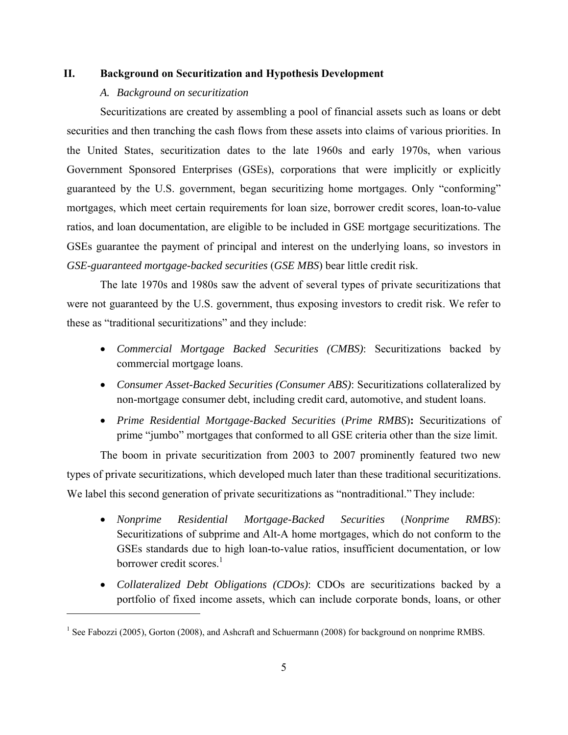## II. Background on Securitization and Hypothesis Development

### *A. Background on securitization*

Securitizations are created by assembling a pool of financial assets such as loans or debt securities and then tranching the cash flows from these assets into claims of various priorities. In the United States, securitization dates to the late 1960s and early 1970s, when various Government Sponsored Enterprises (GSEs), corporations that were implicitly or explicitly guaranteed by the U.S. government, began securitizing home mortgages. Only "conforming" mortgages, which meet certain requirements for loan size, borrower credit scores, loan-to-value ratios, and loan documentation, are eligible to be included in GSE mortgage securitizations. The GSEs guarantee the payment of principal and interest on the underlying loans, so investors in *GSE-guaranteed mortgage-backed securities* (*GSE MBS*) bear little credit risk.

The late 1970s and 1980s saw the advent of several types of private securitizations that were not guaranteed by the U.S. government, thus exposing investors to credit risk. We refer to these as "traditional securitizations" and they include:

- *Commercial Mortgage Backed Securities (CMBS)*: Securitizations backed by commercial mortgage loans.
- *Consumer Asset-Backed Securities (Consumer ABS)*: Securitizations collateralized by non-mortgage consumer debt, including credit card, automotive, and student loans.
- *Prime Residential Mortgage-Backed Securities* (*Prime RMBS*)**:** Securitizations of prime "jumbo" mortgages that conformed to all GSE criteria other than the size limit.

The boom in private securitization from 2003 to 2007 prominently featured two new types of private securitizations, which developed much later than these traditional securitizations. We label this second generation of private securitizations as "nontraditional." They include:

- *Nonprime Residential Mortgage-Backed Securities* (*Nonprime RMBS*): Securitizations of subprime and Alt-A home mortgages, which do not conform to the GSEs standards due to high loan-to-value ratios, insufficient documentation, or low borrower credit scores.[1]
- *Collateralized Debt Obligations (CDOs)*: CDOs are securitizations backed by a portfolio of fixed income assets, which can include corporate bonds, loans, or other

[1] See Fabozzi (2005), Gorton (2008), and Ashcraft and Schuermann (2008) for background on nonprime RMBS.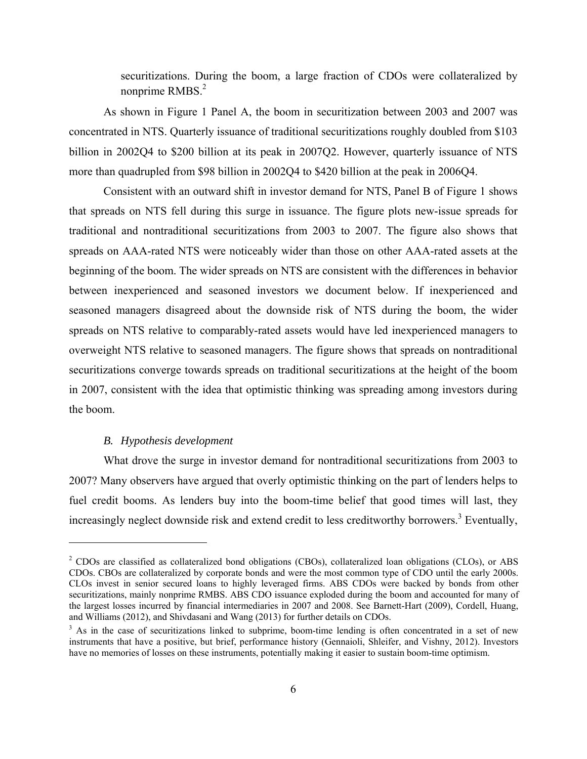securitizations. During the boom, a large fraction of CDOs were collateralized by nonprime RMBS.[2]

As shown in Figure 1 Panel A, the boom in securitization between 2003 and 2007 was concentrated in NTS. Quarterly issuance of traditional securitizations roughly doubled from $103 billion in 2002Q4 to $200 billion at its peak in 2007Q2. However, quarterly issuance of NTS more than quadrupled from $98 billion in 2002Q4 to $420 billion at the peak in 2006Q4.

Consistent with an outward shift in investor demand for NTS, Panel B of Figure 1 shows that spreads on NTS fell during this surge in issuance. The figure plots new-issue spreads for traditional and nontraditional securitizations from 2003 to 2007. The figure also shows that spreads on AAA-rated NTS were noticeably wider than those on other AAA-rated assets at the beginning of the boom. The wider spreads on NTS are consistent with the differences in behavior between inexperienced and seasoned investors we document below. If inexperienced and seasoned managers disagreed about the downside risk of NTS during the boom, the wider spreads on NTS relative to comparably-rated assets would have led inexperienced managers to overweight NTS relative to seasoned managers. The figure shows that spreads on nontraditional securitizations converge towards spreads on traditional securitizations at the height of the boom in 2007, consistent with the idea that optimistic thinking was spreading among investors during the boom.

### *B. Hypothesis development*

What drove the surge in investor demand for nontraditional securitizations from 2003 to 2007? Many observers have argued that overly optimistic thinking on the part of lenders helps to fuel credit booms. As lenders buy into the boom-time belief that good times will last, they increasingly neglect downside risk and extend credit to less creditworthy borrowers.[3] Eventually,

---

[2] CDOs are classified as collateralized bond obligations (CBOs), collateralized loan obligations (CLOs), or ABS CDOs. CBOs are collateralized by corporate bonds and were the most common type of CDO until the early 2000s. CLOs invest in senior secured loans to highly leveraged firms. ABS CDOs were backed by bonds from other securitizations, mainly nonprime RMBS. ABS CDO issuance exploded during the boom and accounted for many of the largest losses incurred by financial intermediaries in 2007 and 2008. See Barnett-Hart (2009), Cordell, Huang, and Williams (2012), and Shivdasani and Wang (2013) for further details on CDOs.

[3] As in the case of securitizations linked to subprime, boom-time lending is often concentrated in a set of new instruments that have a positive, but brief, performance history (Gennaioli, Shleifer, and Vishny, 2012). Investors have no memories of losses on these instruments, potentially making it easier to sustain boom-time optimism.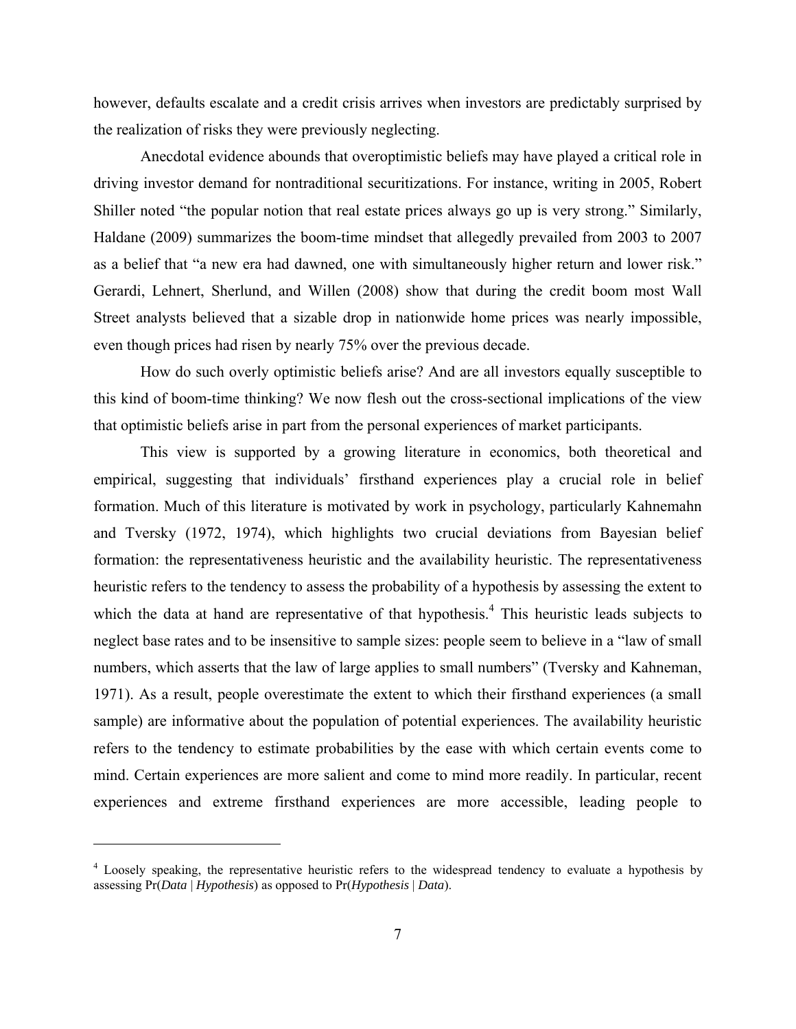however, defaults escalate and a credit crisis arrives when investors are predictably surprised by the realization of risks they were previously neglecting.

Anecdotal evidence abounds that overoptimistic beliefs may have played a critical role in driving investor demand for nontraditional securitizations. For instance, writing in 2005, Robert Shiller noted "the popular notion that real estate prices always go up is very strong." Similarly, Haldane (2009) summarizes the boom-time mindset that allegedly prevailed from 2003 to 2007 as a belief that "a new era had dawned, one with simultaneously higher return and lower risk." Gerardi, Lehnert, Sherlund, and Willen (2008) show that during the credit boom most Wall Street analysts believed that a sizable drop in nationwide home prices was nearly impossible, even though prices had risen by nearly 75% over the previous decade.

How do such overly optimistic beliefs arise? And are all investors equally susceptible to this kind of boom-time thinking? We now flesh out the cross-sectional implications of the view that optimistic beliefs arise in part from the personal experiences of market participants.

This view is supported by a growing literature in economics, both theoretical and empirical, suggesting that individuals' firsthand experiences play a crucial role in belief formation. Much of this literature is motivated by work in psychology, particularly Kahnemahn and Tversky (1972, 1974), which highlights two crucial deviations from Bayesian belief formation: the representativeness heuristic and the availability heuristic. The representativeness heuristic refers to the tendency to assess the probability of a hypothesis by assessing the extent to which the data at hand are representative of that hypothesis.[4] This heuristic leads subjects to neglect base rates and to be insensitive to sample sizes: people seem to believe in a "law of small numbers, which asserts that the law of large applies to small numbers" (Tversky and Kahneman, 1971). As a result, people overestimate the extent to which their firsthand experiences (a small sample) are informative about the population of potential experiences. The availability heuristic refers to the tendency to estimate probabilities by the ease with which certain events come to mind. Certain experiences are more salient and come to mind more readily. In particular, recent experiences and extreme firsthand experiences are more accessible, leading people to

[4] Loosely speaking, the representative heuristic refers to the widespread tendency to evaluate a hypothesis by assessing Pr(*Data* | *Hypothesis*) as opposed to Pr(*Hypothesis* | *Data*).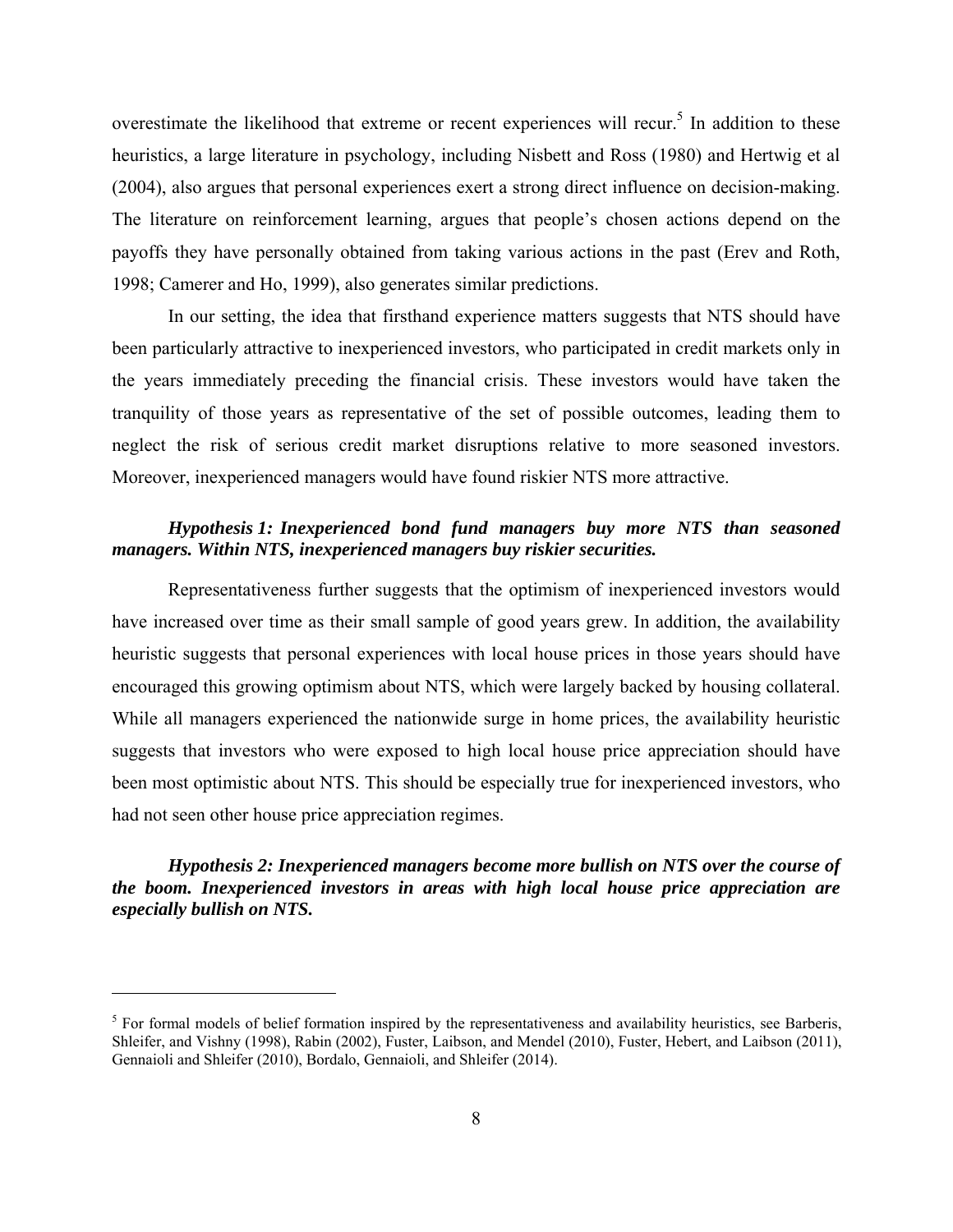overestimate the likelihood that extreme or recent experiences will recur.[5] In addition to these heuristics, a large literature in psychology, including Nisbett and Ross (1980) and Hertwig et al (2004), also argues that personal experiences exert a strong direct influence on decision-making. The literature on reinforcement learning, argues that people's chosen actions depend on the payoffs they have personally obtained from taking various actions in the past (Erev and Roth, 1998; Camerer and Ho, 1999), also generates similar predictions.

In our setting, the idea that firsthand experience matters suggests that NTS should have been particularly attractive to inexperienced investors, who participated in credit markets only in the years immediately preceding the financial crisis. These investors would have taken the tranquility of those years as representative of the set of possible outcomes, leading them to neglect the risk of serious credit market disruptions relative to more seasoned investors. Moreover, inexperienced managers would have found riskier NTS more attractive.

***Hypothesis 1: Inexperienced bond fund managers buy more NTS than seasoned managers. Within NTS, inexperienced managers buy riskier securities.***

Representativeness further suggests that the optimism of inexperienced investors would have increased over time as their small sample of good years grew. In addition, the availability heuristic suggests that personal experiences with local house prices in those years should have encouraged this growing optimism about NTS, which were largely backed by housing collateral. While all managers experienced the nationwide surge in home prices, the availability heuristic suggests that investors who were exposed to high local house price appreciation should have been most optimistic about NTS. This should be especially true for inexperienced investors, who had not seen other house price appreciation regimes.

***Hypothesis 2: Inexperienced managers become more bullish on NTS over the course of the boom. Inexperienced investors in areas with high local house price appreciation are especially bullish on NTS.***

---

[5] For formal models of belief formation inspired by the representativeness and availability heuristics, see Barberis, Shleifer, and Vishny (1998), Rabin (2002), Fuster, Laibson, and Mendel (2010), Fuster, Hebert, and Laibson (2011), Gennaioli and Shleifer (2010), Bordalo, Gennaioli, and Shleifer (2014).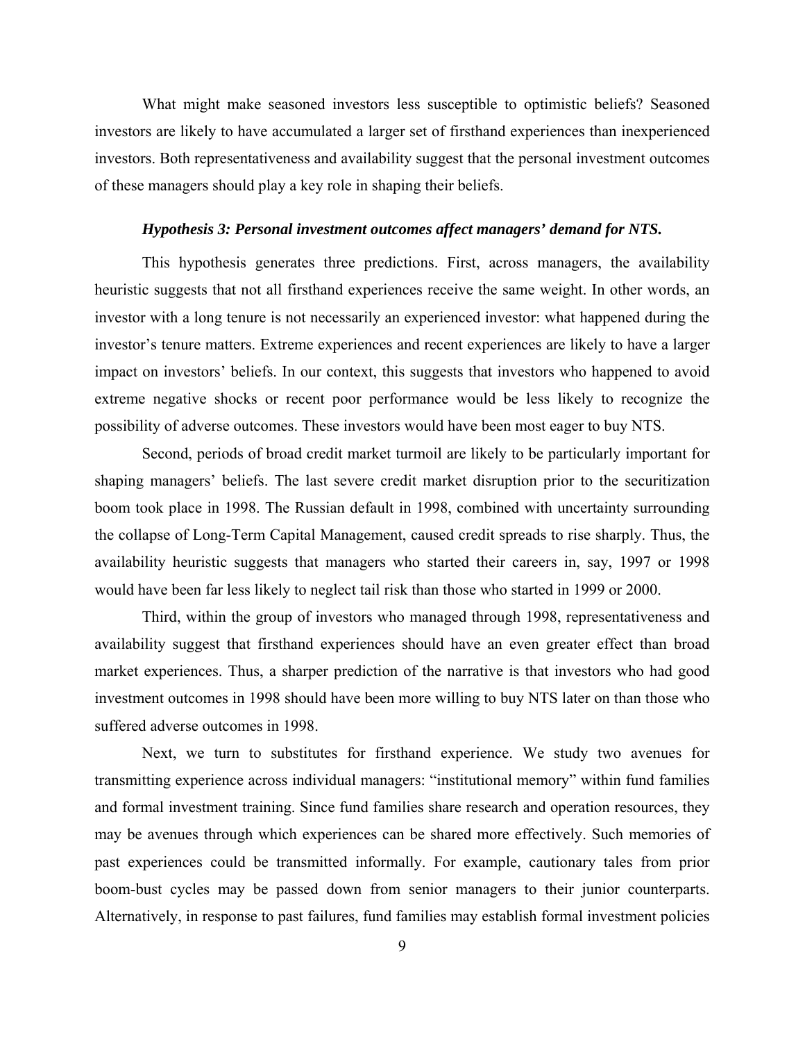What might make seasoned investors less susceptible to optimistic beliefs? Seasoned investors are likely to have accumulated a larger set of firsthand experiences than inexperienced investors. Both representativeness and availability suggest that the personal investment outcomes of these managers should play a key role in shaping their beliefs.

***Hypothesis 3: Personal investment outcomes affect managers' demand for NTS.***

This hypothesis generates three predictions. First, across managers, the availability heuristic suggests that not all firsthand experiences receive the same weight. In other words, an investor with a long tenure is not necessarily an experienced investor: what happened during the investor's tenure matters. Extreme experiences and recent experiences are likely to have a larger impact on investors' beliefs. In our context, this suggests that investors who happened to avoid extreme negative shocks or recent poor performance would be less likely to recognize the possibility of adverse outcomes. These investors would have been most eager to buy NTS.

Second, periods of broad credit market turmoil are likely to be particularly important for shaping managers' beliefs. The last severe credit market disruption prior to the securitization boom took place in 1998. The Russian default in 1998, combined with uncertainty surrounding the collapse of Long-Term Capital Management, caused credit spreads to rise sharply. Thus, the availability heuristic suggests that managers who started their careers in, say, 1997 or 1998 would have been far less likely to neglect tail risk than those who started in 1999 or 2000.

Third, within the group of investors who managed through 1998, representativeness and availability suggest that firsthand experiences should have an even greater effect than broad market experiences. Thus, a sharper prediction of the narrative is that investors who had good investment outcomes in 1998 should have been more willing to buy NTS later on than those who suffered adverse outcomes in 1998.

Next, we turn to substitutes for firsthand experience. We study two avenues for transmitting experience across individual managers: "institutional memory" within fund families and formal investment training. Since fund families share research and operation resources, they may be avenues through which experiences can be shared more effectively. Such memories of past experiences could be transmitted informally. For example, cautionary tales from prior boom-bust cycles may be passed down from senior managers to their junior counterparts. Alternatively, in response to past failures, fund families may establish formal investment policies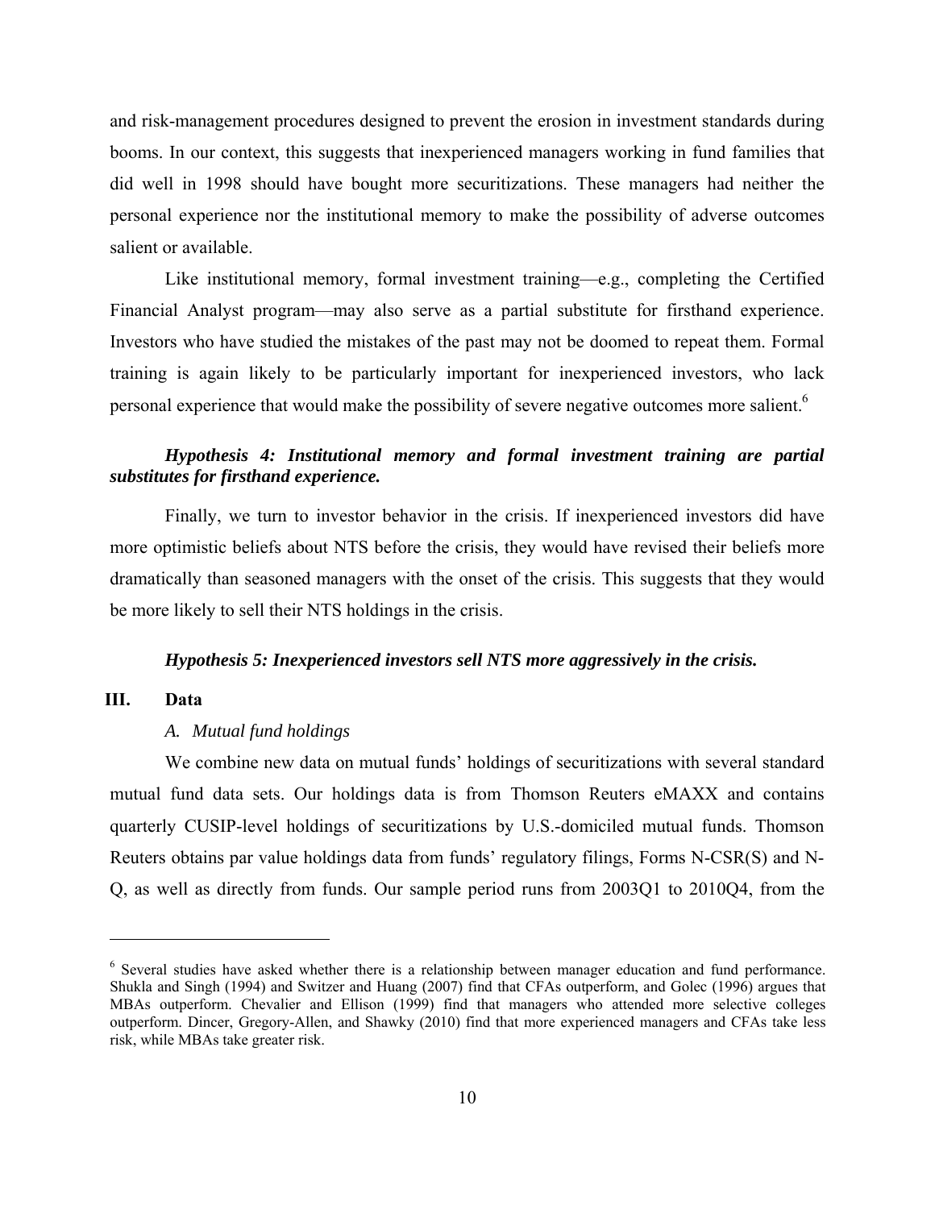and risk-management procedures designed to prevent the erosion in investment standards during booms. In our context, this suggests that inexperienced managers working in fund families that did well in 1998 should have bought more securitizations. These managers had neither the personal experience nor the institutional memory to make the possibility of adverse outcomes salient or available.

Like institutional memory, formal investment training—e.g., completing the Certified Financial Analyst program—may also serve as a partial substitute for firsthand experience. Investors who have studied the mistakes of the past may not be doomed to repeat them. Formal training is again likely to be particularly important for inexperienced investors, who lack personal experience that would make the possibility of severe negative outcomes more salient.[6]

***Hypothesis 4: Institutional memory and formal investment training are partial substitutes for firsthand experience.***

Finally, we turn to investor behavior in the crisis. If inexperienced investors did have more optimistic beliefs about NTS before the crisis, they would have revised their beliefs more dramatically than seasoned managers with the onset of the crisis. This suggests that they would be more likely to sell their NTS holdings in the crisis.

***Hypothesis 5: Inexperienced investors sell NTS more aggressively in the crisis.***

## III. Data

### *A. Mutual fund holdings*

We combine new data on mutual funds' holdings of securitizations with several standard mutual fund data sets. Our holdings data is from Thomson Reuters eMAXX and contains quarterly CUSIP-level holdings of securitizations by U.S.-domiciled mutual funds. Thomson Reuters obtains par value holdings data from funds' regulatory filings, Forms N-CSR(S) and N-Q, as well as directly from funds. Our sample period runs from 2003Q1 to 2010Q4, from the

[6] Several studies have asked whether there is a relationship between manager education and fund performance. Shukla and Singh (1994) and Switzer and Huang (2007) find that CFAs outperform, and Golec (1996) argues that MBAs outperform. Chevalier and Ellison (1999) find that managers who attended more selective colleges outperform. Dincer, Gregory-Allen, and Shawky (2010) find that more experienced managers and CFAs take less risk, while MBAs take greater risk.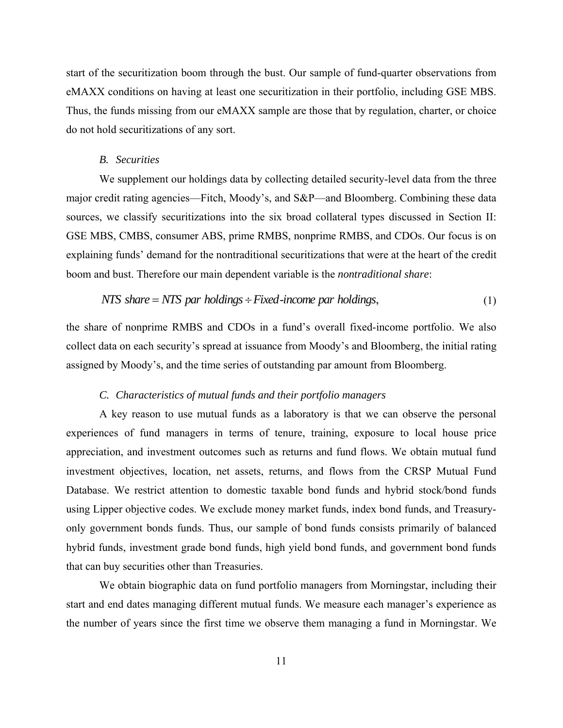start of the securitization boom through the bust. Our sample of fund-quarter observations from eMAXX conditions on having at least one securitization in their portfolio, including GSE MBS. Thus, the funds missing from our eMAXX sample are those that by regulation, charter, or choice do not hold securitizations of any sort.

### *B. Securities*

We supplement our holdings data by collecting detailed security-level data from the three major credit rating agencies—Fitch, Moody's, and S&P—and Bloomberg. Combining these data sources, we classify securitizations into the six broad collateral types discussed in Section II: GSE MBS, CMBS, consumer ABS, prime RMBS, nonprime RMBS, and CDOs. Our focus is on explaining funds' demand for the nontraditional securitizations that were at the heart of the credit boom and bust. Therefore our main dependent variable is the *nontraditional share*:

$$NTS\ share = NTS\ par\ holdings \div Fixed\text{-}income\ par\ holdings, \tag{1}$$

the share of nonprime RMBS and CDOs in a fund's overall fixed-income portfolio. We also collect data on each security's spread at issuance from Moody's and Bloomberg, the initial rating assigned by Moody's, and the time series of outstanding par amount from Bloomberg.

### *C. Characteristics of mutual funds and their portfolio managers*

A key reason to use mutual funds as a laboratory is that we can observe the personal experiences of fund managers in terms of tenure, training, exposure to local house price appreciation, and investment outcomes such as returns and fund flows. We obtain mutual fund investment objectives, location, net assets, returns, and flows from the CRSP Mutual Fund Database. We restrict attention to domestic taxable bond funds and hybrid stock/bond funds using Lipper objective codes. We exclude money market funds, index bond funds, and Treasury-only government bonds funds. Thus, our sample of bond funds consists primarily of balanced hybrid funds, investment grade bond funds, high yield bond funds, and government bond funds that can buy securities other than Treasuries.

We obtain biographic data on fund portfolio managers from Morningstar, including their start and end dates managing different mutual funds. We measure each manager's experience as the number of years since the first time we observe them managing a fund in Morningstar. We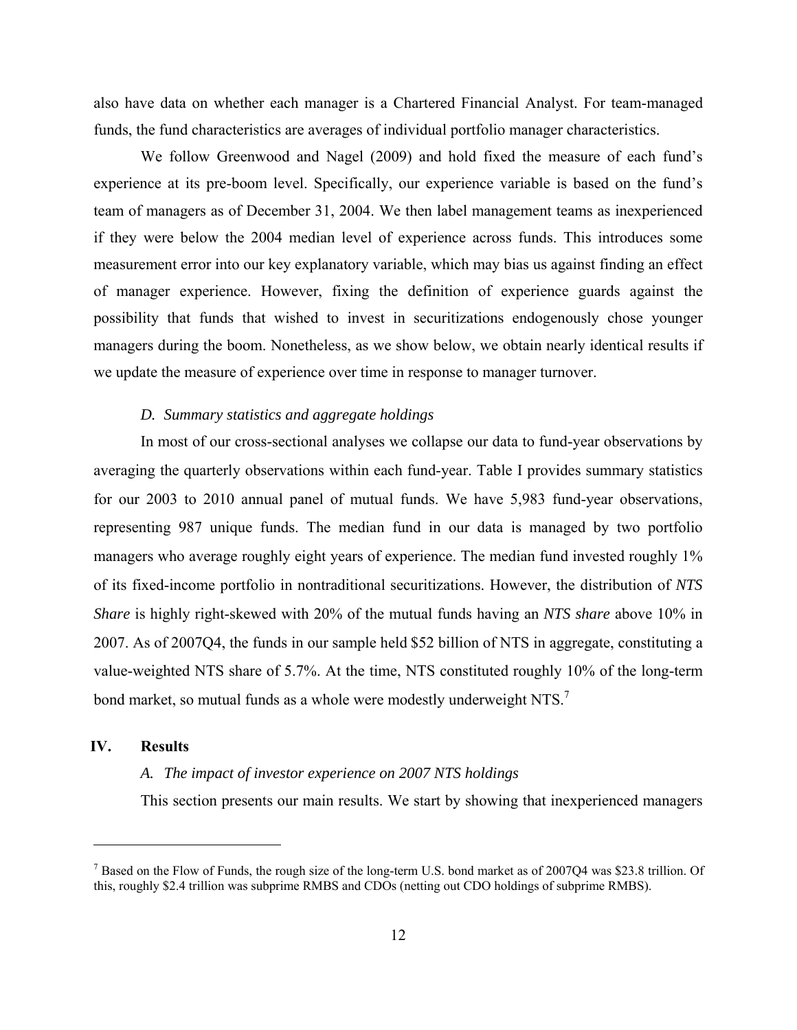also have data on whether each manager is a Chartered Financial Analyst. For team-managed funds, the fund characteristics are averages of individual portfolio manager characteristics.

We follow Greenwood and Nagel (2009) and hold fixed the measure of each fund's experience at its pre-boom level. Specifically, our experience variable is based on the fund's team of managers as of December 31, 2004. We then label management teams as inexperienced if they were below the 2004 median level of experience across funds. This introduces some measurement error into our key explanatory variable, which may bias us against finding an effect of manager experience. However, fixing the definition of experience guards against the possibility that funds that wished to invest in securitizations endogenously chose younger managers during the boom. Nonetheless, as we show below, we obtain nearly identical results if we update the measure of experience over time in response to manager turnover.

### *D. Summary statistics and aggregate holdings*

In most of our cross-sectional analyses we collapse our data to fund-year observations by averaging the quarterly observations within each fund-year. Table I provides summary statistics for our 2003 to 2010 annual panel of mutual funds. We have 5,983 fund-year observations, representing 987 unique funds. The median fund in our data is managed by two portfolio managers who average roughly eight years of experience. The median fund invested roughly 1% of its fixed-income portfolio in nontraditional securitizations. However, the distribution of *NTS Share* is highly right-skewed with 20% of the mutual funds having an *NTS share* above 10% in 2007. As of 2007Q4, the funds in our sample held $52 billion of NTS in aggregate, constituting a value-weighted NTS share of 5.7%. At the time, NTS constituted roughly 10% of the long-term bond market, so mutual funds as a whole were modestly underweight NTS.[7]

## IV. Results

### *A. The impact of investor experience on 2007 NTS holdings*

This section presents our main results. We start by showing that inexperienced managers

---

[7] Based on the Flow of Funds, the rough size of the long-term U.S. bond market as of 2007Q4 was $23.8 trillion. Of this, roughly $2.4 trillion was subprime RMBS and CDOs (netting out CDO holdings of subprime RMBS).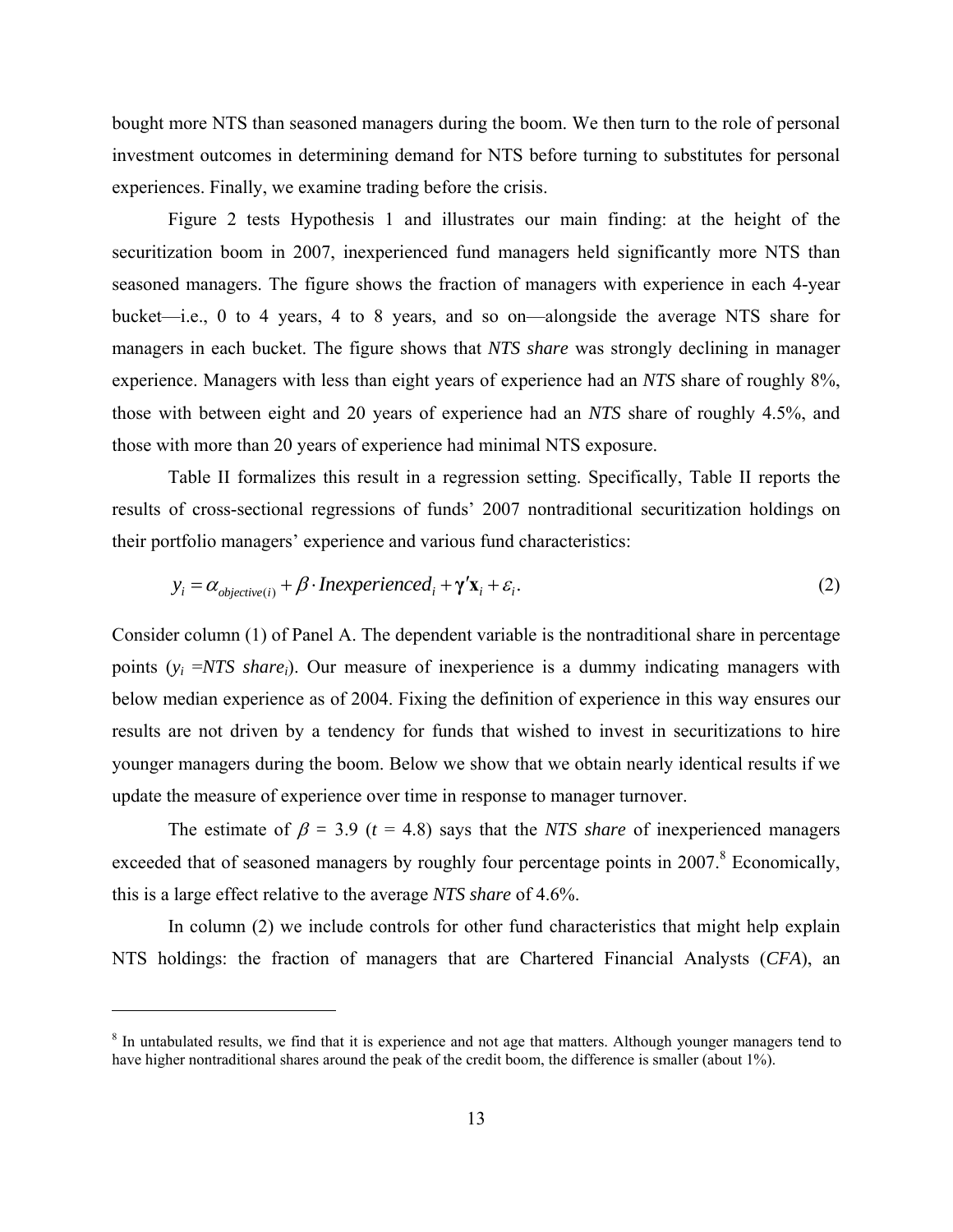bought more NTS than seasoned managers during the boom. We then turn to the role of personal investment outcomes in determining demand for NTS before turning to substitutes for personal experiences. Finally, we examine trading before the crisis.

Figure 2 tests Hypothesis 1 and illustrates our main finding: at the height of the securitization boom in 2007, inexperienced fund managers held significantly more NTS than seasoned managers. The figure shows the fraction of managers with experience in each 4-year bucket—i.e., 0 to 4 years, 4 to 8 years, and so on—alongside the average NTS share for managers in each bucket. The figure shows that *NTS share* was strongly declining in manager experience. Managers with less than eight years of experience had an *NTS* share of roughly 8%, those with between eight and 20 years of experience had an *NTS* share of roughly 4.5%, and those with more than 20 years of experience had minimal NTS exposure.

Table II formalizes this result in a regression setting. Specifically, Table II reports the results of cross-sectional regressions of funds' 2007 nontraditional securitization holdings on their portfolio managers' experience and various fund characteristics:

$$y_i = \alpha_{objective(i)} + \beta \cdot Inexperienced_i + \boldsymbol{\gamma}'\mathbf{x}_i + \varepsilon_i. \tag{2}$$

Consider column (1) of Panel A. The dependent variable is the nontraditional share in percentage points ($y_i$ =*NTS share*$_i$). Our measure of inexperience is a dummy indicating managers with below median experience as of 2004. Fixing the definition of experience in this way ensures our results are not driven by a tendency for funds that wished to invest in securitizations to hire younger managers during the boom. Below we show that we obtain nearly identical results if we update the measure of experience over time in response to manager turnover.

The estimate of $\beta$ = 3.9 ($t$ = 4.8) says that the *NTS share* of inexperienced managers exceeded that of seasoned managers by roughly four percentage points in 2007.[8] Economically, this is a large effect relative to the average *NTS share* of 4.6%.

In column (2) we include controls for other fund characteristics that might help explain NTS holdings: the fraction of managers that are Chartered Financial Analysts (*CFA*), an

[8] In untabulated results, we find that it is experience and not age that matters. Although younger managers tend to have higher nontraditional shares around the peak of the credit boom, the difference is smaller (about 1%).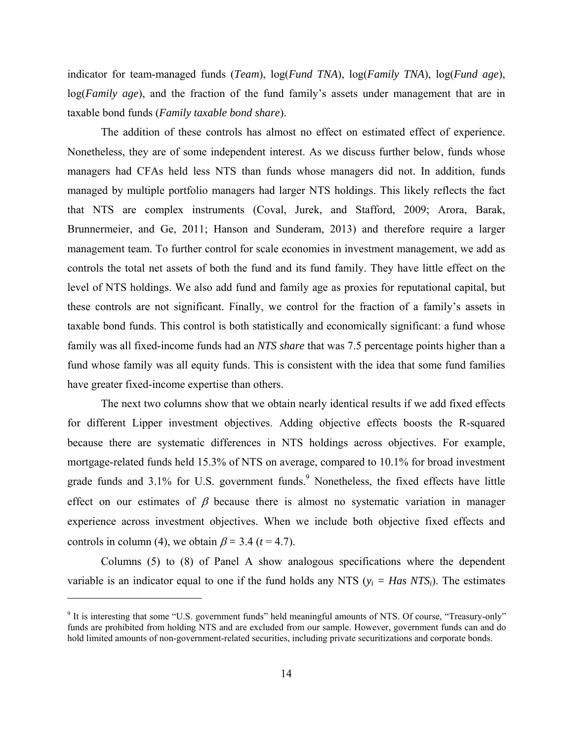indicator for team-managed funds (*Team*), log(*Fund TNA*), log(*Family TNA*), log(*Fund age*), log(*Family age*), and the fraction of the fund family's assets under management that are in taxable bond funds (*Family taxable bond share*).

The addition of these controls has almost no effect on estimated effect of experience. Nonetheless, they are of some independent interest. As we discuss further below, funds whose managers had CFAs held less NTS than funds whose managers did not. In addition, funds managed by multiple portfolio managers had larger NTS holdings. This likely reflects the fact that NTS are complex instruments (Coval, Jurek, and Stafford, 2009; Arora, Barak, Brunnermeier, and Ge, 2011; Hanson and Sunderam, 2013) and therefore require a larger management team. To further control for scale economies in investment management, we add as controls the total net assets of both the fund and its fund family. They have little effect on the level of NTS holdings. We also add fund and family age as proxies for reputational capital, but these controls are not significant. Finally, we control for the fraction of a family's assets in taxable bond funds. This control is both statistically and economically significant: a fund whose family was all fixed-income funds had an *NTS share* that was 7.5 percentage points higher than a fund whose family was all equity funds. This is consistent with the idea that some fund families have greater fixed-income expertise than others.

The next two columns show that we obtain nearly identical results if we add fixed effects for different Lipper investment objectives. Adding objective effects boosts the R-squared because there are systematic differences in NTS holdings across objectives. For example, mortgage-related funds held 15.3% of NTS on average, compared to 10.1% for broad investment grade funds and 3.1% for U.S. government funds.[9] Nonetheless, the fixed effects have little effect on our estimates of $\beta$ because there is almost no systematic variation in manager experience across investment objectives. When we include both objective fixed effects and controls in column (4), we obtain $\beta = 3.4$ ($t = 4.7$).

Columns (5) to (8) of Panel A show analogous specifications where the dependent variable is an indicator equal to one if the fund holds any NTS ($y_i$ = *Has NTS*$_i$). The estimates

[9] It is interesting that some "U.S. government funds" held meaningful amounts of NTS. Of course, "Treasury-only" funds are prohibited from holding NTS and are excluded from our sample. However, government funds can and do hold limited amounts of non-government-related securities, including private securitizations and corporate bonds.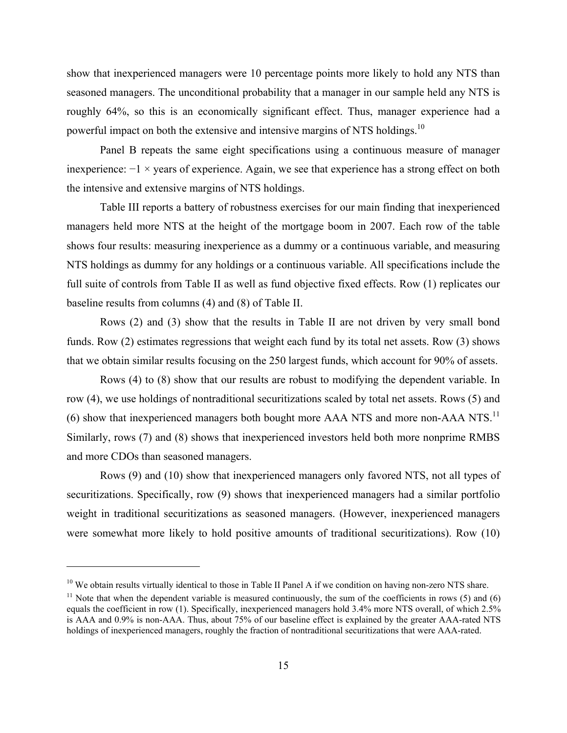show that inexperienced managers were 10 percentage points more likely to hold any NTS than seasoned managers. The unconditional probability that a manager in our sample held any NTS is roughly 64%, so this is an economically significant effect. Thus, manager experience had a powerful impact on both the extensive and intensive margins of NTS holdings.[10]

Panel B repeats the same eight specifications using a continuous measure of manager inexperience: $-1 \times$ years of experience. Again, we see that experience has a strong effect on both the intensive and extensive margins of NTS holdings.

Table III reports a battery of robustness exercises for our main finding that inexperienced managers held more NTS at the height of the mortgage boom in 2007. Each row of the table shows four results: measuring inexperience as a dummy or a continuous variable, and measuring NTS holdings as dummy for any holdings or a continuous variable. All specifications include the full suite of controls from Table II as well as fund objective fixed effects. Row (1) replicates our baseline results from columns (4) and (8) of Table II.

Rows (2) and (3) show that the results in Table II are not driven by very small bond funds. Row (2) estimates regressions that weight each fund by its total net assets. Row (3) shows that we obtain similar results focusing on the 250 largest funds, which account for 90% of assets.

Rows (4) to (8) show that our results are robust to modifying the dependent variable. In row (4), we use holdings of nontraditional securitizations scaled by total net assets. Rows (5) and (6) show that inexperienced managers both bought more AAA NTS and more non-AAA NTS.[11] Similarly, rows (7) and (8) shows that inexperienced investors held both more nonprime RMBS and more CDOs than seasoned managers.

Rows (9) and (10) show that inexperienced managers only favored NTS, not all types of securitizations. Specifically, row (9) shows that inexperienced managers had a similar portfolio weight in traditional securitizations as seasoned managers. (However, inexperienced managers were somewhat more likely to hold positive amounts of traditional securitizations). Row (10)

---

[10] We obtain results virtually identical to those in Table II Panel A if we condition on having non-zero NTS share.

[11] Note that when the dependent variable is measured continuously, the sum of the coefficients in rows (5) and (6) equals the coefficient in row (1). Specifically, inexperienced managers hold 3.4% more NTS overall, of which 2.5% is AAA and 0.9% is non-AAA. Thus, about 75% of our baseline effect is explained by the greater AAA-rated NTS holdings of inexperienced managers, roughly the fraction of nontraditional securitizations that were AAA-rated.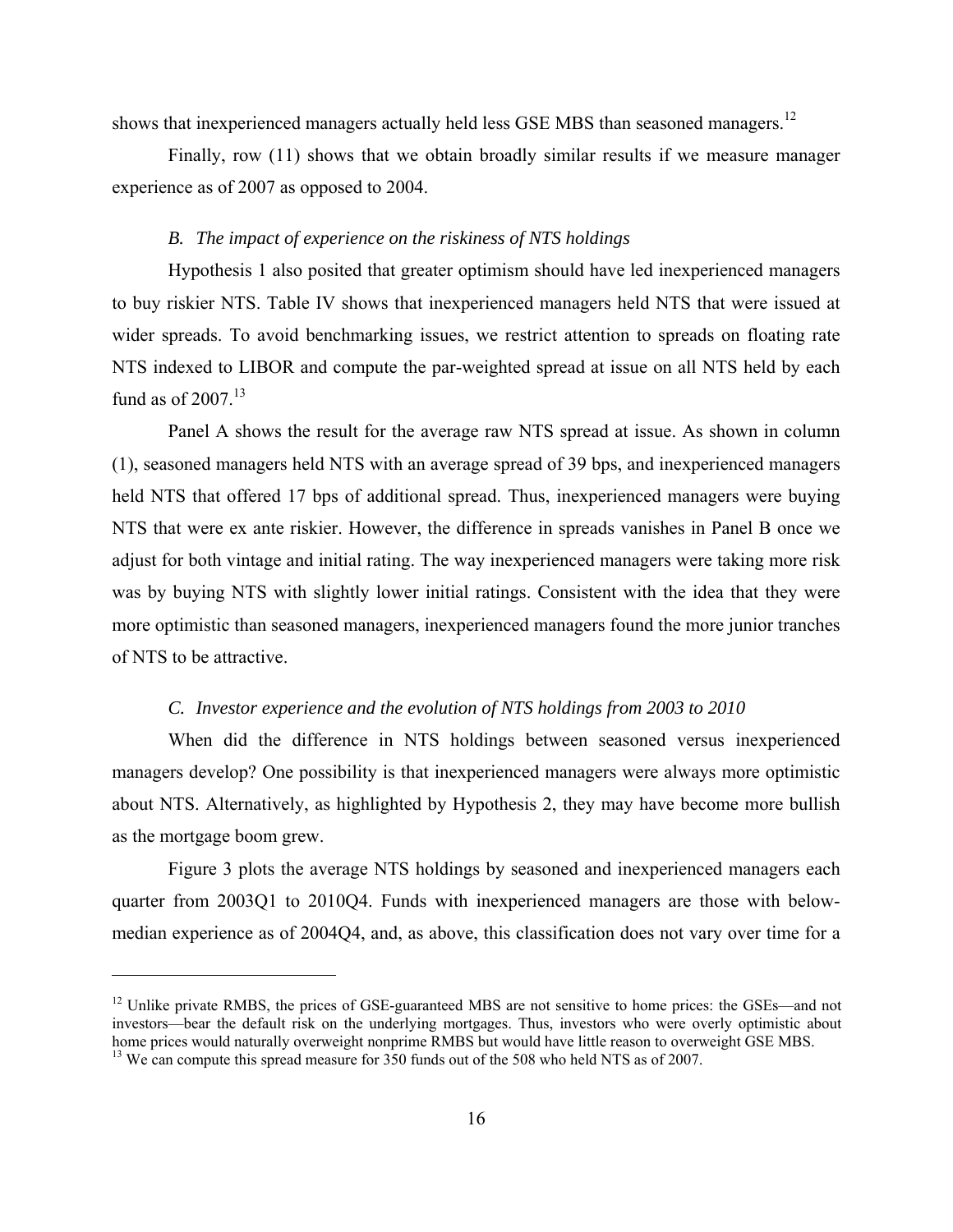shows that inexperienced managers actually held less GSE MBS than seasoned managers.[12]

Finally, row (11) shows that we obtain broadly similar results if we measure manager experience as of 2007 as opposed to 2004.

### *B. The impact of experience on the riskiness of NTS holdings*

Hypothesis 1 also posited that greater optimism should have led inexperienced managers to buy riskier NTS. Table IV shows that inexperienced managers held NTS that were issued at wider spreads. To avoid benchmarking issues, we restrict attention to spreads on floating rate NTS indexed to LIBOR and compute the par-weighted spread at issue on all NTS held by each fund as of 2007.[13]

Panel A shows the result for the average raw NTS spread at issue. As shown in column (1), seasoned managers held NTS with an average spread of 39 bps, and inexperienced managers held NTS that offered 17 bps of additional spread. Thus, inexperienced managers were buying NTS that were ex ante riskier. However, the difference in spreads vanishes in Panel B once we adjust for both vintage and initial rating. The way inexperienced managers were taking more risk was by buying NTS with slightly lower initial ratings. Consistent with the idea that they were more optimistic than seasoned managers, inexperienced managers found the more junior tranches of NTS to be attractive.

### *C. Investor experience and the evolution of NTS holdings from 2003 to 2010*

When did the difference in NTS holdings between seasoned versus inexperienced managers develop? One possibility is that inexperienced managers were always more optimistic about NTS. Alternatively, as highlighted by Hypothesis 2, they may have become more bullish as the mortgage boom grew.

Figure 3 plots the average NTS holdings by seasoned and inexperienced managers each quarter from 2003Q1 to 2010Q4. Funds with inexperienced managers are those with below-median experience as of 2004Q4, and, as above, this classification does not vary over time for a

---

[12] Unlike private RMBS, the prices of GSE-guaranteed MBS are not sensitive to home prices: the GSEs—and not investors—bear the default risk on the underlying mortgages. Thus, investors who were overly optimistic about home prices would naturally overweight nonprime RMBS but would have little reason to overweight GSE MBS.

[13] We can compute this spread measure for 350 funds out of the 508 who held NTS as of 2007.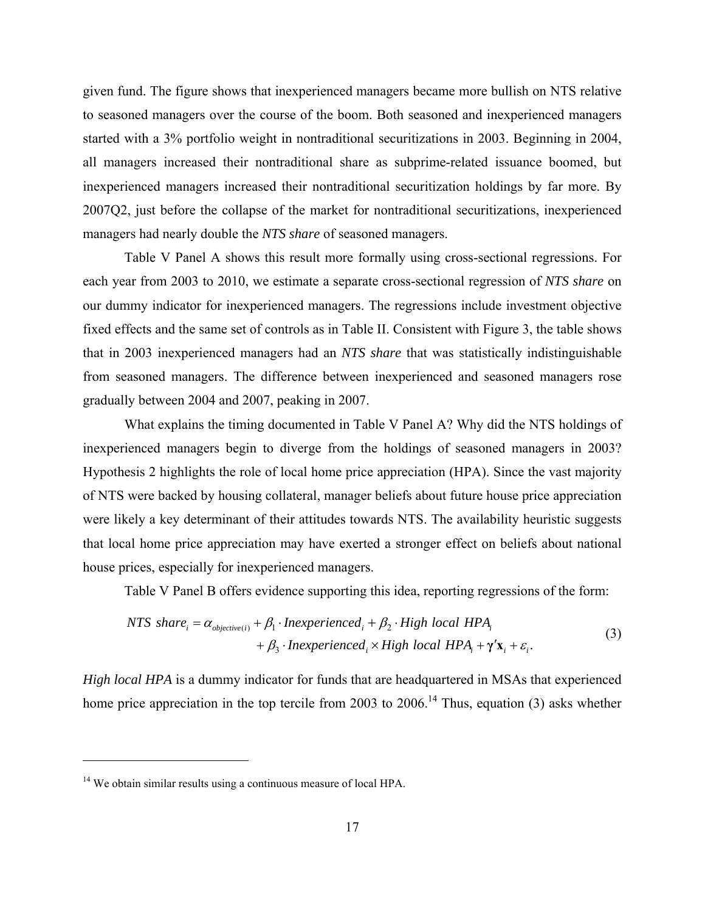given fund. The figure shows that inexperienced managers became more bullish on NTS relative to seasoned managers over the course of the boom. Both seasoned and inexperienced managers started with a 3% portfolio weight in nontraditional securitizations in 2003. Beginning in 2004, all managers increased their nontraditional share as subprime-related issuance boomed, but inexperienced managers increased their nontraditional securitization holdings by far more. By 2007Q2, just before the collapse of the market for nontraditional securitizations, inexperienced managers had nearly double the *NTS share* of seasoned managers.

Table V Panel A shows this result more formally using cross-sectional regressions. For each year from 2003 to 2010, we estimate a separate cross-sectional regression of *NTS share* on our dummy indicator for inexperienced managers. The regressions include investment objective fixed effects and the same set of controls as in Table II. Consistent with Figure 3, the table shows that in 2003 inexperienced managers had an *NTS share* that was statistically indistinguishable from seasoned managers. The difference between inexperienced and seasoned managers rose gradually between 2004 and 2007, peaking in 2007.

What explains the timing documented in Table V Panel A? Why did the NTS holdings of inexperienced managers begin to diverge from the holdings of seasoned managers in 2003? Hypothesis 2 highlights the role of local home price appreciation (HPA). Since the vast majority of NTS were backed by housing collateral, manager beliefs about future house price appreciation were likely a key determinant of their attitudes towards NTS. The availability heuristic suggests that local home price appreciation may have exerted a stronger effect on beliefs about national house prices, especially for inexperienced managers.

Table V Panel B offers evidence supporting this idea, reporting regressions of the form:

$$
\begin{aligned}
NTS\ share_i = \alpha_{objective(i)} &+ \beta_1 \cdot Inexperienced_i + \beta_2 \cdot High\ local\ HPA_i \\
&+ \beta_3 \cdot Inexperienced_i \times High\ local\ HPA_i + \boldsymbol{\gamma}'\mathbf{x}_i + \varepsilon_i .
\end{aligned}
\tag{3}
$$

*High local HPA* is a dummy indicator for funds that are headquartered in MSAs that experienced home price appreciation in the top tercile from 2003 to 2006.[14] Thus, equation (3) asks whether

[14] We obtain similar results using a continuous measure of local HPA.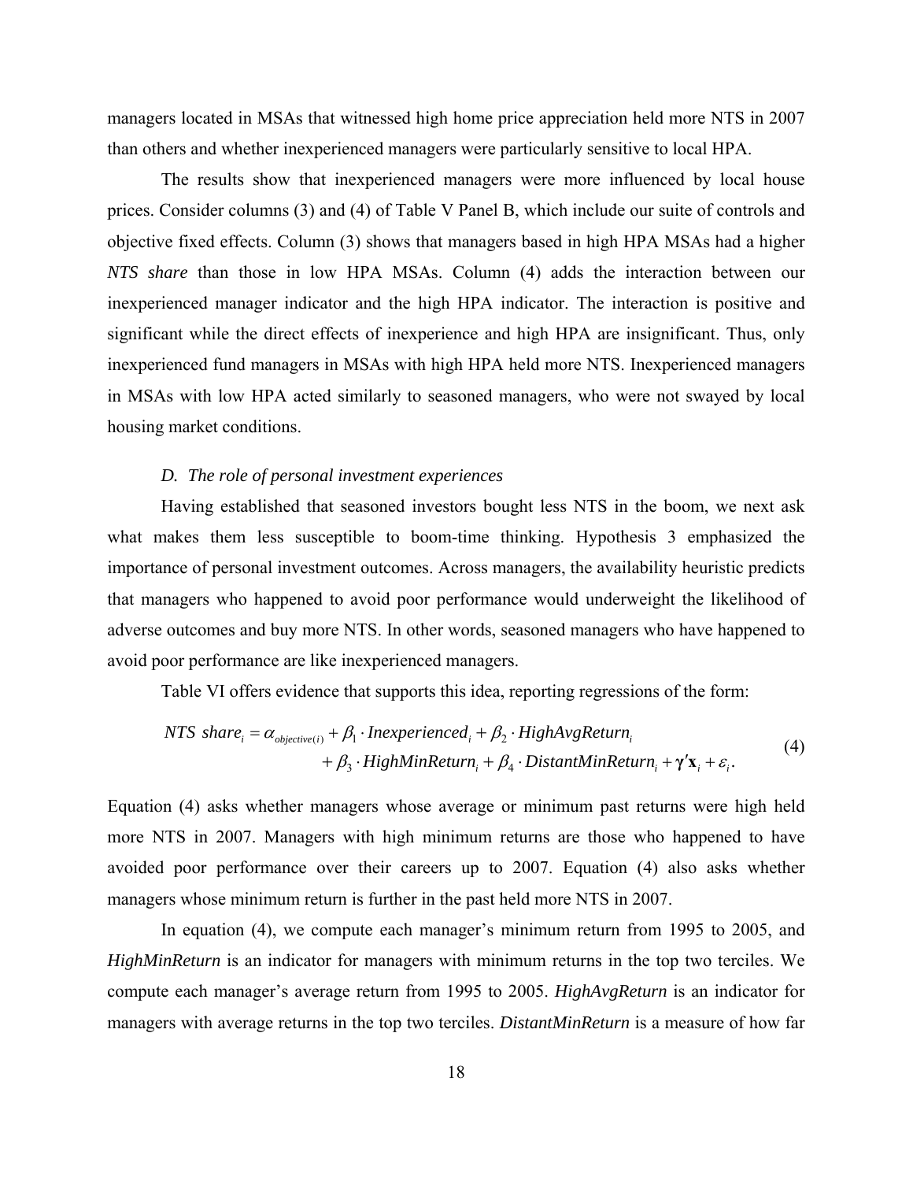managers located in MSAs that witnessed high home price appreciation held more NTS in 2007 than others and whether inexperienced managers were particularly sensitive to local HPA.

The results show that inexperienced managers were more influenced by local house prices. Consider columns (3) and (4) of Table V Panel B, which include our suite of controls and objective fixed effects. Column (3) shows that managers based in high HPA MSAs had a higher *NTS share* than those in low HPA MSAs. Column (4) adds the interaction between our inexperienced manager indicator and the high HPA indicator. The interaction is positive and significant while the direct effects of inexperience and high HPA are insignificant. Thus, only inexperienced fund managers in MSAs with high HPA held more NTS. Inexperienced managers in MSAs with low HPA acted similarly to seasoned managers, who were not swayed by local housing market conditions.

### *D. The role of personal investment experiences*

Having established that seasoned investors bought less NTS in the boom, we next ask what makes them less susceptible to boom-time thinking. Hypothesis 3 emphasized the importance of personal investment outcomes. Across managers, the availability heuristic predicts that managers who happened to avoid poor performance would underweight the likelihood of adverse outcomes and buy more NTS. In other words, seasoned managers who have happened to avoid poor performance are like inexperienced managers.

Table VI offers evidence that supports this idea, reporting regressions of the form:

$$
\begin{aligned}
NTS\ share_i = \alpha_{objective(i)} + \beta_1 \cdot Inexperienced_i + \beta_2 \cdot HighAvgReturn_i \\
+ \beta_3 \cdot HighMinReturn_i + \beta_4 \cdot DistantMinReturn_i + \boldsymbol{\gamma}'\mathbf{x}_i + \varepsilon_i.
\end{aligned} \tag{4}
$$

Equation (4) asks whether managers whose average or minimum past returns were high held more NTS in 2007. Managers with high minimum returns are those who happened to have avoided poor performance over their careers up to 2007. Equation (4) also asks whether managers whose minimum return is further in the past held more NTS in 2007.

In equation (4), we compute each manager's minimum return from 1995 to 2005, and *HighMinReturn* is an indicator for managers with minimum returns in the top two terciles. We compute each manager's average return from 1995 to 2005. *HighAvgReturn* is an indicator for managers with average returns in the top two terciles. *DistantMinReturn* is a measure of how far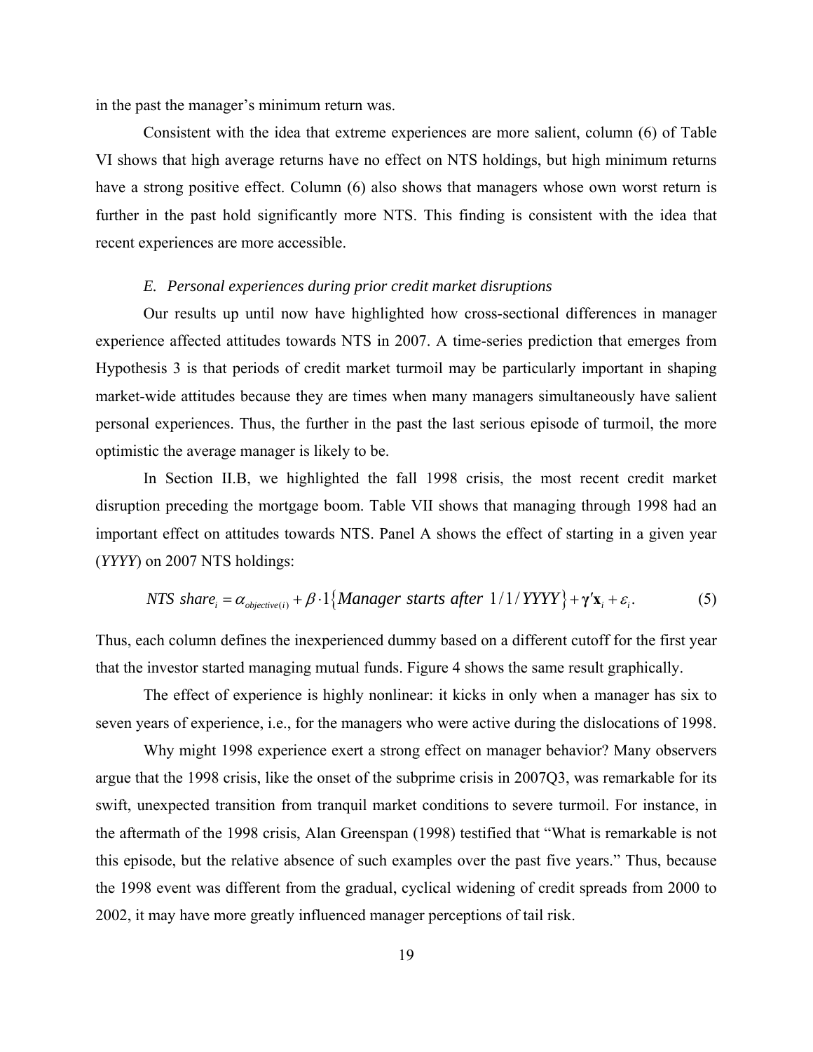in the past the manager's minimum return was.

Consistent with the idea that extreme experiences are more salient, column (6) of Table VI shows that high average returns have no effect on NTS holdings, but high minimum returns have a strong positive effect. Column (6) also shows that managers whose own worst return is further in the past hold significantly more NTS. This finding is consistent with the idea that recent experiences are more accessible.

### *E. Personal experiences during prior credit market disruptions*

Our results up until now have highlighted how cross-sectional differences in manager experience affected attitudes towards NTS in 2007. A time-series prediction that emerges from Hypothesis 3 is that periods of credit market turmoil may be particularly important in shaping market-wide attitudes because they are times when many managers simultaneously have salient personal experiences. Thus, the further in the past the last serious episode of turmoil, the more optimistic the average manager is likely to be.

In Section II.B, we highlighted the fall 1998 crisis, the most recent credit market disruption preceding the mortgage boom. Table VII shows that managing through 1998 had an important effect on attitudes towards NTS. Panel A shows the effect of starting in a given year (*YYYY*) on 2007 NTS holdings:

$$NTS\ share_i = \alpha_{objective(i)} + \beta \cdot 1\{Manager\ starts\ after\ 1/1/YYYY\} + \boldsymbol{\gamma}'\mathbf{x}_i + \varepsilon_i. \tag{5}$$

Thus, each column defines the inexperienced dummy based on a different cutoff for the first year that the investor started managing mutual funds. Figure 4 shows the same result graphically.

The effect of experience is highly nonlinear: it kicks in only when a manager has six to seven years of experience, i.e., for the managers who were active during the dislocations of 1998.

Why might 1998 experience exert a strong effect on manager behavior? Many observers argue that the 1998 crisis, like the onset of the subprime crisis in 2007Q3, was remarkable for its swift, unexpected transition from tranquil market conditions to severe turmoil. For instance, in the aftermath of the 1998 crisis, Alan Greenspan (1998) testified that "What is remarkable is not this episode, but the relative absence of such examples over the past five years." Thus, because the 1998 event was different from the gradual, cyclical widening of credit spreads from 2000 to 2002, it may have more greatly influenced manager perceptions of tail risk.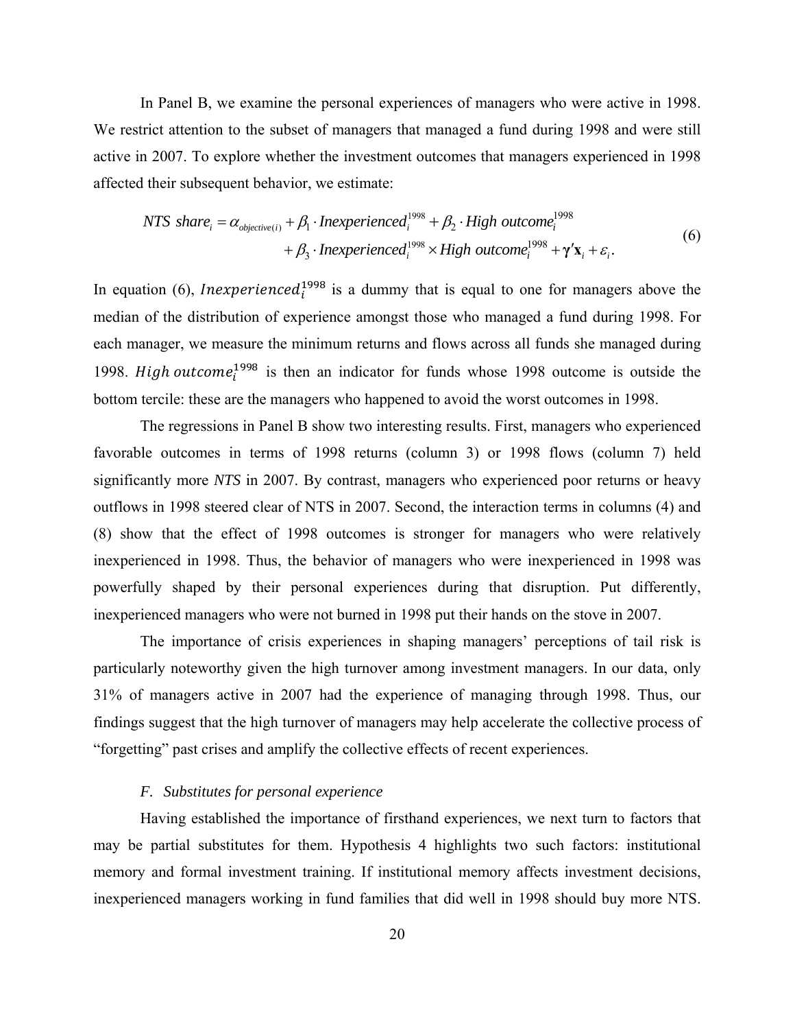In Panel B, we examine the personal experiences of managers who were active in 1998. We restrict attention to the subset of managers that managed a fund during 1998 and were still active in 2007. To explore whether the investment outcomes that managers experienced in 1998 affected their subsequent behavior, we estimate:

$$
\begin{aligned}
NTS\ share_i = \alpha_{objective(i)} &+ \beta_1 \cdot Inexperienced_i^{1998} + \beta_2 \cdot High\ outcome_i^{1998} \\
&+ \beta_3 \cdot Inexperienced_i^{1998} \times High\ outcome_i^{1998} + \boldsymbol{\gamma}'\mathbf{x}_i + \varepsilon_i .
\end{aligned} \tag{6}
$$

In equation (6), $Inexperienced_i^{1998}$ is a dummy that is equal to one for managers above the median of the distribution of experience amongst those who managed a fund during 1998. For each manager, we measure the minimum returns and flows across all funds she managed during 1998. $High\ outcome_i^{1998}$ is then an indicator for funds whose 1998 outcome is outside the bottom tercile: these are the managers who happened to avoid the worst outcomes in 1998.

The regressions in Panel B show two interesting results. First, managers who experienced favorable outcomes in terms of 1998 returns (column 3) or 1998 flows (column 7) held significantly more *NTS* in 2007. By contrast, managers who experienced poor returns or heavy outflows in 1998 steered clear of NTS in 2007. Second, the interaction terms in columns (4) and (8) show that the effect of 1998 outcomes is stronger for managers who were relatively inexperienced in 1998. Thus, the behavior of managers who were inexperienced in 1998 was powerfully shaped by their personal experiences during that disruption. Put differently, inexperienced managers who were not burned in 1998 put their hands on the stove in 2007.

The importance of crisis experiences in shaping managers' perceptions of tail risk is particularly noteworthy given the high turnover among investment managers. In our data, only 31% of managers active in 2007 had the experience of managing through 1998. Thus, our findings suggest that the high turnover of managers may help accelerate the collective process of "forgetting" past crises and amplify the collective effects of recent experiences.

### *F. Substitutes for personal experience*

Having established the importance of firsthand experiences, we next turn to factors that may be partial substitutes for them. Hypothesis 4 highlights two such factors: institutional memory and formal investment training. If institutional memory affects investment decisions, inexperienced managers working in fund families that did well in 1998 should buy more NTS.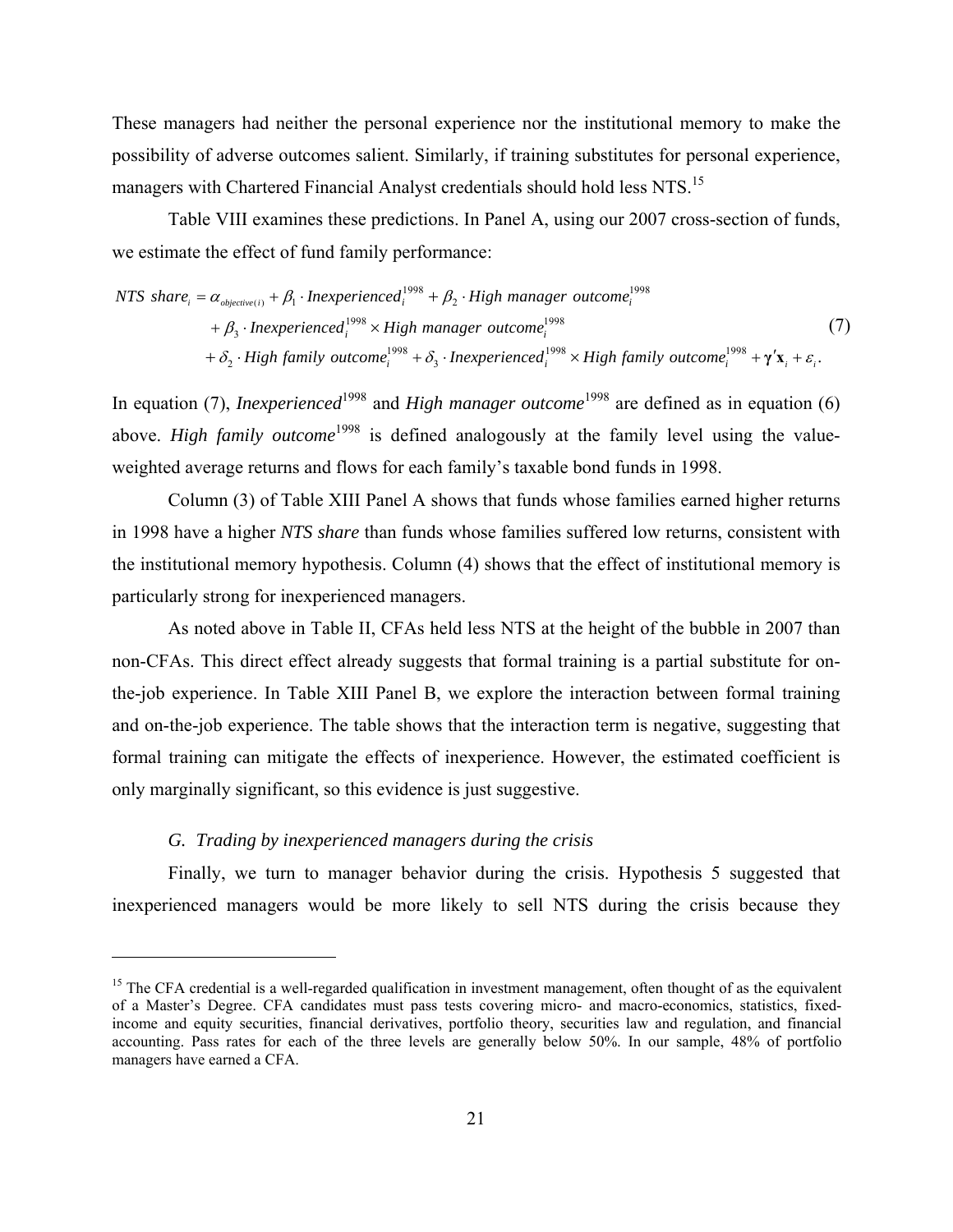These managers had neither the personal experience nor the institutional memory to make the possibility of adverse outcomes salient. Similarly, if training substitutes for personal experience, managers with Chartered Financial Analyst credentials should hold less NTS.[15]

Table VIII examines these predictions. In Panel A, using our 2007 cross-section of funds, we estimate the effect of fund family performance:

$$
\begin{aligned}
NTS\ share_i = {} & \alpha_{objective(i)} + \beta_1 \cdot Inexperienced_i^{1998} + \beta_2 \cdot High\ manager\ outcome_i^{1998} \\
& + \beta_3 \cdot Inexperienced_i^{1998} \times High\ manager\ outcome_i^{1998} \\
& + \delta_2 \cdot High\ family\ outcome_i^{1998} + \delta_3 \cdot Inexperienced_i^{1998} \times High\ family\ outcome_i^{1998} + \boldsymbol{\gamma}'\mathbf{x}_i + \varepsilon_i .
\end{aligned}
\tag{7}
$$

In equation (7), $Inexperienced^{1998}$ and $High\ manager\ outcome^{1998}$ are defined as in equation (6) above. $High\ family\ outcome^{1998}$ is defined analogously at the family level using the value-weighted average returns and flows for each family's taxable bond funds in 1998.

Column (3) of Table XIII Panel A shows that funds whose families earned higher returns in 1998 have a higher *NTS share* than funds whose families suffered low returns, consistent with the institutional memory hypothesis. Column (4) shows that the effect of institutional memory is particularly strong for inexperienced managers.

As noted above in Table II, CFAs held less NTS at the height of the bubble in 2007 than non-CFAs. This direct effect already suggests that formal training is a partial substitute for on-the-job experience. In Table XIII Panel B, we explore the interaction between formal training and on-the-job experience. The table shows that the interaction term is negative, suggesting that formal training can mitigate the effects of inexperience. However, the estimated coefficient is only marginally significant, so this evidence is just suggestive.

### *G. Trading by inexperienced managers during the crisis*

Finally, we turn to manager behavior during the crisis. Hypothesis 5 suggested that inexperienced managers would be more likely to sell NTS during the crisis because they

---

[15] The CFA credential is a well-regarded qualification in investment management, often thought of as the equivalent of a Master's Degree. CFA candidates must pass tests covering micro- and macro-economics, statistics, fixed-income and equity securities, financial derivatives, portfolio theory, securities law and regulation, and financial accounting. Pass rates for each of the three levels are generally below 50%. In our sample, 48% of portfolio managers have earned a CFA.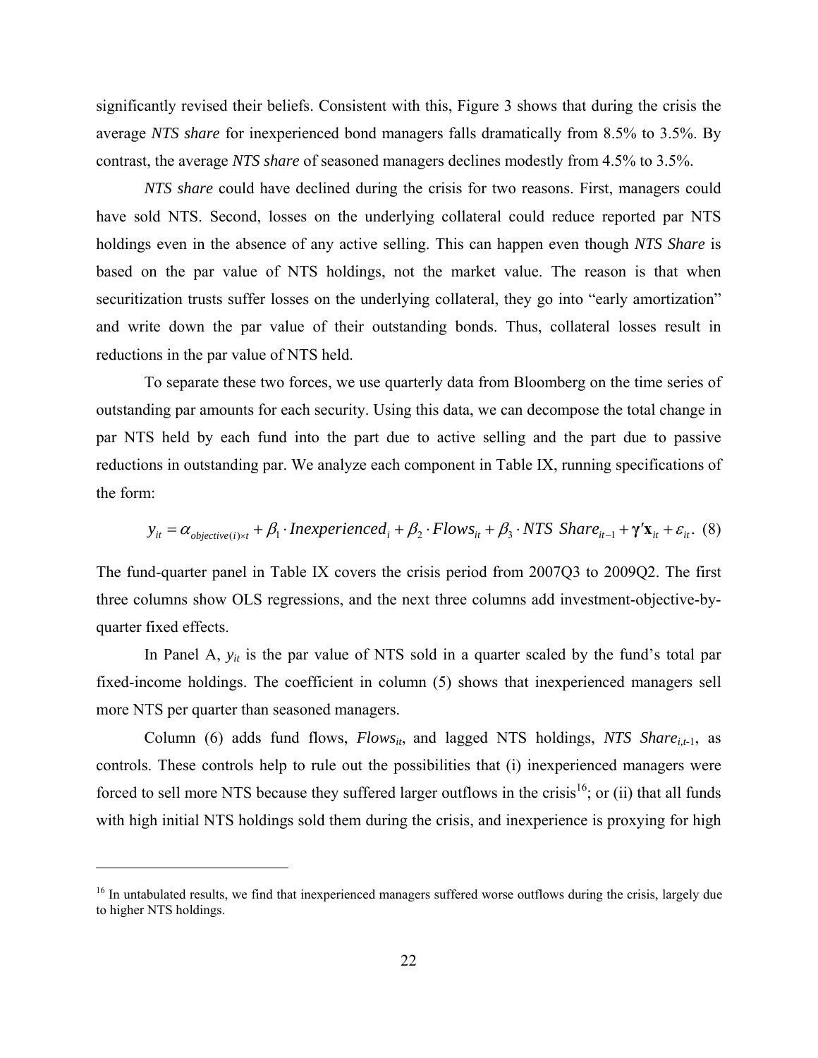significantly revised their beliefs. Consistent with this, Figure 3 shows that during the crisis the average *NTS share* for inexperienced bond managers falls dramatically from 8.5% to 3.5%. By contrast, the average *NTS share* of seasoned managers declines modestly from 4.5% to 3.5%.

*NTS share* could have declined during the crisis for two reasons. First, managers could have sold NTS. Second, losses on the underlying collateral could reduce reported par NTS holdings even in the absence of any active selling. This can happen even though *NTS Share* is based on the par value of NTS holdings, not the market value. The reason is that when securitization trusts suffer losses on the underlying collateral, they go into "early amortization" and write down the par value of their outstanding bonds. Thus, collateral losses result in reductions in the par value of NTS held.

To separate these two forces, we use quarterly data from Bloomberg on the time series of outstanding par amounts for each security. Using this data, we can decompose the total change in par NTS held by each fund into the part due to active selling and the part due to passive reductions in outstanding par. We analyze each component in Table IX, running specifications of the form:

$$y_{it} = \alpha_{objective(i)\times t} + \beta_1 \cdot Inexperienced_i + \beta_2 \cdot Flows_{it} + \beta_3 \cdot NTS\ Share_{it-1} + \boldsymbol{\gamma}'\mathbf{x}_{it} + \varepsilon_{it}. \quad (8)$$

The fund-quarter panel in Table IX covers the crisis period from 2007Q3 to 2009Q2. The first three columns show OLS regressions, and the next three columns add investment-objective-by-quarter fixed effects.

In Panel A, $y_{it}$ is the par value of NTS sold in a quarter scaled by the fund's total par fixed-income holdings. The coefficient in column (5) shows that inexperienced managers sell more NTS per quarter than seasoned managers.

Column (6) adds fund flows, $Flows_{it}$, and lagged NTS holdings, $NTS\ Share_{i,t-1}$, as controls. These controls help to rule out the possibilities that (i) inexperienced managers were forced to sell more NTS because they suffered larger outflows in the crisis[16]; or (ii) that all funds with high initial NTS holdings sold them during the crisis, and inexperience is proxying for high

[16] In untabulated results, we find that inexperienced managers suffered worse outflows during the crisis, largely due to higher NTS holdings.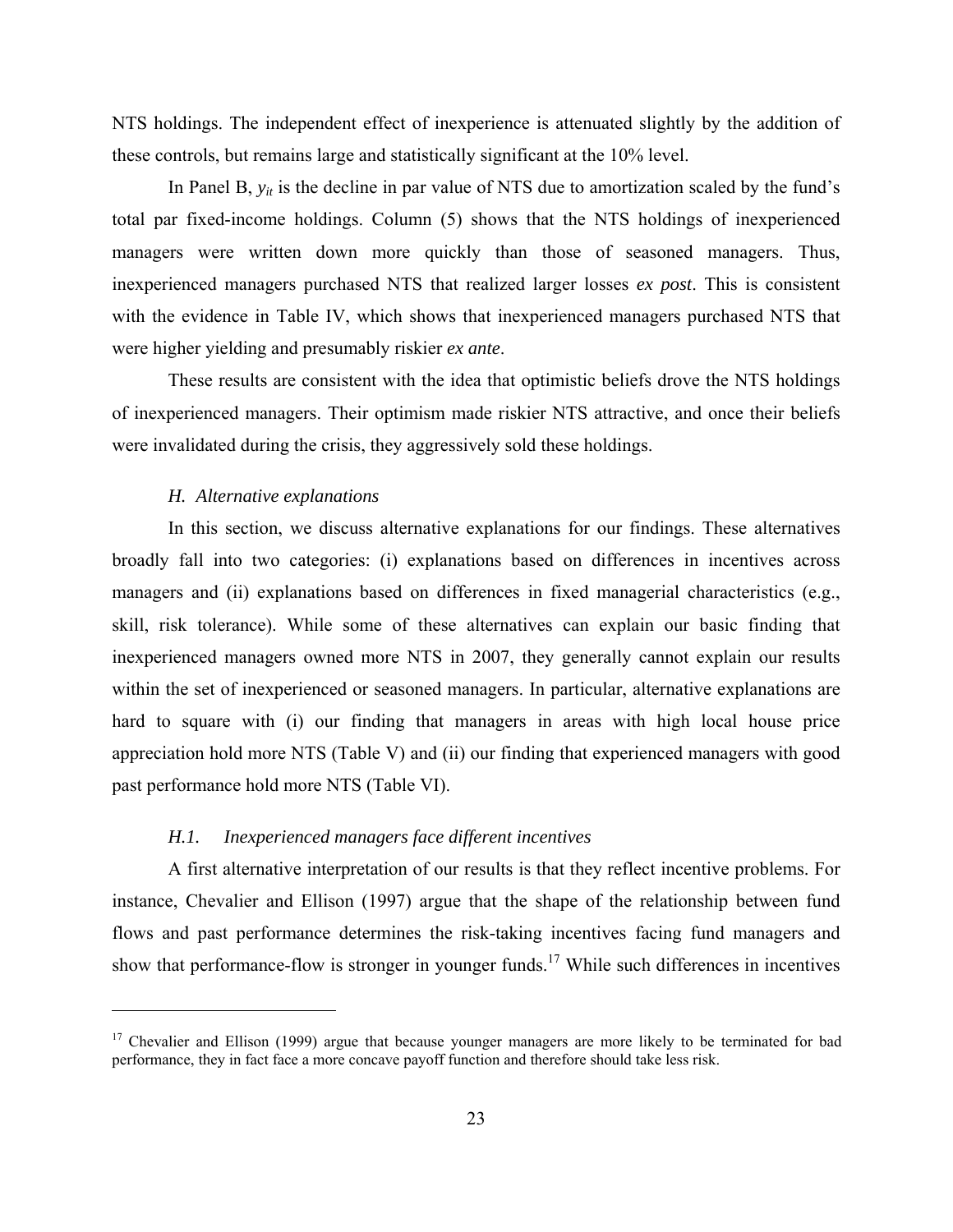NTS holdings. The independent effect of inexperience is attenuated slightly by the addition of these controls, but remains large and statistically significant at the 10% level.

In Panel B, $y_{it}$ is the decline in par value of NTS due to amortization scaled by the fund's total par fixed-income holdings. Column (5) shows that the NTS holdings of inexperienced managers were written down more quickly than those of seasoned managers. Thus, inexperienced managers purchased NTS that realized larger losses *ex post*. This is consistent with the evidence in Table IV, which shows that inexperienced managers purchased NTS that were higher yielding and presumably riskier *ex ante*.

These results are consistent with the idea that optimistic beliefs drove the NTS holdings of inexperienced managers. Their optimism made riskier NTS attractive, and once their beliefs were invalidated during the crisis, they aggressively sold these holdings.

### *H. Alternative explanations*

In this section, we discuss alternative explanations for our findings. These alternatives broadly fall into two categories: (i) explanations based on differences in incentives across managers and (ii) explanations based on differences in fixed managerial characteristics (e.g., skill, risk tolerance). While some of these alternatives can explain our basic finding that inexperienced managers owned more NTS in 2007, they generally cannot explain our results within the set of inexperienced or seasoned managers. In particular, alternative explanations are hard to square with (i) our finding that managers in areas with high local house price appreciation hold more NTS (Table V) and (ii) our finding that experienced managers with good past performance hold more NTS (Table VI).

#### *H.1. Inexperienced managers face different incentives*

A first alternative interpretation of our results is that they reflect incentive problems. For instance, Chevalier and Ellison (1997) argue that the shape of the relationship between fund flows and past performance determines the risk-taking incentives facing fund managers and show that performance-flow is stronger in younger funds.[17] While such differences in incentives

[17] Chevalier and Ellison (1999) argue that because younger managers are more likely to be terminated for bad performance, they in fact face a more concave payoff function and therefore should take less risk.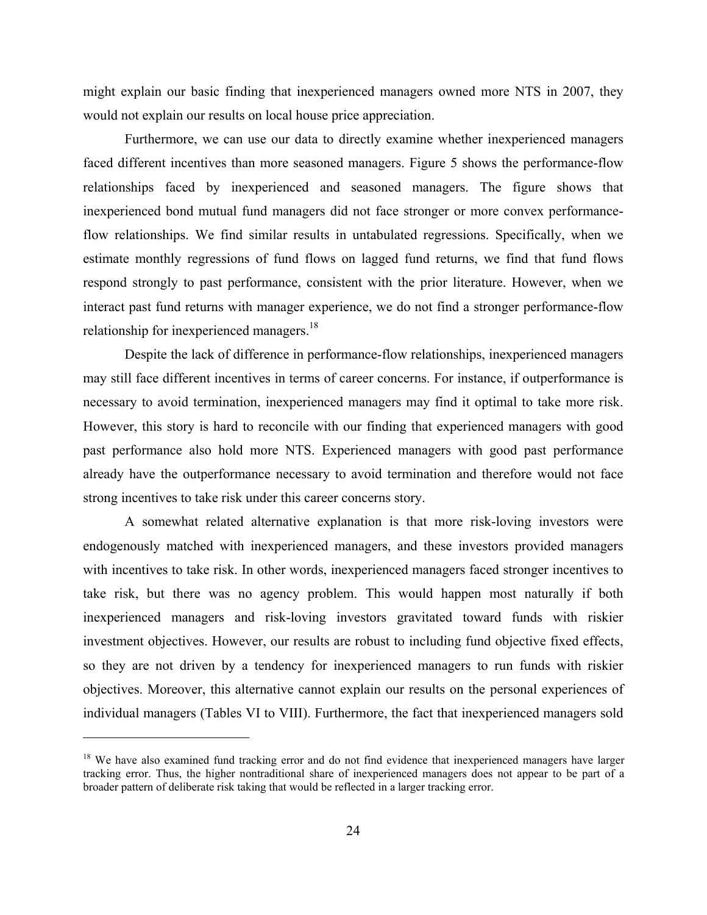might explain our basic finding that inexperienced managers owned more NTS in 2007, they would not explain our results on local house price appreciation.

Furthermore, we can use our data to directly examine whether inexperienced managers faced different incentives than more seasoned managers. Figure 5 shows the performance-flow relationships faced by inexperienced and seasoned managers. The figure shows that inexperienced bond mutual fund managers did not face stronger or more convex performance-flow relationships. We find similar results in untabulated regressions. Specifically, when we estimate monthly regressions of fund flows on lagged fund returns, we find that fund flows respond strongly to past performance, consistent with the prior literature. However, when we interact past fund returns with manager experience, we do not find a stronger performance-flow relationship for inexperienced managers.[18]

Despite the lack of difference in performance-flow relationships, inexperienced managers may still face different incentives in terms of career concerns. For instance, if outperformance is necessary to avoid termination, inexperienced managers may find it optimal to take more risk. However, this story is hard to reconcile with our finding that experienced managers with good past performance also hold more NTS. Experienced managers with good past performance already have the outperformance necessary to avoid termination and therefore would not face strong incentives to take risk under this career concerns story.

A somewhat related alternative explanation is that more risk-loving investors were endogenously matched with inexperienced managers, and these investors provided managers with incentives to take risk. In other words, inexperienced managers faced stronger incentives to take risk, but there was no agency problem. This would happen most naturally if both inexperienced managers and risk-loving investors gravitated toward funds with riskier investment objectives. However, our results are robust to including fund objective fixed effects, so they are not driven by a tendency for inexperienced managers to run funds with riskier objectives. Moreover, this alternative cannot explain our results on the personal experiences of individual managers (Tables VI to VIII). Furthermore, the fact that inexperienced managers sold

---

[18] We have also examined fund tracking error and do not find evidence that inexperienced managers have larger tracking error. Thus, the higher nontraditional share of inexperienced managers does not appear to be part of a broader pattern of deliberate risk taking that would be reflected in a larger tracking error.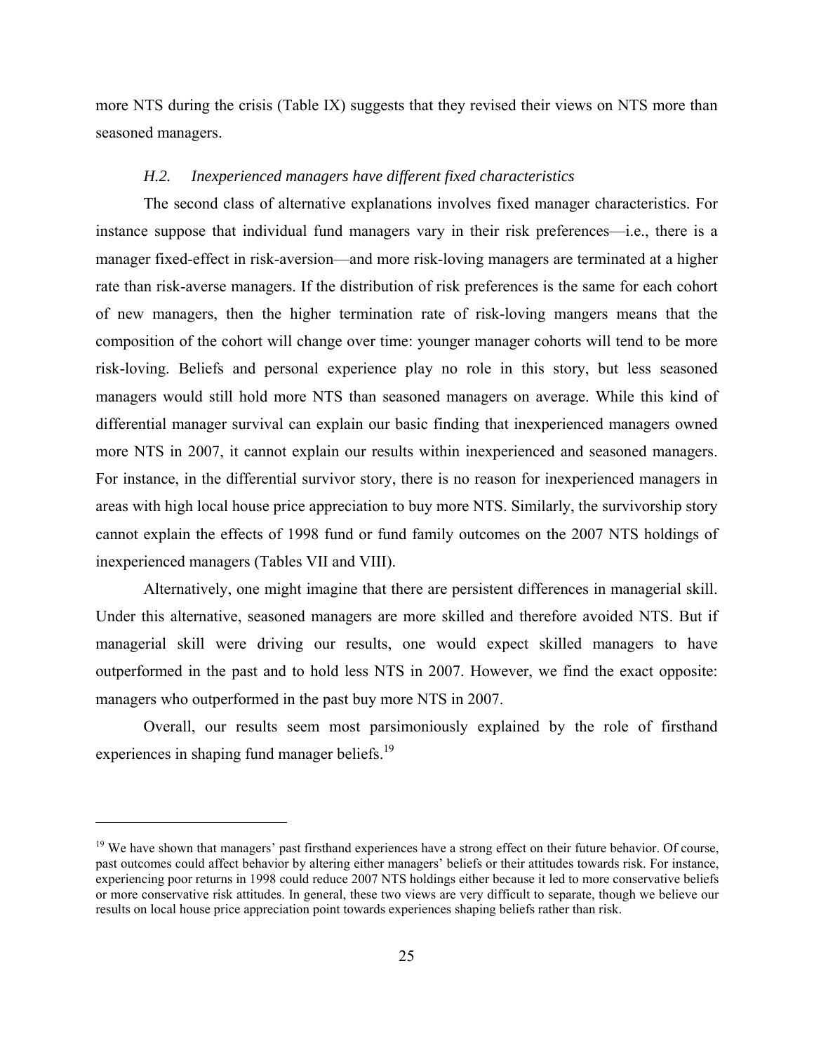more NTS during the crisis (Table IX) suggests that they revised their views on NTS more than seasoned managers.

### *H.2. Inexperienced managers have different fixed characteristics*

The second class of alternative explanations involves fixed manager characteristics. For instance suppose that individual fund managers vary in their risk preferences—i.e., there is a manager fixed-effect in risk-aversion—and more risk-loving managers are terminated at a higher rate than risk-averse managers. If the distribution of risk preferences is the same for each cohort of new managers, then the higher termination rate of risk-loving mangers means that the composition of the cohort will change over time: younger manager cohorts will tend to be more risk-loving. Beliefs and personal experience play no role in this story, but less seasoned managers would still hold more NTS than seasoned managers on average. While this kind of differential manager survival can explain our basic finding that inexperienced managers owned more NTS in 2007, it cannot explain our results within inexperienced and seasoned managers. For instance, in the differential survivor story, there is no reason for inexperienced managers in areas with high local house price appreciation to buy more NTS. Similarly, the survivorship story cannot explain the effects of 1998 fund or fund family outcomes on the 2007 NTS holdings of inexperienced managers (Tables VII and VIII).

Alternatively, one might imagine that there are persistent differences in managerial skill. Under this alternative, seasoned managers are more skilled and therefore avoided NTS. But if managerial skill were driving our results, one would expect skilled managers to have outperformed in the past and to hold less NTS in 2007. However, we find the exact opposite: managers who outperformed in the past buy more NTS in 2007.

Overall, our results seem most parsimoniously explained by the role of firsthand experiences in shaping fund manager beliefs.[19]

---

[19] We have shown that managers' past firsthand experiences have a strong effect on their future behavior. Of course, past outcomes could affect behavior by altering either managers' beliefs or their attitudes towards risk. For instance, experiencing poor returns in 1998 could reduce 2007 NTS holdings either because it led to more conservative beliefs or more conservative risk attitudes. In general, these two views are very difficult to separate, though we believe our results on local house price appreciation point towards experiences shaping beliefs rather than risk.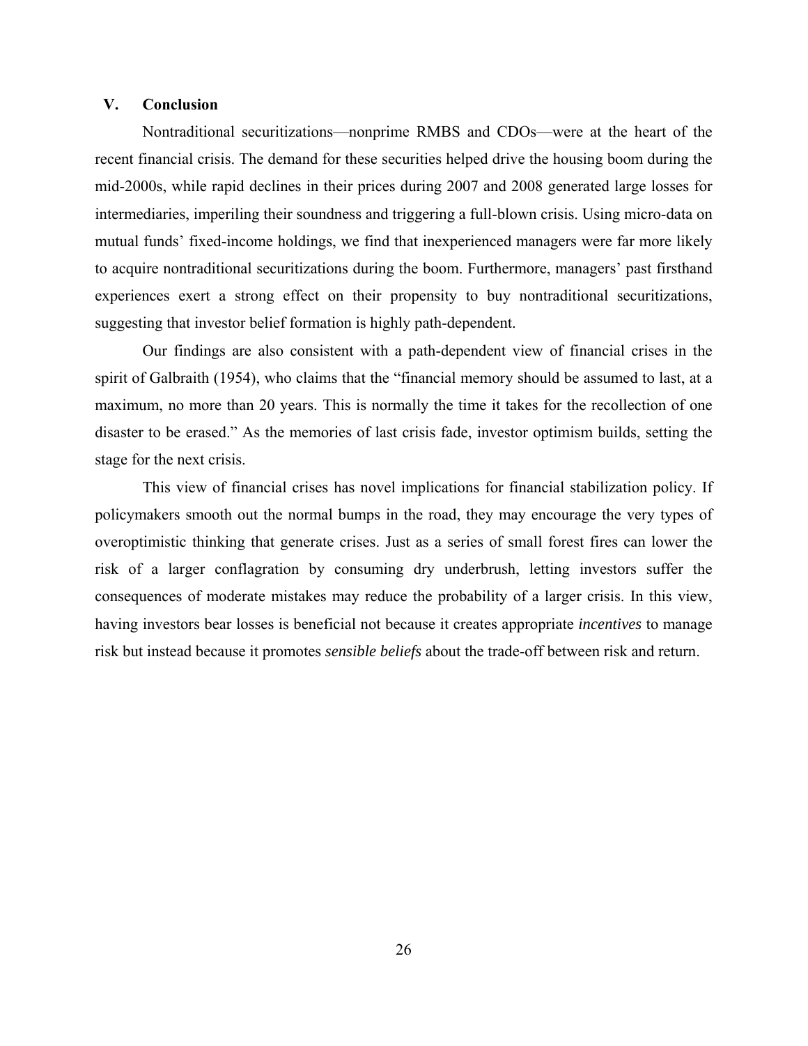## V. Conclusion

Nontraditional securitizations—nonprime RMBS and CDOs—were at the heart of the recent financial crisis. The demand for these securities helped drive the housing boom during the mid-2000s, while rapid declines in their prices during 2007 and 2008 generated large losses for intermediaries, imperiling their soundness and triggering a full-blown crisis. Using micro-data on mutual funds' fixed-income holdings, we find that inexperienced managers were far more likely to acquire nontraditional securitizations during the boom. Furthermore, managers' past firsthand experiences exert a strong effect on their propensity to buy nontraditional securitizations, suggesting that investor belief formation is highly path-dependent.

Our findings are also consistent with a path-dependent view of financial crises in the spirit of Galbraith (1954), who claims that the "financial memory should be assumed to last, at a maximum, no more than 20 years. This is normally the time it takes for the recollection of one disaster to be erased." As the memories of last crisis fade, investor optimism builds, setting the stage for the next crisis.

This view of financial crises has novel implications for financial stabilization policy. If policymakers smooth out the normal bumps in the road, they may encourage the very types of overoptimistic thinking that generate crises. Just as a series of small forest fires can lower the risk of a larger conflagration by consuming dry underbrush, letting investors suffer the consequences of moderate mistakes may reduce the probability of a larger crisis. In this view, having investors bear losses is beneficial not because it creates appropriate *incentives* to manage risk but instead because it promotes *sensible beliefs* about the trade-off between risk and return.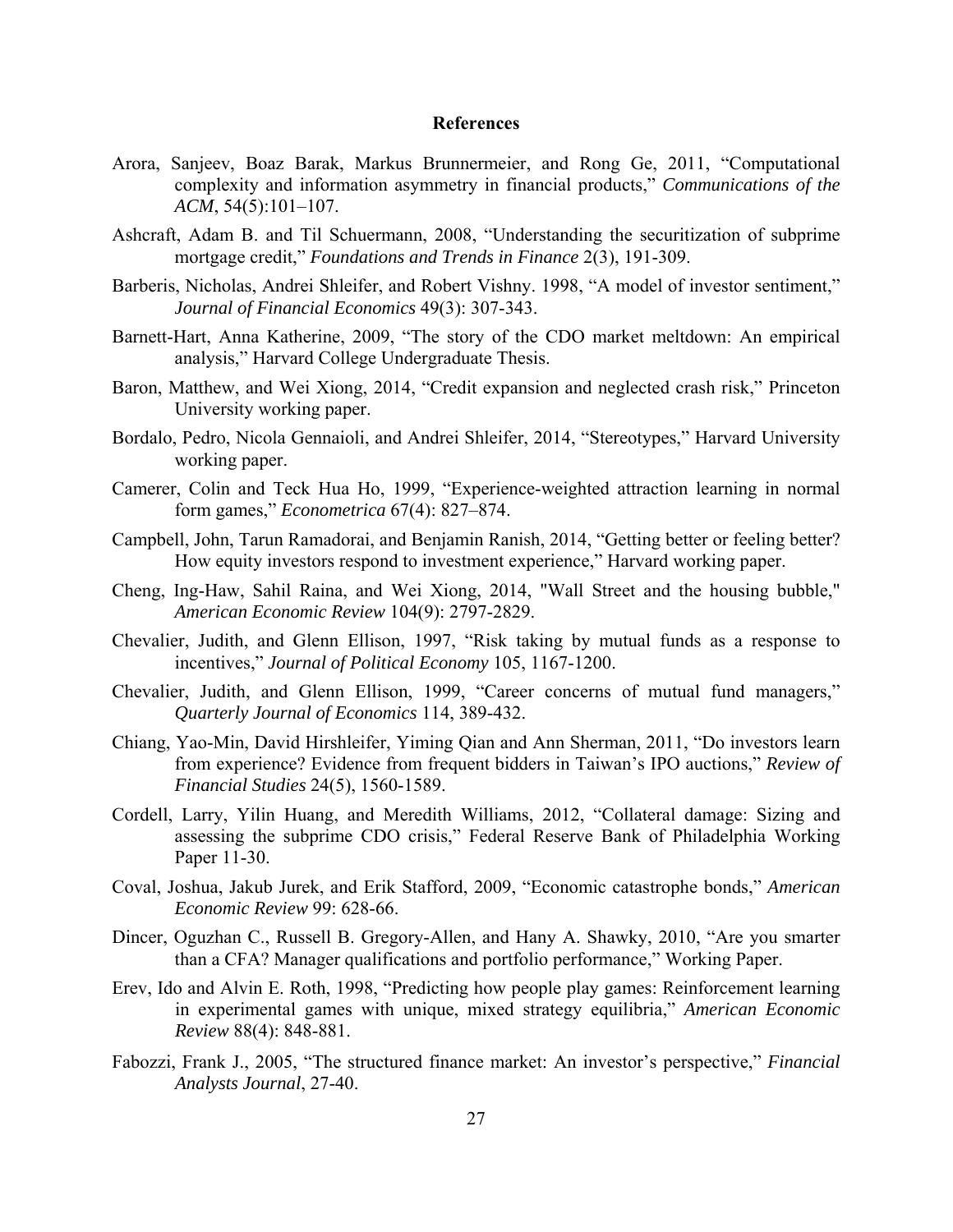## References

Arora, Sanjeev, Boaz Barak, Markus Brunnermeier, and Rong Ge, 2011, "Computational complexity and information asymmetry in financial products," *Communications of the ACM*, 54(5):101–107.

Ashcraft, Adam B. and Til Schuermann, 2008, "Understanding the securitization of subprime mortgage credit," *Foundations and Trends in Finance* 2(3), 191-309.

Barberis, Nicholas, Andrei Shleifer, and Robert Vishny. 1998, "A model of investor sentiment," *Journal of Financial Economics* 49(3): 307-343.

Barnett-Hart, Anna Katherine, 2009, "The story of the CDO market meltdown: An empirical analysis," Harvard College Undergraduate Thesis.

Baron, Matthew, and Wei Xiong, 2014, "Credit expansion and neglected crash risk," Princeton University working paper.

Bordalo, Pedro, Nicola Gennaioli, and Andrei Shleifer, 2014, "Stereotypes," Harvard University working paper.

Camerer, Colin and Teck Hua Ho, 1999, "Experience-weighted attraction learning in normal form games," *Econometrica* 67(4): 827–874.

Campbell, John, Tarun Ramadorai, and Benjamin Ranish, 2014, "Getting better or feeling better? How equity investors respond to investment experience," Harvard working paper.

Cheng, Ing-Haw, Sahil Raina, and Wei Xiong, 2014, "Wall Street and the housing bubble," *American Economic Review* 104(9): 2797-2829.

Chevalier, Judith, and Glenn Ellison, 1997, "Risk taking by mutual funds as a response to incentives," *Journal of Political Economy* 105, 1167-1200.

Chevalier, Judith, and Glenn Ellison, 1999, "Career concerns of mutual fund managers," *Quarterly Journal of Economics* 114, 389-432.

Chiang, Yao-Min, David Hirshleifer, Yiming Qian and Ann Sherman, 2011, "Do investors learn from experience? Evidence from frequent bidders in Taiwan's IPO auctions," *Review of Financial Studies* 24(5), 1560-1589.

Cordell, Larry, Yilin Huang, and Meredith Williams, 2012, "Collateral damage: Sizing and assessing the subprime CDO crisis," Federal Reserve Bank of Philadelphia Working Paper 11-30.

Coval, Joshua, Jakub Jurek, and Erik Stafford, 2009, "Economic catastrophe bonds," *American Economic Review* 99: 628-66.

Dincer, Oguzhan C., Russell B. Gregory-Allen, and Hany A. Shawky, 2010, "Are you smarter than a CFA? Manager qualifications and portfolio performance," Working Paper.

Erev, Ido and Alvin E. Roth, 1998, "Predicting how people play games: Reinforcement learning in experimental games with unique, mixed strategy equilibria," *American Economic Review* 88(4): 848-881.

Fabozzi, Frank J., 2005, "The structured finance market: An investor's perspective," *Financial Analysts Journal*, 27-40.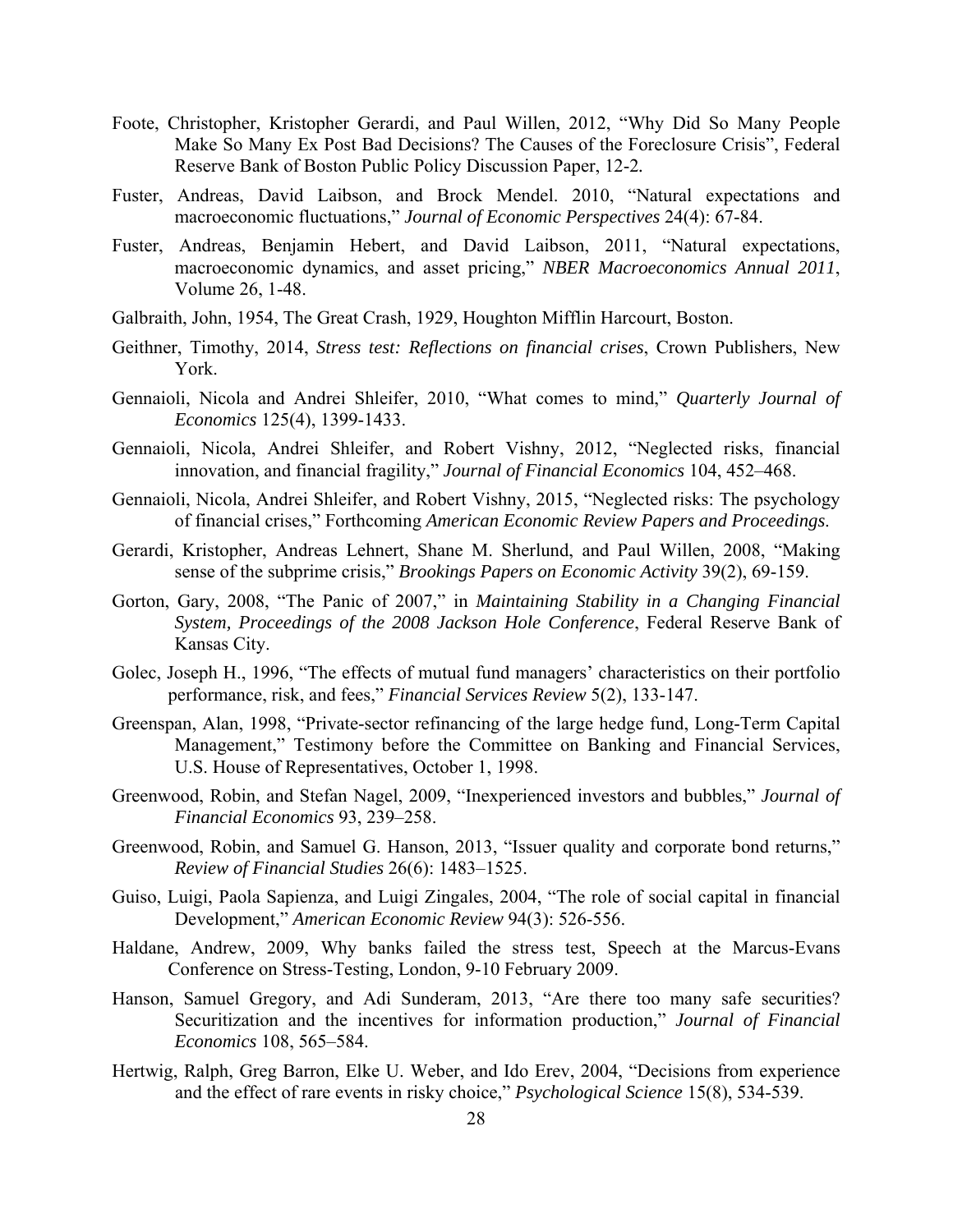Foote, Christopher, Kristopher Gerardi, and Paul Willen, 2012, "Why Did So Many People Make So Many Ex Post Bad Decisions? The Causes of the Foreclosure Crisis", Federal Reserve Bank of Boston Public Policy Discussion Paper, 12-2.

Fuster, Andreas, David Laibson, and Brock Mendel. 2010, "Natural expectations and macroeconomic fluctuations," *Journal of Economic Perspectives* 24(4): 67-84.

Fuster, Andreas, Benjamin Hebert, and David Laibson, 2011, "Natural expectations, macroeconomic dynamics, and asset pricing," *NBER Macroeconomics Annual 2011*, Volume 26, 1-48.

Galbraith, John, 1954, The Great Crash, 1929, Houghton Mifflin Harcourt, Boston.

Geithner, Timothy, 2014, *Stress test: Reflections on financial crises*, Crown Publishers, New York.

Gennaioli, Nicola and Andrei Shleifer, 2010, "What comes to mind," *Quarterly Journal of Economics* 125(4), 1399-1433.

Gennaioli, Nicola, Andrei Shleifer, and Robert Vishny, 2012, "Neglected risks, financial innovation, and financial fragility," *Journal of Financial Economics* 104, 452–468.

Gennaioli, Nicola, Andrei Shleifer, and Robert Vishny, 2015, "Neglected risks: The psychology of financial crises," Forthcoming *American Economic Review Papers and Proceedings.*

Gerardi, Kristopher, Andreas Lehnert, Shane M. Sherlund, and Paul Willen, 2008, "Making sense of the subprime crisis," *Brookings Papers on Economic Activity* 39(2), 69-159.

Gorton, Gary, 2008, "The Panic of 2007," in *Maintaining Stability in a Changing Financial System, Proceedings of the 2008 Jackson Hole Conference*, Federal Reserve Bank of Kansas City.

Golec, Joseph H., 1996, "The effects of mutual fund managers' characteristics on their portfolio performance, risk, and fees," *Financial Services Review* 5(2), 133-147.

Greenspan, Alan, 1998, "Private-sector refinancing of the large hedge fund, Long-Term Capital Management," Testimony before the Committee on Banking and Financial Services, U.S. House of Representatives, October 1, 1998.

Greenwood, Robin, and Stefan Nagel, 2009, "Inexperienced investors and bubbles," *Journal of Financial Economics* 93, 239–258.

Greenwood, Robin, and Samuel G. Hanson, 2013, "Issuer quality and corporate bond returns," *Review of Financial Studies* 26(6): 1483–1525.

Guiso, Luigi, Paola Sapienza, and Luigi Zingales, 2004, "The role of social capital in financial Development," *American Economic Review* 94(3): 526-556.

Haldane, Andrew, 2009, Why banks failed the stress test, Speech at the Marcus-Evans Conference on Stress-Testing, London, 9-10 February 2009.

Hanson, Samuel Gregory, and Adi Sunderam, 2013, "Are there too many safe securities? Securitization and the incentives for information production," *Journal of Financial Economics* 108, 565–584.

Hertwig, Ralph, Greg Barron, Elke U. Weber, and Ido Erev, 2004, "Decisions from experience and the effect of rare events in risky choice," *Psychological Science* 15(8), 534-539.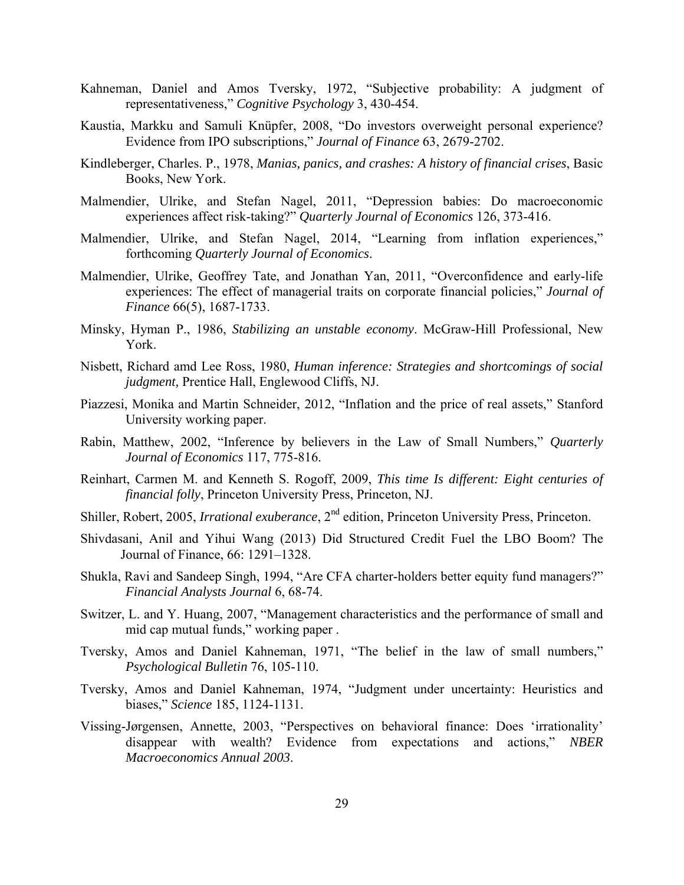Kahneman, Daniel and Amos Tversky, 1972, "Subjective probability: A judgment of representativeness," *Cognitive Psychology* 3, 430-454.

Kaustia, Markku and Samuli Knüpfer, 2008, "Do investors overweight personal experience? Evidence from IPO subscriptions," *Journal of Finance* 63, 2679-2702.

Kindleberger, Charles. P., 1978, *Manias, panics, and crashes: A history of financial crises*, Basic Books, New York.

Malmendier, Ulrike, and Stefan Nagel, 2011, "Depression babies: Do macroeconomic experiences affect risk-taking?" *Quarterly Journal of Economics* 126, 373-416.

Malmendier, Ulrike, and Stefan Nagel, 2014, "Learning from inflation experiences," forthcoming *Quarterly Journal of Economics*.

Malmendier, Ulrike, Geoffrey Tate, and Jonathan Yan, 2011, "Overconfidence and early-life experiences: The effect of managerial traits on corporate financial policies," *Journal of Finance* 66(5), 1687-1733.

Minsky, Hyman P., 1986, *Stabilizing an unstable economy*. McGraw-Hill Professional, New York.

Nisbett, Richard amd Lee Ross, 1980, *Human inference: Strategies and shortcomings of social judgment,* Prentice Hall, Englewood Cliffs, NJ.

Piazzesi, Monika and Martin Schneider, 2012, "Inflation and the price of real assets," Stanford University working paper.

Rabin, Matthew, 2002, "Inference by believers in the Law of Small Numbers," *Quarterly Journal of Economics* 117, 775-816.

Reinhart, Carmen M. and Kenneth S. Rogoff, 2009, *This time Is different: Eight centuries of financial folly*, Princeton University Press, Princeton, NJ.

Shiller, Robert, 2005, *Irrational exuberance*, 2nd edition, Princeton University Press, Princeton.

Shivdasani, Anil and Yihui Wang (2013) Did Structured Credit Fuel the LBO Boom? The Journal of Finance, 66: 1291–1328.

Shukla, Ravi and Sandeep Singh, 1994, "Are CFA charter-holders better equity fund managers?" *Financial Analysts Journal* 6, 68-74.

Switzer, L. and Y. Huang, 2007, "Management characteristics and the performance of small and mid cap mutual funds," working paper .

Tversky, Amos and Daniel Kahneman, 1971, "The belief in the law of small numbers," *Psychological Bulletin* 76, 105-110.

Tversky, Amos and Daniel Kahneman, 1974, "Judgment under uncertainty: Heuristics and biases," *Science* 185, 1124-1131.

Vissing-Jørgensen, Annette, 2003, "Perspectives on behavioral finance: Does 'irrationality' disappear with wealth? Evidence from expectations and actions," *NBER Macroeconomics Annual 2003*.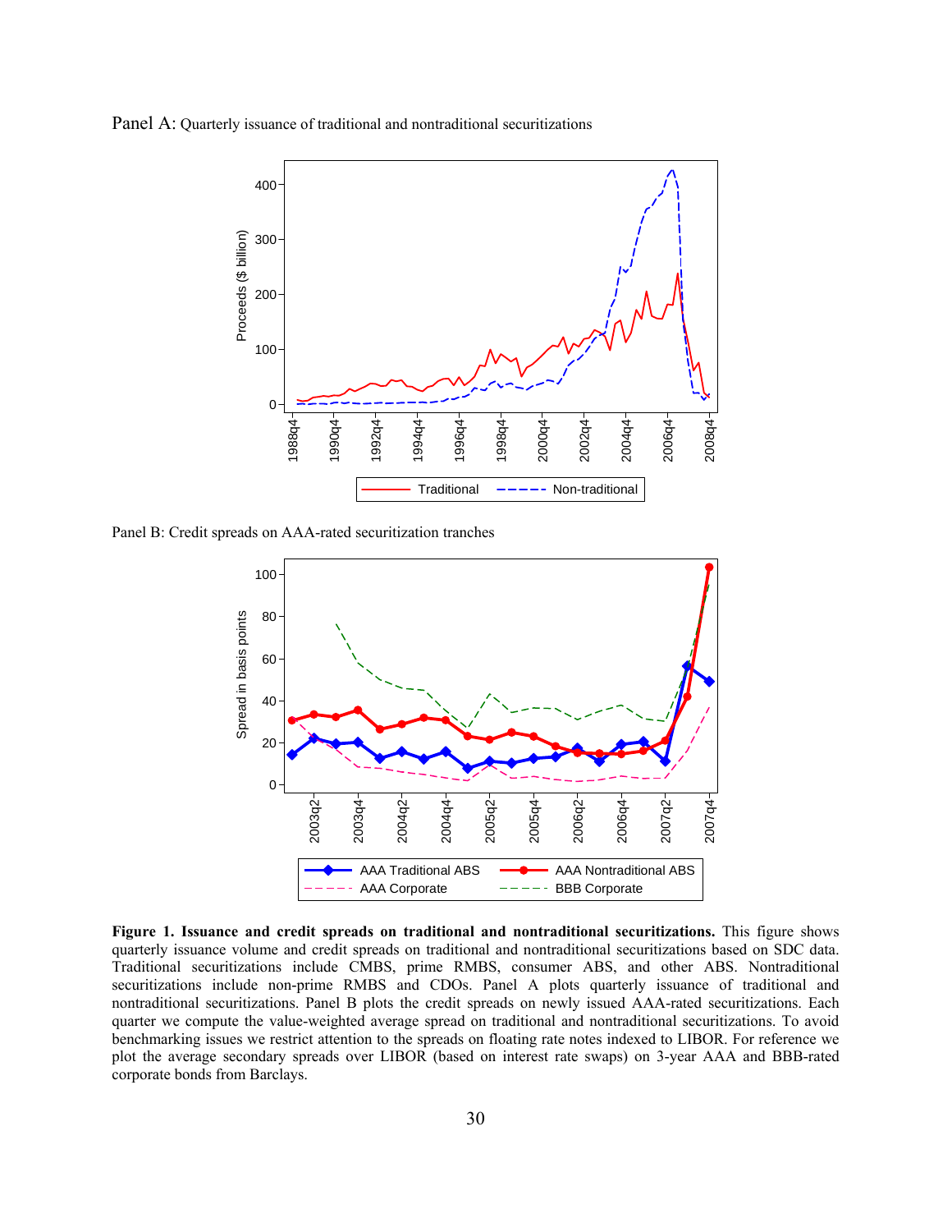Panel A: Quarterly issuance of traditional and nontraditional securitizations

Panel B: Credit spreads on AAA-rated securitization tranches

**Figure 1. Issuance and credit spreads on traditional and nontraditional securitizations.** This figure shows quarterly issuance volume and credit spreads on traditional and nontraditional securitizations based on SDC data. Traditional securitizations include CMBS, prime RMBS, consumer ABS, and other ABS. Nontraditional securitizations include non-prime RMBS and CDOs. Panel A plots quarterly issuance of traditional and nontraditional securitizations. Panel B plots the credit spreads on newly issued AAA-rated securitizations. Each quarter we compute the value-weighted average spread on traditional and nontraditional securitizations. To avoid benchmarking issues we restrict attention to the spreads on floating rate notes indexed to LIBOR. For reference we plot the average secondary spreads over LIBOR (based on interest rate swaps) on 3-year AAA and BBB-rated corporate bonds from Barclays.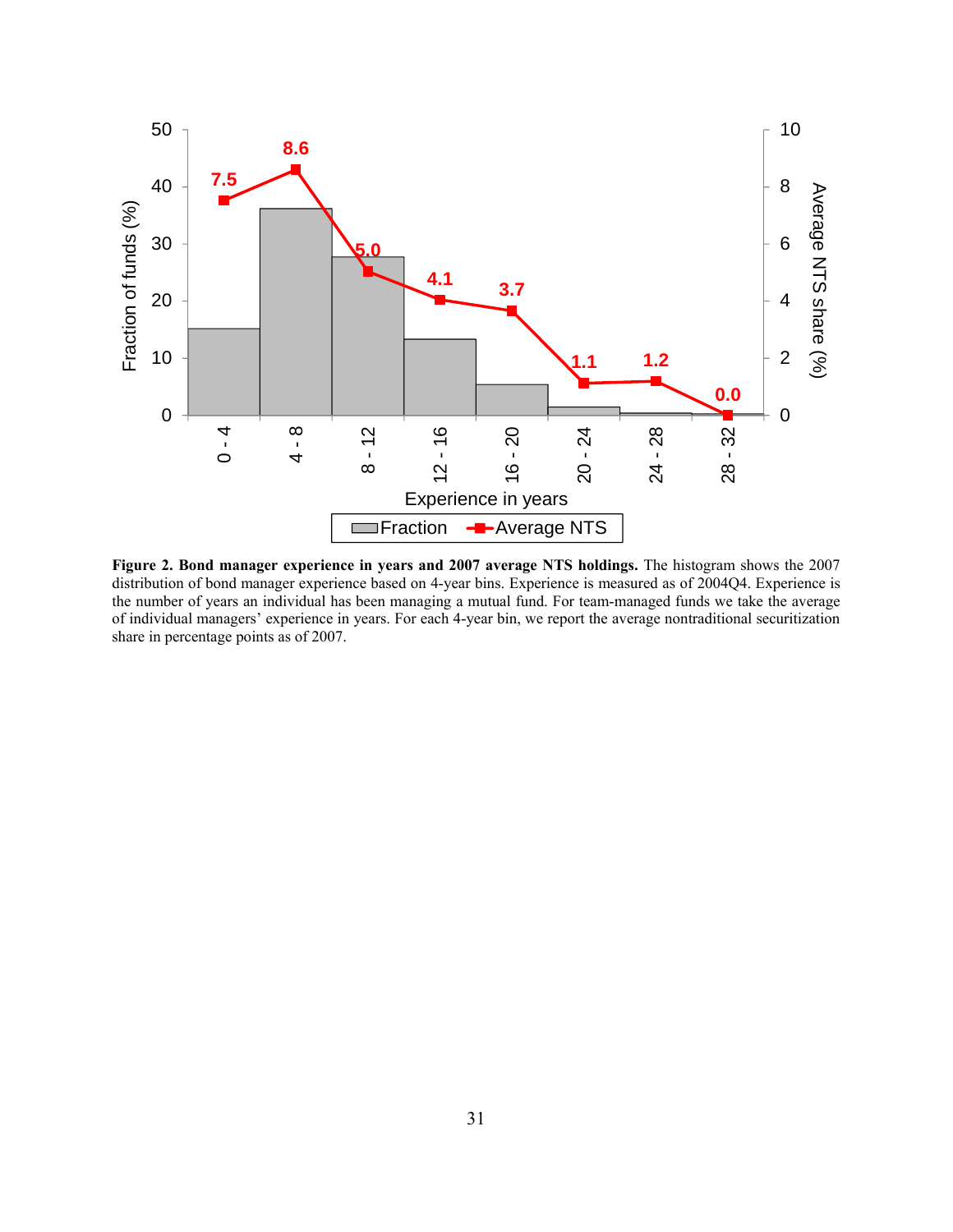**Figure 2. Bond manager experience in years and 2007 average NTS holdings.** The histogram shows the 2007 distribution of bond manager experience based on 4-year bins. Experience is measured as of 2004Q4. Experience is the number of years an individual has been managing a mutual fund. For team-managed funds we take the average of individual managers' experience in years. For each 4-year bin, we report the average nontraditional securitization share in percentage points as of 2007.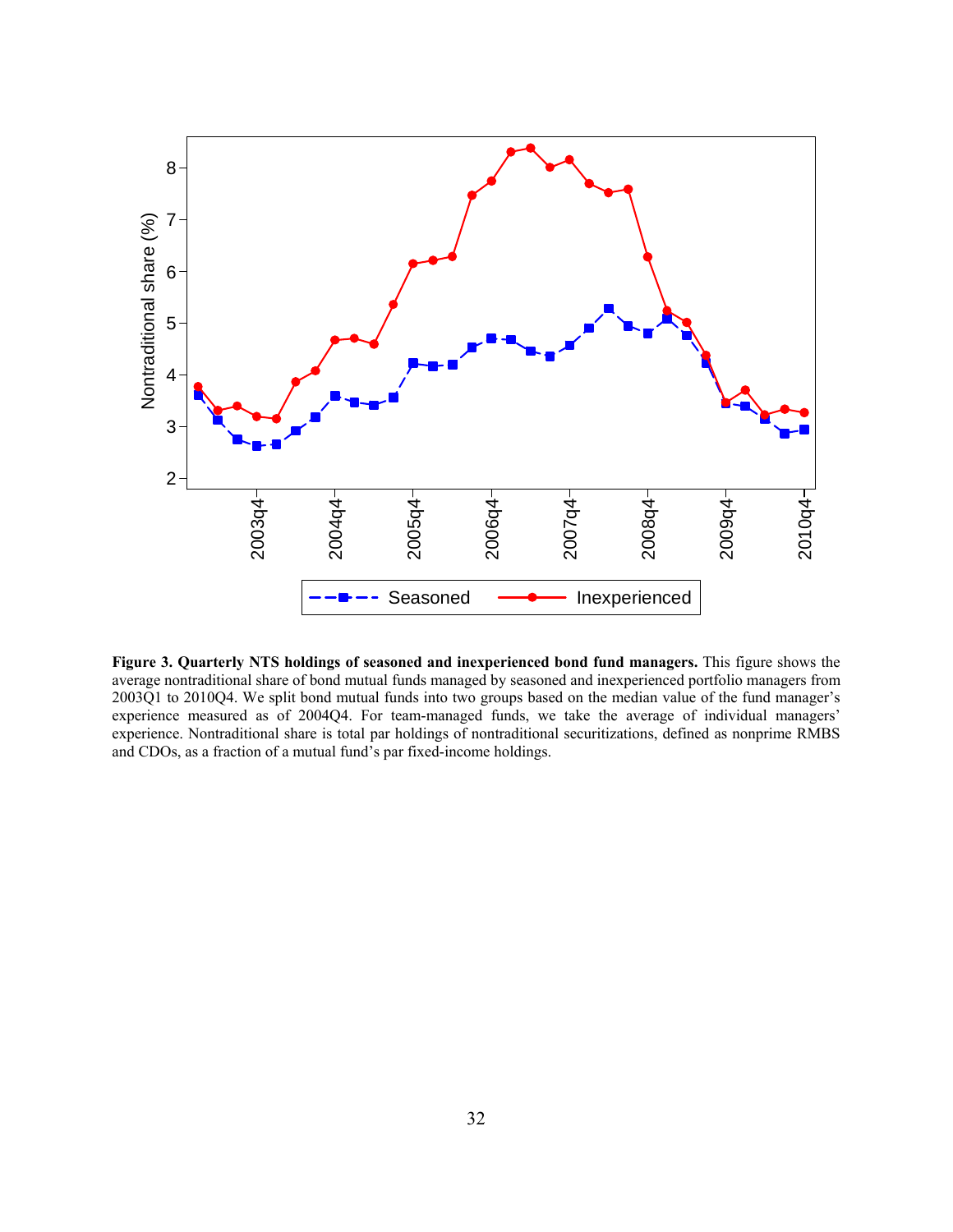**Figure 3. Quarterly NTS holdings of seasoned and inexperienced bond fund managers.** This figure shows the average nontraditional share of bond mutual funds managed by seasoned and inexperienced portfolio managers from 2003Q1 to 2010Q4. We split bond mutual funds into two groups based on the median value of the fund manager's experience measured as of 2004Q4. For team-managed funds, we take the average of individual managers' experience. Nontraditional share is total par holdings of nontraditional securitizations, defined as nonprime RMBS and CDOs, as a fraction of a mutual fund's par fixed-income holdings.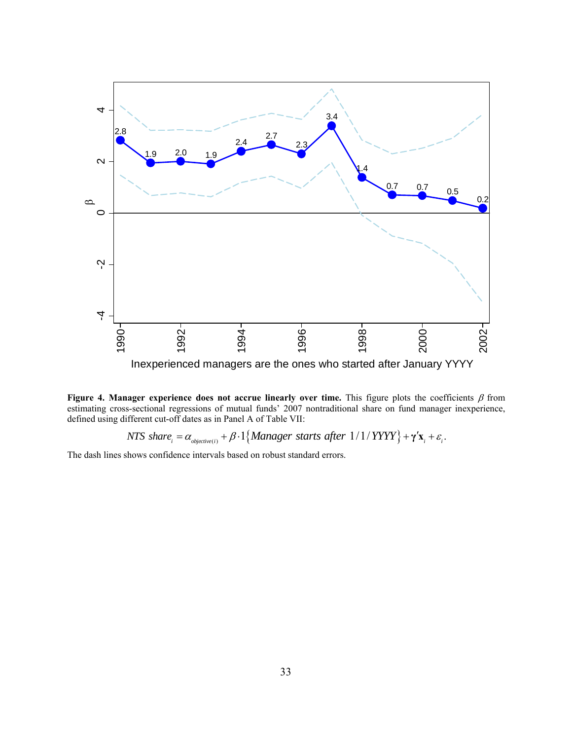**Figure 4. Manager experience does not accrue linearly over time.** This figure plots the coefficients $\beta$ from estimating cross-sectional regressions of mutual funds' 2007 nontraditional share on fund manager inexperience, defined using different cut-off dates as in Panel A of Table VII:

$$NTS\ share_i = \alpha_{objective(i)} + \beta \cdot 1\{Manager\ starts\ after\ 1/1/YYYY\} + \boldsymbol{\gamma}'\mathbf{x}_i + \varepsilon_i.$$

The dash lines shows confidence intervals based on robust standard errors.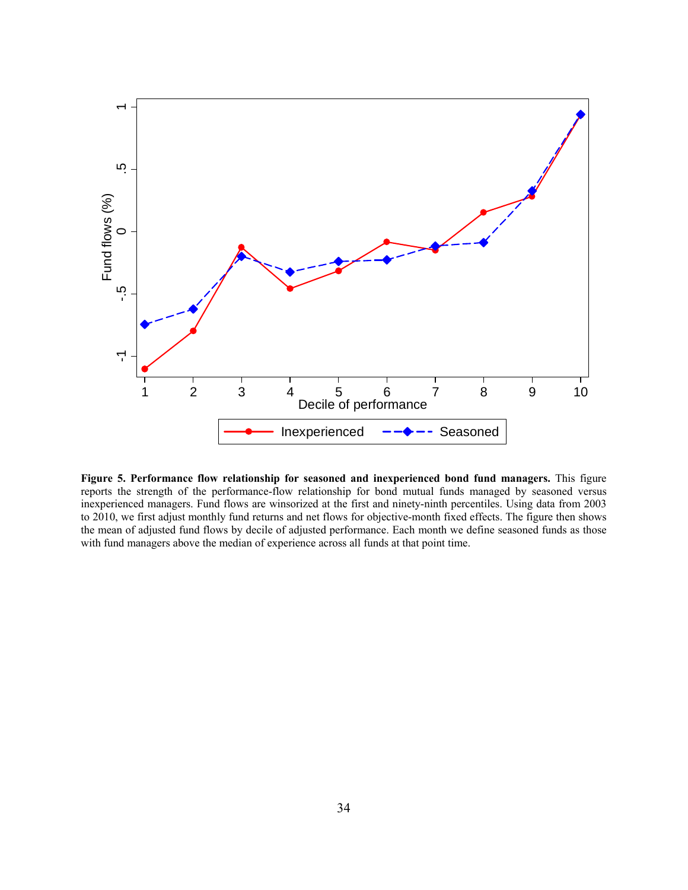**Figure 5. Performance flow relationship for seasoned and inexperienced bond fund managers.** This figure reports the strength of the performance-flow relationship for bond mutual funds managed by seasoned versus inexperienced managers. Fund flows are winsorized at the first and ninety-ninth percentiles. Using data from 2003 to 2010, we first adjust monthly fund returns and net flows for objective-month fixed effects. The figure then shows the mean of adjusted fund flows by decile of adjusted performance. Each month we define seasoned funds as those with fund managers above the median of experience across all funds at that point time.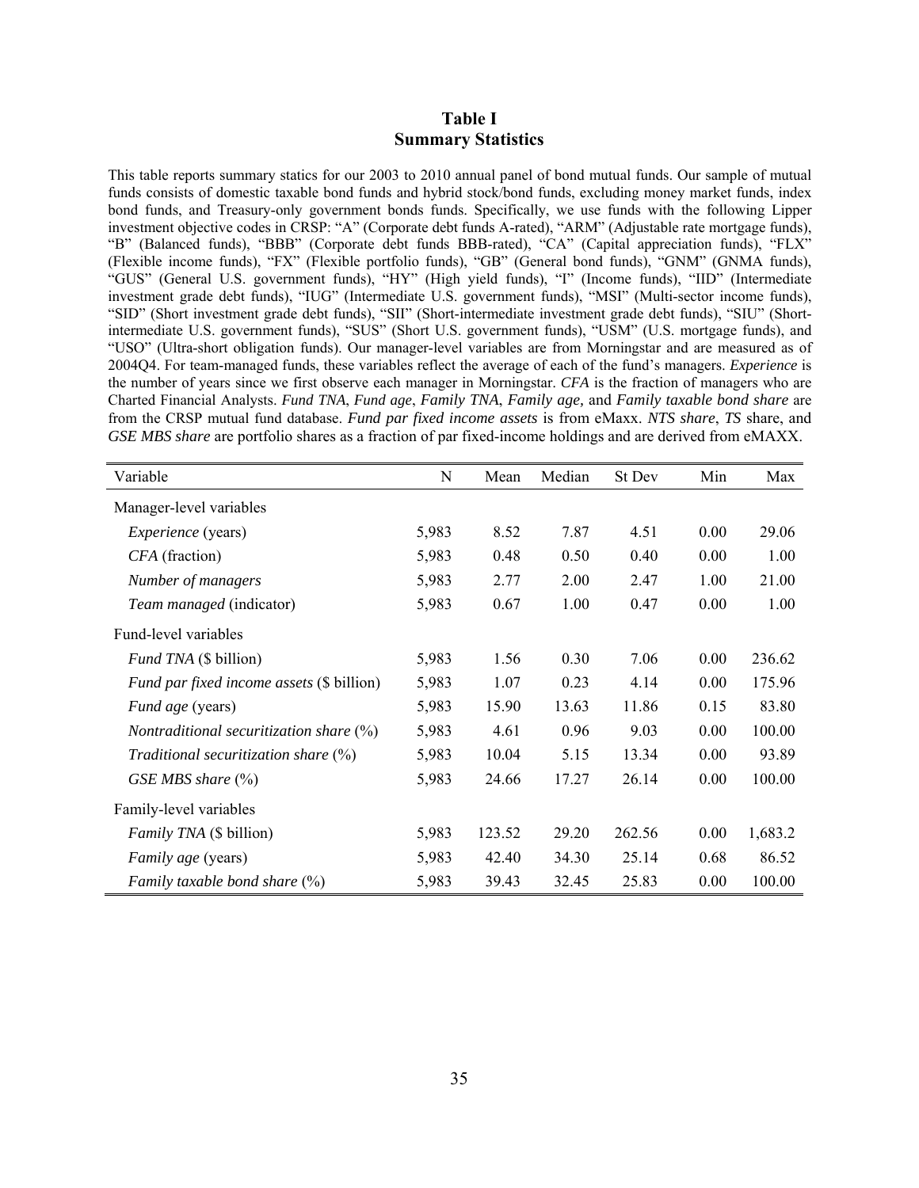## Table I
## Summary Statistics

This table reports summary statics for our 2003 to 2010 annual panel of bond mutual funds. Our sample of mutual funds consists of domestic taxable bond funds and hybrid stock/bond funds, excluding money market funds, index bond funds, and Treasury-only government bonds funds. Specifically, we use funds with the following Lipper investment objective codes in CRSP: "A" (Corporate debt funds A-rated), "ARM" (Adjustable rate mortgage funds), "B" (Balanced funds), "BBB" (Corporate debt funds BBB-rated), "CA" (Capital appreciation funds), "FLX" (Flexible income funds), "FX" (Flexible portfolio funds), "GB" (General bond funds), "GNM" (GNMA funds), "GUS" (General U.S. government funds), "HY" (High yield funds), "I" (Income funds), "IID" (Intermediate investment grade debt funds), "IUG" (Intermediate U.S. government funds), "MSI" (Multi-sector income funds), "SID" (Short investment grade debt funds), "SII" (Short-intermediate investment grade debt funds), "SIU" (Short-intermediate U.S. government funds), "SUS" (Short U.S. government funds), "USM" (U.S. mortgage funds), and "USO" (Ultra-short obligation funds). Our manager-level variables are from Morningstar and are measured as of 2004Q4. For team-managed funds, these variables reflect the average of each of the fund's managers. *Experience* is the number of years since we first observe each manager in Morningstar. *CFA* is the fraction of managers who are Charted Financial Analysts. *Fund TNA*, *Fund age*, *Family TNA*, *Family age,* and *Family taxable bond share* are from the CRSP mutual fund database. *Fund par fixed income assets* is from eMaxx. *NTS share*, *TS* share, and *GSE MBS share* are portfolio shares as a fraction of par fixed-income holdings and are derived from eMAXX.

| Variable | N | Mean | Median | St Dev | Min | Max |
|---|---|---|---|---|---|---|
| Manager-level variables | | | | | | |
| *Experience* (years) | 5,983 | 8.52 | 7.87 | 4.51 | 0.00 | 29.06 |
| *CFA* (fraction) | 5,983 | 0.48 | 0.50 | 0.40 | 0.00 | 1.00 |
| *Number of managers* | 5,983 | 2.77 | 2.00 | 2.47 | 1.00 | 21.00 |
| *Team managed* (indicator) | 5,983 | 0.67 | 1.00 | 0.47 | 0.00 | 1.00 |
| Fund-level variables | | | | | | |
| *Fund TNA* ($ billion) | 5,983 | 1.56 | 0.30 | 7.06 | 0.00 | 236.62 |
| *Fund par fixed income assets* ($ billion) | 5,983 | 1.07 | 0.23 | 4.14 | 0.00 | 175.96 |
| *Fund age* (years) | 5,983 | 15.90 | 13.63 | 11.86 | 0.15 | 83.80 |
| *Nontraditional securitization share* (%) | 5,983 | 4.61 | 0.96 | 9.03 | 0.00 | 100.00 |
| *Traditional securitization share* (%) | 5,983 | 10.04 | 5.15 | 13.34 | 0.00 | 93.89 |
| *GSE MBS share* (%) | 5,983 | 24.66 | 17.27 | 26.14 | 0.00 | 100.00 |
| Family-level variables | | | | | | |
| *Family TNA* ($ billion) | 5,983 | 123.52 | 29.20 | 262.56 | 0.00 | 1,683.2 |
| *Family age* (years) | 5,983 | 42.40 | 34.30 | 25.14 | 0.68 | 86.52 |
| *Family taxable bond share* (%) | 5,983 | 39.43 | 32.45 | 25.83 | 0.00 | 100.00 |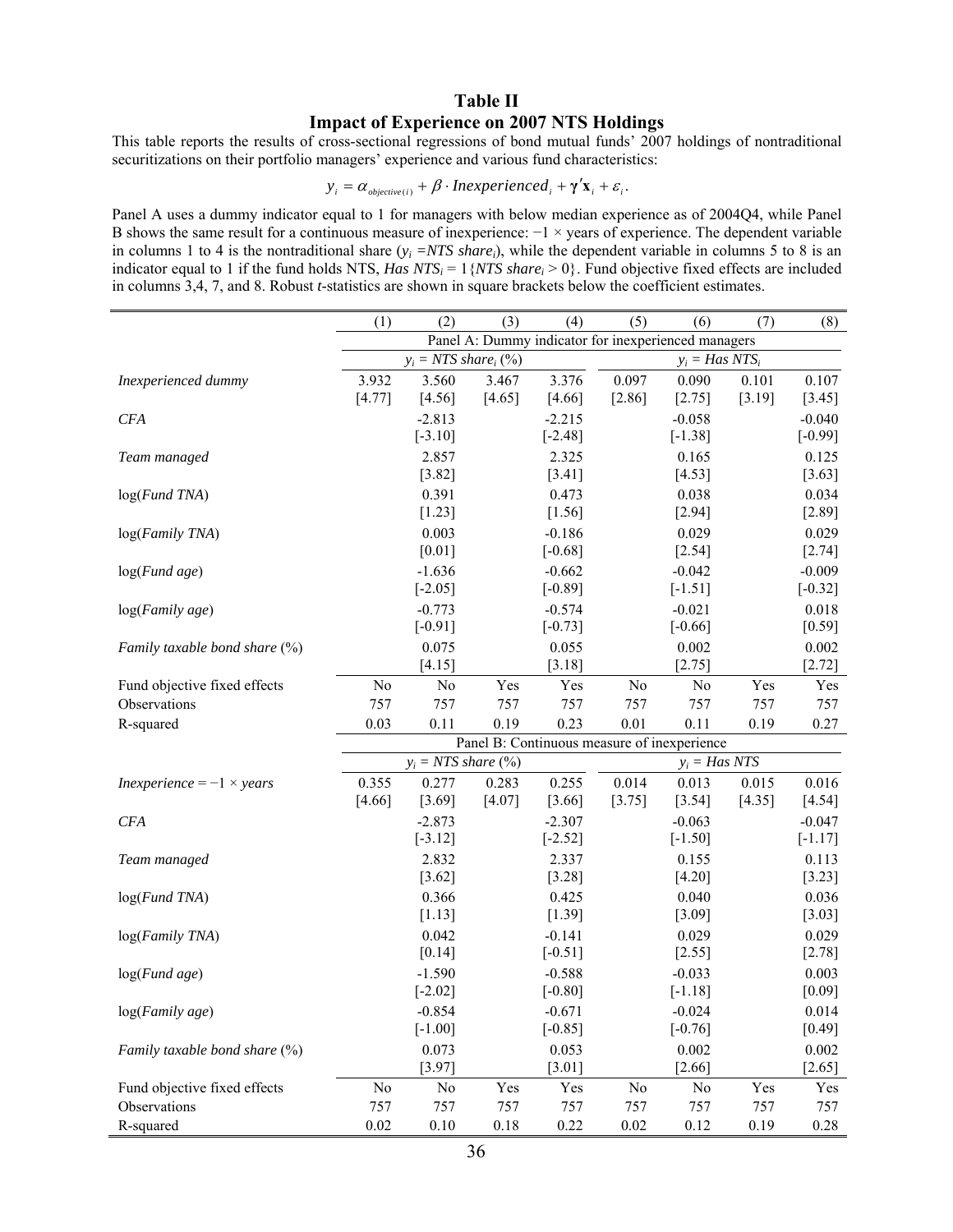# Table II
## Impact of Experience on 2007 NTS Holdings

This table reports the results of cross-sectional regressions of bond mutual funds' 2007 holdings of nontraditional securitizations on their portfolio managers' experience and various fund characteristics:

$$y_i = \alpha_{objective(i)} + \beta \cdot Inexperienced_i + \boldsymbol{\gamma}'\mathbf{x}_i + \varepsilon_i.$$

Panel A uses a dummy indicator equal to 1 for managers with below median experience as of 2004Q4, while Panel B shows the same result for a continuous measure of inexperience: −1 × years of experience. The dependent variable in columns 1 to 4 is the nontraditional share ($y_i$ = *NTS share$_i$*), while the dependent variable in columns 5 to 8 is an indicator equal to 1 if the fund holds NTS, *Has NTS$_i$* = 1{*NTS share$_i$* > 0}. Fund objective fixed effects are included in columns 3,4, 7, and 8. Robust *t*-statistics are shown in square brackets below the coefficient estimates.

| | (1) | (2) | (3) | (4) | (5) | (6) | (7) | (8) |
|---|---|---|---|---|---|---|---|---|
| | Panel A: Dummy indicator for inexperienced managers | | | | | | | |
| | $y_i$ = *NTS share$_i$* (%) | | | | $y_i$ = *Has NTS$_i$* | | | |
| *Inexperienced dummy* | 3.932 | 3.560 | 3.467 | 3.376 | 0.097 | 0.090 | 0.101 | 0.107 |
| | [4.77] | [4.56] | [4.65] | [4.66] | [2.86] | [2.75] | [3.19] | [3.45] |
| *CFA* | | -2.813 | | -2.215 | | -0.058 | | -0.040 |
| | | [-3.10] | | [-2.48] | | [-1.38] | | [-0.99] |
| *Team managed* | | 2.857 | | 2.325 | | 0.165 | | 0.125 |
| | | [3.82] | | [3.41] | | [4.53] | | [3.63] |
| log(*Fund TNA*) | | 0.391 | | 0.473 | | 0.038 | | 0.034 |
| | | [1.23] | | [1.56] | | [2.94] | | [2.89] |
| log(*Family TNA*) | | 0.003 | | -0.186 | | 0.029 | | 0.029 |
| | | [0.01] | | [-0.68] | | [2.54] | | [2.74] |
| log(*Fund age*) | | -1.636 | | -0.662 | | -0.042 | | -0.009 |
| | | [-2.05] | | [-0.89] | | [-1.51] | | [-0.32] |
| log(*Family age*) | | -0.773 | | -0.574 | | -0.021 | | 0.018 |
| | | [-0.91] | | [-0.73] | | [-0.66] | | [0.59] |
| *Family taxable bond share* (%) | | 0.075 | | 0.055 | | 0.002 | | 0.002 |
| | | [4.15] | | [3.18] | | [2.75] | | [2.72] |
| Fund objective fixed effects | No | No | Yes | Yes | No | No | Yes | Yes |
| Observations | 757 | 757 | 757 | 757 | 757 | 757 | 757 | 757 |
| R-squared | 0.03 | 0.11 | 0.19 | 0.23 | 0.01 | 0.11 | 0.19 | 0.27 |
| | Panel B: Continuous measure of inexperience | | | | | | | |
| | $y_i$ = *NTS share* (%) | | | | $y_i$ = *Has NTS* | | | |
| *Inexperience* = −1 × *years* | 0.355 | 0.277 | 0.283 | 0.255 | 0.014 | 0.013 | 0.015 | 0.016 |
| | [4.66] | [3.69] | [4.07] | [3.66] | [3.75] | [3.54] | [4.35] | [4.54] |
| *CFA* | | -2.873 | | -2.307 | | -0.063 | | -0.047 |
| | | [-3.12] | | [-2.52] | | [-1.50] | | [-1.17] |
| *Team managed* | | 2.832 | | 2.337 | | 0.155 | | 0.113 |
| | | [3.62] | | [3.28] | | [4.20] | | [3.23] |
| log(*Fund TNA*) | | 0.366 | | 0.425 | | 0.040 | | 0.036 |
| | | [1.13] | | [1.39] | | [3.09] | | [3.03] |
| log(*Family TNA*) | | 0.042 | | -0.141 | | 0.029 | | 0.029 |
| | | [0.14] | | [-0.51] | | [2.55] | | [2.78] |
| log(*Fund age*) | | -1.590 | | -0.588 | | -0.033 | | 0.003 |
| | | [-2.02] | | [-0.80] | | [-1.18] | | [0.09] |
| log(*Family age*) | | -0.854 | | -0.671 | | -0.024 | | 0.014 |
| | | [-1.00] | | [-0.85] | | [-0.76] | | [0.49] |
| *Family taxable bond share* (%) | | 0.073 | | 0.053 | | 0.002 | | 0.002 |
| | | [3.97] | | [3.01] | | [2.66] | | [2.65] |
| Fund objective fixed effects | No | No | Yes | Yes | No | No | Yes | Yes |
| Observations | 757 | 757 | 757 | 757 | 757 | 757 | 757 | 757 |
| R-squared | 0.02 | 0.10 | 0.18 | 0.22 | 0.02 | 0.12 | 0.19 | 0.28 |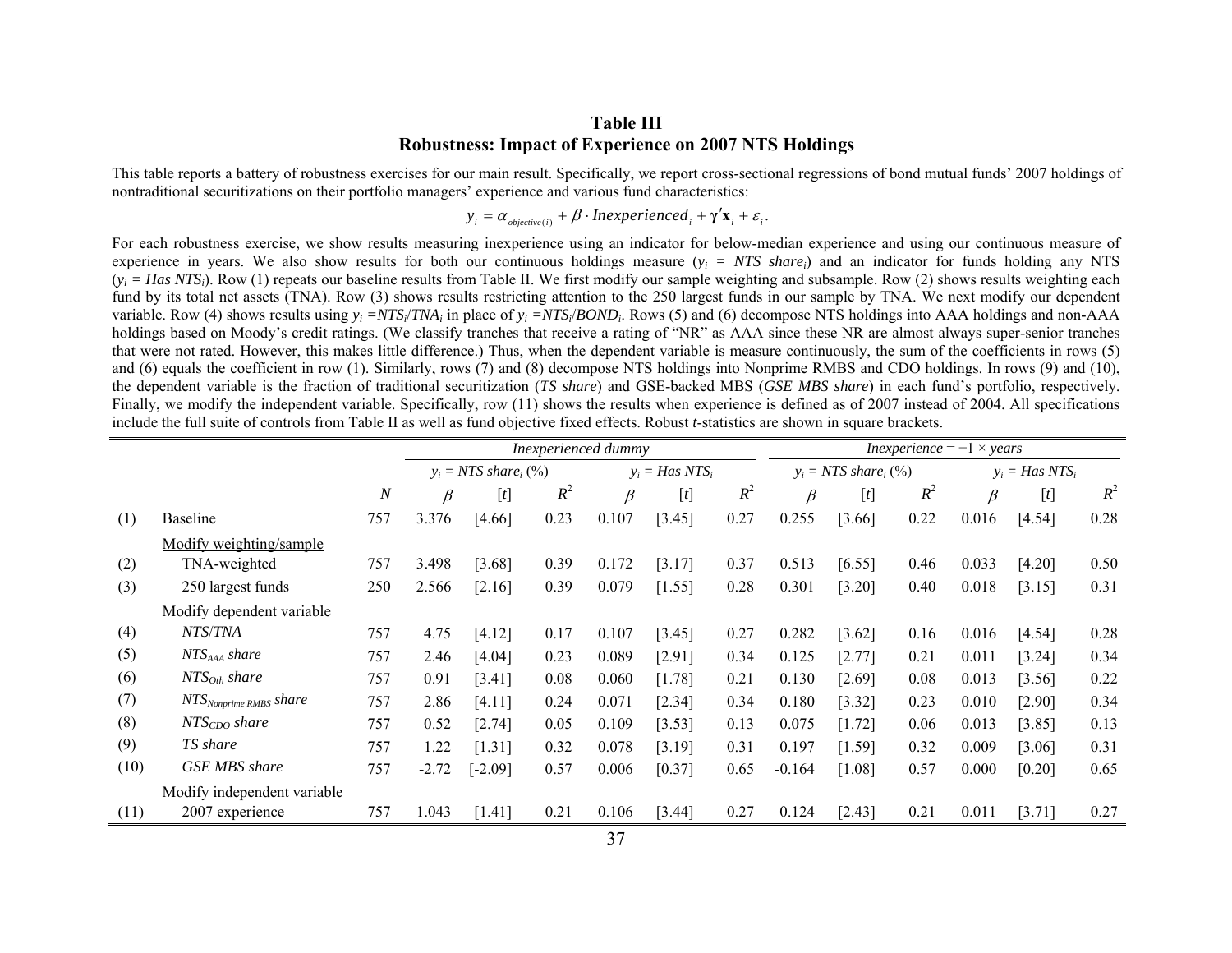# Table III
## Robustness: Impact of Experience on 2007 NTS Holdings

This table reports a battery of robustness exercises for our main result. Specifically, we report cross-sectional regressions of bond mutual funds' 2007 holdings of nontraditional securitizations on their portfolio managers' experience and various fund characteristics:

$$y_i = \alpha_{objective(i)} + \beta \cdot Inexperienced_i + \boldsymbol{\gamma}'\mathbf{x}_i + \varepsilon_i .$$

For each robustness exercise, we show results measuring inexperience using an indicator for below-median experience and using our continuous measure of experience in years. We also show results for both our continuous holdings measure ($y_i$ = *NTS share*$_i$) and an indicator for funds holding any NTS ($y_i$ = *Has NTS*$_i$). Row (1) repeats our baseline results from Table II. We first modify our sample weighting and subsample. Row (2) shows results weighting each fund by its total net assets (TNA). Row (3) shows results restricting attention to the 250 largest funds in our sample by TNA. We next modify our dependent variable. Row (4) shows results using $y_i = NTS_i/TNA_i$ in place of $y_i = NTS_i/BOND_i$. Rows (5) and (6) decompose NTS holdings into AAA holdings and non-AAA holdings based on Moody's credit ratings. (We classify tranches that receive a rating of "NR" as AAA since these NR are almost always super-senior tranches that were not rated. However, this makes little difference.) Thus, when the dependent variable is measure continuously, the sum of the coefficients in rows (5) and (6) equals the coefficient in row (1). Similarly, rows (7) and (8) decompose NTS holdings into Nonprime RMBS and CDO holdings. In rows (9) and (10), the dependent variable is the fraction of traditional securitization (*TS share*) and GSE-backed MBS (*GSE MBS share*) in each fund's portfolio, respectively. Finally, we modify the independent variable. Specifically, row (11) shows the results when experience is defined as of 2007 instead of 2004. All specifications include the full suite of controls from Table II as well as fund objective fixed effects. Robust *t*-statistics are shown in square brackets.

| | | | *Inexperienced dummy* | | | | | | *Inexperience* = −1 × *years* | | | | | |
|---|---|---|---|---|---|---|---|---|---|---|---|---|---|---|
| | | | $y_i$ = *NTS share*$_i$ (%) | | | $y_i$ = *Has NTS*$_i$ | | | $y_i$ = *NTS share*$_i$ (%) | | | $y_i$ = *Has NTS*$_i$ | | |
| | | *N* | $\beta$ | [*t*] | $R^2$ | $\beta$ | [*t*] | $R^2$ | $\beta$ | [*t*] | $R^2$ | $\beta$ | [*t*] | $R^2$ |
| (1) | Baseline | 757 | 3.376 | [4.66] | 0.23 | 0.107 | [3.45] | 0.27 | 0.255 | [3.66] | 0.22 | 0.016 | [4.54] | 0.28 |
| | Modify weighting/sample | | | | | | | | | | | | | |
| (2) | TNA-weighted | 757 | 3.498 | [3.68] | 0.39 | 0.172 | [3.17] | 0.37 | 0.513 | [6.55] | 0.46 | 0.033 | [4.20] | 0.50 |
| (3) | 250 largest funds | 250 | 2.566 | [2.16] | 0.39 | 0.079 | [1.55] | 0.28 | 0.301 | [3.20] | 0.40 | 0.018 | [3.15] | 0.31 |
| | Modify dependent variable | | | | | | | | | | | | | |
| (4) | *NTS/TNA* | 757 | 4.75 | [4.12] | 0.17 | 0.107 | [3.45] | 0.27 | 0.282 | [3.62] | 0.16 | 0.016 | [4.54] | 0.28 |
| (5) | $NTS_{AAA}$ *share* | 757 | 2.46 | [4.04] | 0.23 | 0.089 | [2.91] | 0.34 | 0.125 | [2.77] | 0.21 | 0.011 | [3.24] | 0.34 |
| (6) | $NTS_{Oth}$ *share* | 757 | 0.91 | [3.41] | 0.08 | 0.060 | [1.78] | 0.21 | 0.130 | [2.69] | 0.08 | 0.013 | [3.56] | 0.22 |
| (7) | $NTS_{Nonprime\ RMBS}$ *share* | 757 | 2.86 | [4.11] | 0.24 | 0.071 | [2.34] | 0.34 | 0.180 | [3.32] | 0.23 | 0.010 | [2.90] | 0.34 |
| (8) | $NTS_{CDO}$ *share* | 757 | 0.52 | [2.74] | 0.05 | 0.109 | [3.53] | 0.13 | 0.075 | [1.72] | 0.06 | 0.013 | [3.85] | 0.13 |
| (9) | *TS share* | 757 | 1.22 | [1.31] | 0.32 | 0.078 | [3.19] | 0.31 | 0.197 | [1.59] | 0.32 | 0.009 | [3.06] | 0.31 |
| (10) | *GSE MBS share* | 757 | -2.72 | [-2.09] | 0.57 | 0.006 | [0.37] | 0.65 | -0.164 | [1.08] | 0.57 | 0.000 | [0.20] | 0.65 |
| | Modify independent variable | | | | | | | | | | | | | |
| (11) | 2007 experience | 757 | 1.043 | [1.41] | 0.21 | 0.106 | [3.44] | 0.27 | 0.124 | [2.43] | 0.21 | 0.011 | [3.71] | 0.27 |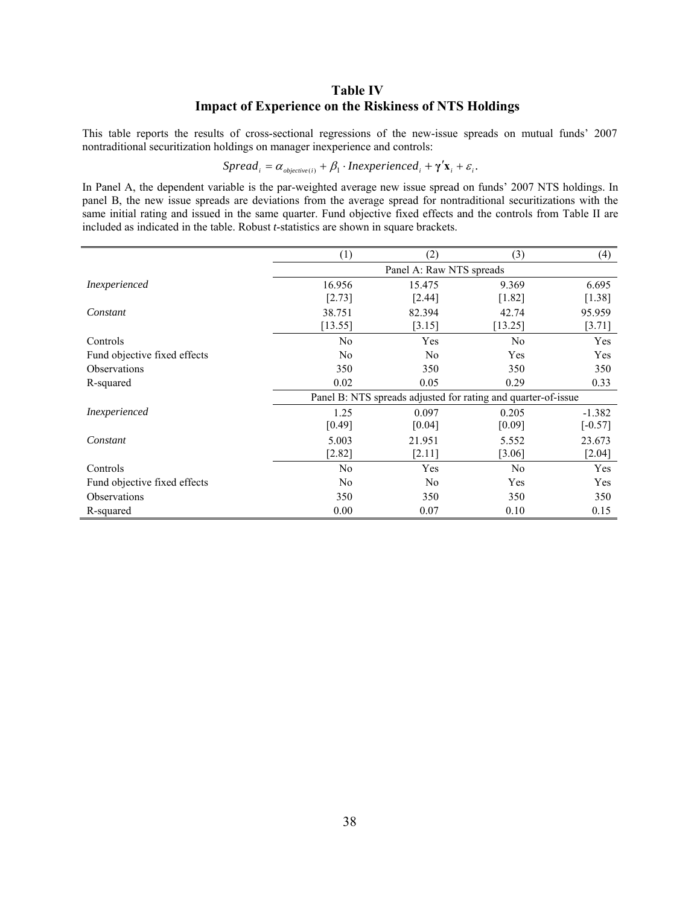# Table IV
## Impact of Experience on the Riskiness of NTS Holdings

This table reports the results of cross-sectional regressions of the new-issue spreads on mutual funds' 2007 nontraditional securitization holdings on manager inexperience and controls:

$$Spread_i = \alpha_{objective(i)} + \beta_1 \cdot Inexperienced_i + \boldsymbol{\gamma}'\mathbf{x}_i + \varepsilon_i.$$

In Panel A, the dependent variable is the par-weighted average new issue spread on funds' 2007 NTS holdings. In panel B, the new issue spreads are deviations from the average spread for nontraditional securitizations with the same initial rating and issued in the same quarter. Fund objective fixed effects and the controls from Table II are included as indicated in the table. Robust *t*-statistics are shown in square brackets.

| | (1) | (2) | (3) | (4) |
|---|---|---|---|---|
| | Panel A: Raw NTS spreads | | | |
| *Inexperienced* | 16.956 | 15.475 | 9.369 | 6.695 |
| | [2.73] | [2.44] | [1.82] | [1.38] |
| *Constant* | 38.751 | 82.394 | 42.74 | 95.959 |
| | [13.55] | [3.15] | [13.25] | [3.71] |
| Controls | No | Yes | No | Yes |
| Fund objective fixed effects | No | No | Yes | Yes |
| Observations | 350 | 350 | 350 | 350 |
| R-squared | 0.02 | 0.05 | 0.29 | 0.33 |
| | Panel B: NTS spreads adjusted for rating and quarter-of-issue | | | |
| *Inexperienced* | 1.25 | 0.097 | 0.205 | -1.382 |
| | [0.49] | [0.04] | [0.09] | [-0.57] |
| *Constant* | 5.003 | 21.951 | 5.552 | 23.673 |
| | [2.82] | [2.11] | [3.06] | [2.04] |
| Controls | No | Yes | No | Yes |
| Fund objective fixed effects | No | No | Yes | Yes |
| Observations | 350 | 350 | 350 | 350 |
| R-squared | 0.00 | 0.07 | 0.10 | 0.15 |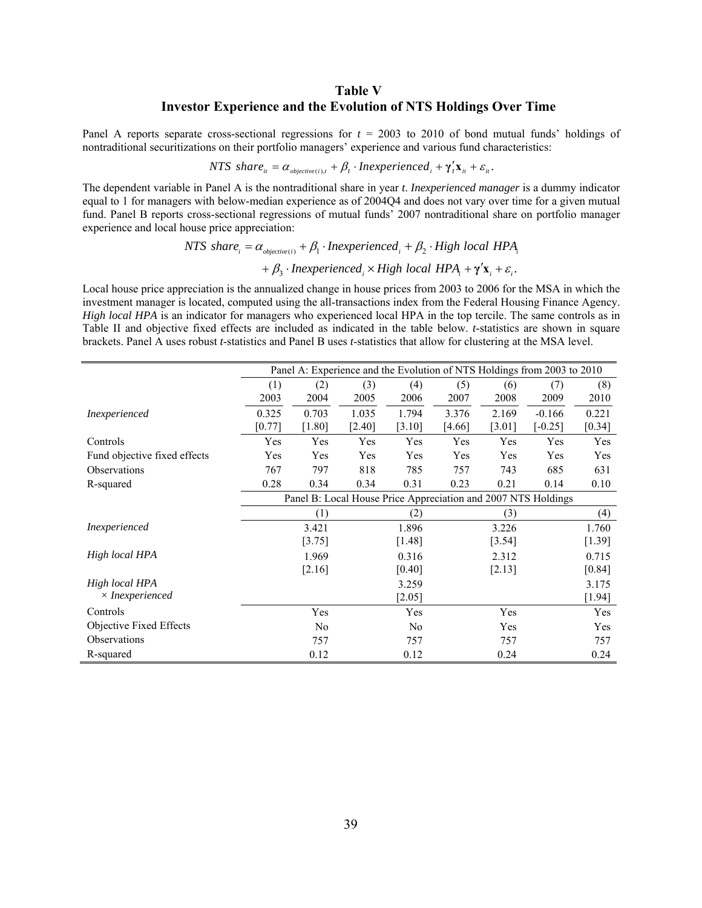## Table V
## Investor Experience and the Evolution of NTS Holdings Over Time

Panel A reports separate cross-sectional regressions for $t$ = 2003 to 2010 of bond mutual funds' holdings of nontraditional securitizations on their portfolio managers' experience and various fund characteristics:

$$NTS\ share_{it} = \alpha_{objective(i),t} + \beta_t \cdot Inexperienced_i + \boldsymbol{\gamma}_t' \mathbf{x}_{it} + \varepsilon_{it}.$$

The dependent variable in Panel A is the nontraditional share in year $t$. *Inexperienced manager* is a dummy indicator equal to 1 for managers with below-median experience as of 2004Q4 and does not vary over time for a given mutual fund. Panel B reports cross-sectional regressions of mutual funds' 2007 nontraditional share on portfolio manager experience and local house price appreciation:

$$NTS\ share_i = \alpha_{objective(i)} + \beta_1 \cdot Inexperienced_i + \beta_2 \cdot High\ local\ HPA_i$$
$$+ \beta_3 \cdot Inexperienced_i \times High\ local\ HPA_i + \boldsymbol{\gamma}' \mathbf{x}_i + \varepsilon_i.$$

Local house price appreciation is the annualized change in house prices from 2003 to 2006 for the MSA in which the investment manager is located, computed using the all-transactions index from the Federal Housing Finance Agency. *High local HPA* is an indicator for managers who experienced local HPA in the top tercile. The same controls as in Table II and objective fixed effects are included as indicated in the table below. $t$-statistics are shown in square brackets. Panel A uses robust $t$-statistics and Panel B uses $t$-statistics that allow for clustering at the MSA level.

| | Panel A: Experience and the Evolution of NTS Holdings from 2003 to 2010 | | | | | | | |
|---|---|---|---|---|---|---|---|---|
| | (1) 2003 | (2) 2004 | (3) 2005 | (4) 2006 | (5) 2007 | (6) 2008 | (7) 2009 | (8) 2010 |
| *Inexperienced* | 0.325 | 0.703 | 1.035 | 1.794 | 3.376 | 2.169 | -0.166 | 0.221 |
| | [0.77] | [1.80] | [2.40] | [3.10] | [4.66] | [3.01] | [-0.25] | [0.34] |
| Controls | Yes | Yes | Yes | Yes | Yes | Yes | Yes | Yes |
| Fund objective fixed effects | Yes | Yes | Yes | Yes | Yes | Yes | Yes | Yes |
| Observations | 767 | 797 | 818 | 785 | 757 | 743 | 685 | 631 |
| R-squared | 0.28 | 0.34 | 0.34 | 0.31 | 0.23 | 0.21 | 0.14 | 0.10 |

| | Panel B: Local House Price Appreciation and 2007 NTS Holdings | | | |
|---|---|---|---|---|
| | (1) | (2) | (3) | (4) |
| *Inexperienced* | 3.421 | 1.896 | 3.226 | 1.760 |
| | [3.75] | [1.48] | [3.54] | [1.39] |
| *High local HPA* | 1.969 | 0.316 | 2.312 | 0.715 |
| | [2.16] | [0.40] | [2.13] | [0.84] |
| *High local HPA × Inexperienced* | | 3.259 | | 3.175 |
| | | [2.05] | | [1.94] |
| Controls | Yes | Yes | Yes | Yes |
| Objective Fixed Effects | No | No | Yes | Yes |
| Observations | 757 | 757 | 757 | 757 |
| R-squared | 0.12 | 0.12 | 0.24 | 0.24 |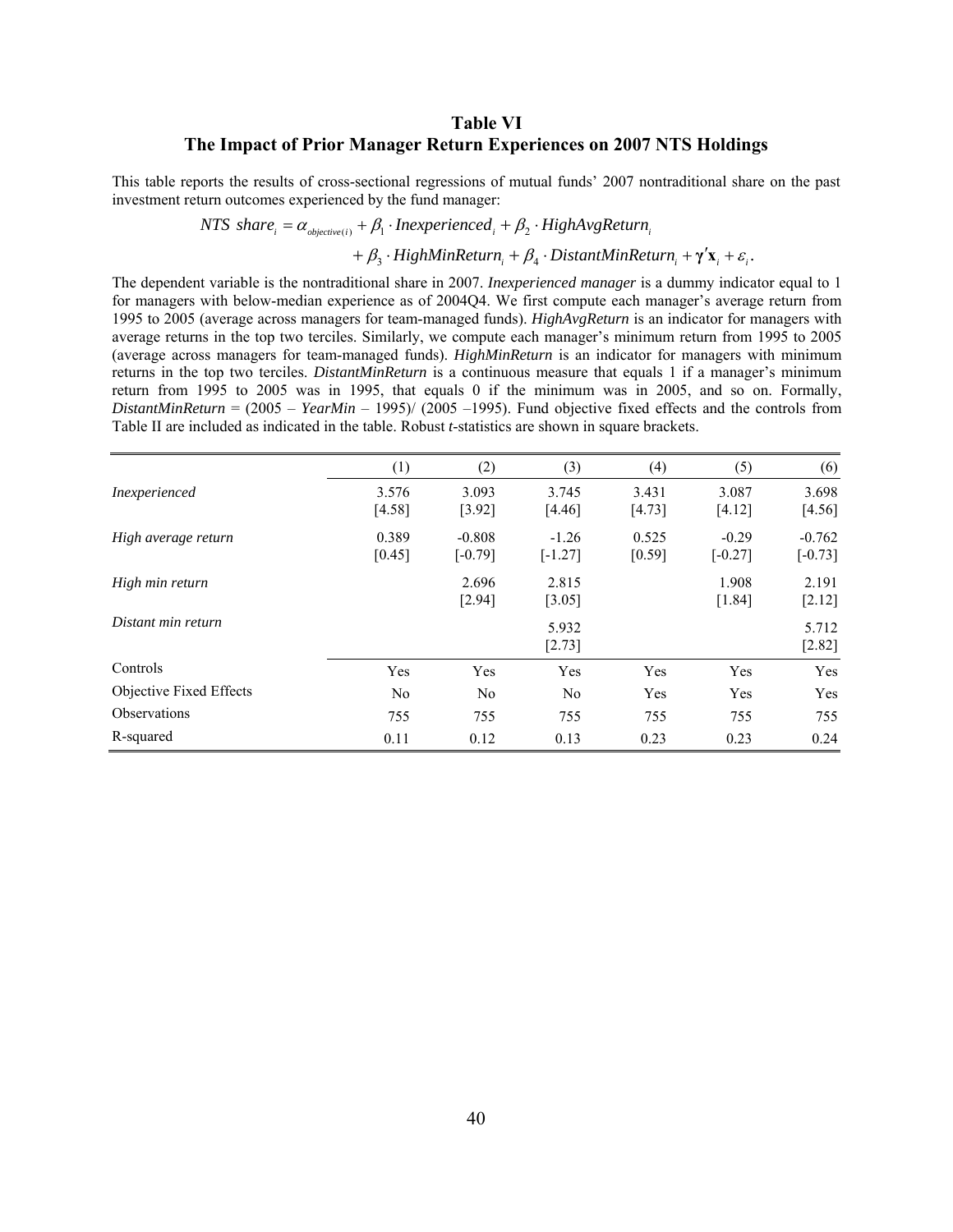# Table VI

## The Impact of Prior Manager Return Experiences on 2007 NTS Holdings

This table reports the results of cross-sectional regressions of mutual funds' 2007 nontraditional share on the past investment return outcomes experienced by the fund manager:

$$NTS\ share_i = \alpha_{objective(i)} + \beta_1 \cdot Inexperienced_i + \beta_2 \cdot HighAvgReturn_i$$
$$+ \beta_3 \cdot HighMinReturn_i + \beta_4 \cdot DistantMinReturn_i + \boldsymbol{\gamma}'\mathbf{x}_i + \varepsilon_i.$$

The dependent variable is the nontraditional share in 2007. *Inexperienced manager* is a dummy indicator equal to 1 for managers with below-median experience as of 2004Q4. We first compute each manager's average return from 1995 to 2005 (average across managers for team-managed funds). *HighAvgReturn* is an indicator for managers with average returns in the top two terciles. Similarly, we compute each manager's minimum return from 1995 to 2005 (average across managers for team-managed funds). *HighMinReturn* is an indicator for managers with minimum returns in the top two terciles. *DistantMinReturn* is a continuous measure that equals 1 if a manager's minimum return from 1995 to 2005 was in 1995, that equals 0 if the minimum was in 2005, and so on. Formally, *DistantMinReturn* = (2005 – *YearMin* – 1995)/ (2005 –1995). Fund objective fixed effects and the controls from Table II are included as indicated in the table. Robust *t*-statistics are shown in square brackets.

| | (1) | (2) | (3) | (4) | (5) | (6) |
|---|---|---|---|---|---|---|
| *Inexperienced* | 3.576 | 3.093 | 3.745 | 3.431 | 3.087 | 3.698 |
| | [4.58] | [3.92] | [4.46] | [4.73] | [4.12] | [4.56] |
| *High average return* | 0.389 | -0.808 | -1.26 | 0.525 | -0.29 | -0.762 |
| | [0.45] | [-0.79] | [-1.27] | [0.59] | [-0.27] | [-0.73] |
| *High min return* | | 2.696 | 2.815 | | 1.908 | 2.191 |
| | | [2.94] | [3.05] | | [1.84] | [2.12] |
| *Distant min return* | | | 5.932 | | | 5.712 |
| | | | [2.73] | | | [2.82] |
| Controls | Yes | Yes | Yes | Yes | Yes | Yes |
| Objective Fixed Effects | No | No | No | Yes | Yes | Yes |
| Observations | 755 | 755 | 755 | 755 | 755 | 755 |
| R-squared | 0.11 | 0.12 | 0.13 | 0.23 | 0.23 | 0.24 |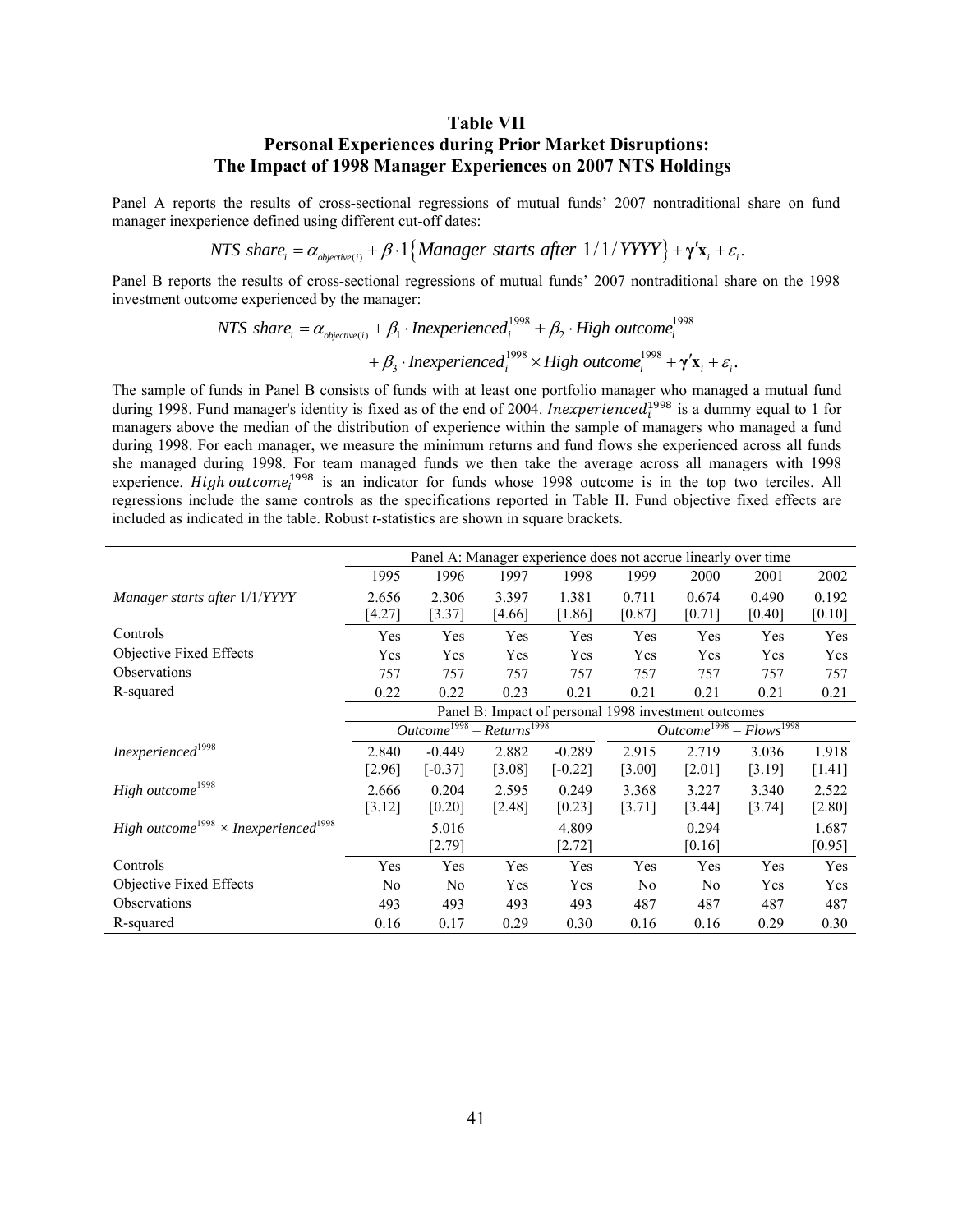# Table VII
## Personal Experiences during Prior Market Disruptions: The Impact of 1998 Manager Experiences on 2007 NTS Holdings

Panel A reports the results of cross-sectional regressions of mutual funds' 2007 nontraditional share on fund manager inexperience defined using different cut-off dates:

$$NTS\ share_i = \alpha_{objective(i)} + \beta \cdot 1\{Manager\ starts\ after\ 1/1/YYYY\} + \boldsymbol{\gamma}'\mathbf{x}_i + \varepsilon_i.$$

Panel B reports the results of cross-sectional regressions of mutual funds' 2007 nontraditional share on the 1998 investment outcome experienced by the manager:

$$NTS\ share_i = \alpha_{objective(i)} + \beta_1 \cdot Inexperienced_i^{1998} + \beta_2 \cdot High\ outcome_i^{1998} + \beta_3 \cdot Inexperienced_i^{1998} \times High\ outcome_i^{1998} + \boldsymbol{\gamma}'\mathbf{x}_i + \varepsilon_i.$$

The sample of funds in Panel B consists of funds with at least one portfolio manager who managed a mutual fund during 1998. Fund manager's identity is fixed as of the end of 2004. $Inexperienced_i^{1998}$ is a dummy equal to 1 for managers above the median of the distribution of experience within the sample of managers who managed a fund during 1998. For each manager, we measure the minimum returns and fund flows she experienced across all funds she managed during 1998. For team managed funds we then take the average across all managers with 1998 experience. $High\ outcome_i^{1998}$ is an indicator for funds whose 1998 outcome is in the top two terciles. All regressions include the same controls as the specifications reported in Table II. Fund objective fixed effects are included as indicated in the table. Robust *t*-statistics are shown in square brackets.

| | Panel A: Manager experience does not accrue linearly over time | | | | | | | |
|---|---|---|---|---|---|---|---|---|
| | 1995 | 1996 | 1997 | 1998 | 1999 | 2000 | 2001 | 2002 |
| *Manager starts after* 1/1/*YYYY* | 2.656 | 2.306 | 3.397 | 1.381 | 0.711 | 0.674 | 0.490 | 0.192 |
| | [4.27] | [3.37] | [4.66] | [1.86] | [0.87] | [0.71] | [0.40] | [0.10] |
| Controls | Yes | Yes | Yes | Yes | Yes | Yes | Yes | Yes |
| Objective Fixed Effects | Yes | Yes | Yes | Yes | Yes | Yes | Yes | Yes |
| Observations | 757 | 757 | 757 | 757 | 757 | 757 | 757 | 757 |
| R-squared | 0.22 | 0.22 | 0.23 | 0.21 | 0.21 | 0.21 | 0.21 | 0.21 |
| | Panel B: Impact of personal 1998 investment outcomes | | | | | | | |
| | $Outcome^{1998} = Returns^{1998}$ | | | | $Outcome^{1998} = Flows^{1998}$ | | | |
| $Inexperienced^{1998}$ | 2.840 | -0.449 | 2.882 | -0.289 | 2.915 | 2.719 | 3.036 | 1.918 |
| | [2.96] | [-0.37] | [3.08] | [-0.22] | [3.00] | [2.01] | [3.19] | [1.41] |
| $High\ outcome^{1998}$ | 2.666 | 0.204 | 2.595 | 0.249 | 3.368 | 3.227 | 3.340 | 2.522 |
| | [3.12] | [0.20] | [2.48] | [0.23] | [3.71] | [3.44] | [3.74] | [2.80] |
| $High\ outcome^{1998} \times Inexperienced^{1998}$ | | 5.016 | | 4.809 | | 0.294 | | 1.687 |
| | | [2.79] | | [2.72] | | [0.16] | | [0.95] |
| Controls | Yes | Yes | Yes | Yes | Yes | Yes | Yes | Yes |
| Objective Fixed Effects | No | No | Yes | Yes | No | No | Yes | Yes |
| Observations | 493 | 493 | 493 | 493 | 487 | 487 | 487 | 487 |
| R-squared | 0.16 | 0.17 | 0.29 | 0.30 | 0.16 | 0.16 | 0.29 | 0.30 |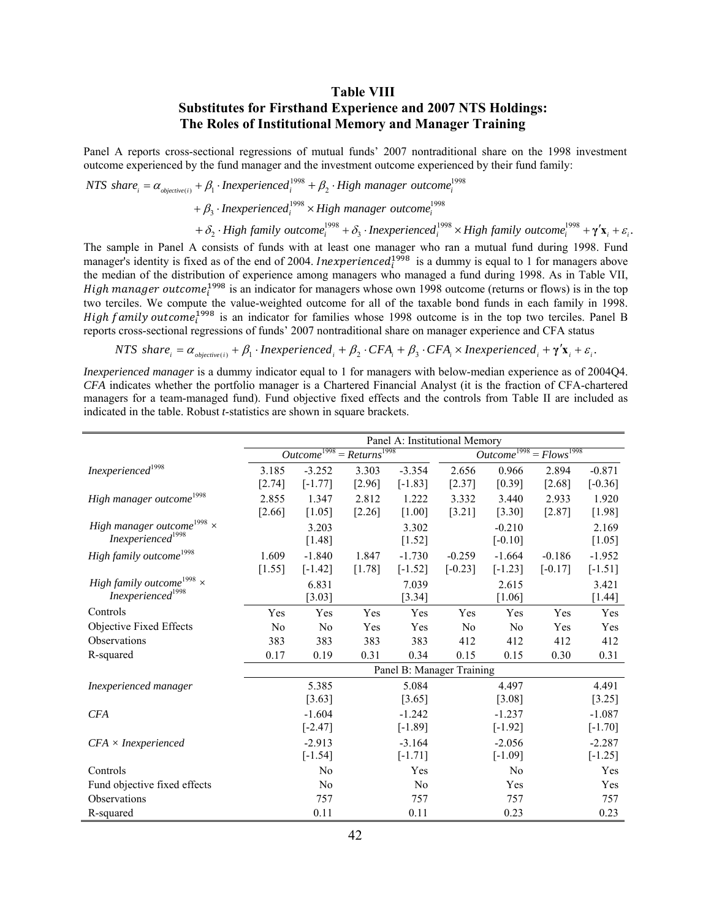# Table VIII
## Substitutes for Firsthand Experience and 2007 NTS Holdings: The Roles of Institutional Memory and Manager Training

Panel A reports cross-sectional regressions of mutual funds' 2007 nontraditional share on the 1998 investment outcome experienced by the fund manager and the investment outcome experienced by their fund family:

$$
\begin{aligned}
NTS\ share_i = {} & \alpha_{objective(i)} + \beta_1 \cdot Inexperienced_i^{1998} + \beta_2 \cdot High\ manager\ outcome_i^{1998} \\
& + \beta_3 \cdot Inexperienced_i^{1998} \times High\ manager\ outcome_i^{1998} \\
& + \delta_2 \cdot High\ family\ outcome_i^{1998} + \delta_3 \cdot Inexperienced_i^{1998} \times High\ family\ outcome_i^{1998} + \boldsymbol{\gamma}'\mathbf{x}_i + \varepsilon_i .
\end{aligned}
$$

The sample in Panel A consists of funds with at least one manager who ran a mutual fund during 1998. Fund manager's identity is fixed as of the end of 2004. $Inexperienced_i^{1998}$ is a dummy is equal to 1 for managers above the median of the distribution of experience among managers who managed a fund during 1998. As in Table VII, $High\ manager\ outcome_i^{1998}$ is an indicator for managers whose own 1998 outcome (returns or flows) is in the top two terciles. We compute the value-weighted outcome for all of the taxable bond funds in each family in 1998. $High\ family\ outcome_i^{1998}$ is an indicator for families whose 1998 outcome is in the top two terciles. Panel B reports cross-sectional regressions of funds' 2007 nontraditional share on manager experience and CFA status

$$
NTS\ share_i = \alpha_{objective(i)} + \beta_1 \cdot Inexperienced_i + \beta_2 \cdot CFA_i + \beta_3 \cdot CFA_i \times Inexperienced_i + \boldsymbol{\gamma}'\mathbf{x}_i + \varepsilon_i .
$$

*Inexperienced manager* is a dummy indicator equal to 1 for managers with below-median experience as of 2004Q4. *CFA* indicates whether the portfolio manager is a Chartered Financial Analyst (it is the fraction of CFA-chartered managers for a team-managed fund). Fund objective fixed effects and the controls from Table II are included as indicated in the table. Robust *t*-statistics are shown in square brackets.

| | Panel A: Institutional Memory | | | | | | | |
|---|---|---|---|---|---|---|---|---|
| | $Outcome^{1998} = Returns^{1998}$ | | | | $Outcome^{1998} = Flows^{1998}$ | | | |
| $Inexperienced^{1998}$ | 3.185 | -3.252 | 3.303 | -3.354 | 2.656 | 0.966 | 2.894 | -0.871 |
| | [2.74] | [-1.77] | [2.96] | [-1.83] | [2.37] | [0.39] | [2.68] | [-0.36] |
| $High\ manager\ outcome^{1998}$ | 2.855 | 1.347 | 2.812 | 1.222 | 3.332 | 3.440 | 2.933 | 1.920 |
| | [2.66] | [1.05] | [2.26] | [1.00] | [3.21] | [3.30] | [2.87] | [1.98] |
| $High\ manager\ outcome^{1998} \times Inexperienced^{1998}$ | | 3.203 | | 3.302 | | -0.210 | | 2.169 |
| | | [1.48] | | [1.52] | | [-0.10] | | [1.05] |
| $High\ family\ outcome^{1998}$ | 1.609 | -1.840 | 1.847 | -1.730 | -0.259 | -1.664 | -0.186 | -1.952 |
| | [1.55] | [-1.42] | [1.78] | [-1.52] | [-0.23] | [-1.23] | [-0.17] | [-1.51] |
| $High\ family\ outcome^{1998} \times Inexperienced^{1998}$ | | 6.831 | | 7.039 | | 2.615 | | 3.421 |
| | | [3.03] | | [3.34] | | [1.06] | | [1.44] |
| Controls | Yes | Yes | Yes | Yes | Yes | Yes | Yes | Yes |
| Objective Fixed Effects | No | No | Yes | Yes | No | No | Yes | Yes |
| Observations | 383 | 383 | 383 | 383 | 412 | 412 | 412 | 412 |
| R-squared | 0.17 | 0.19 | 0.31 | 0.34 | 0.15 | 0.15 | 0.30 | 0.31 |
| | Panel B: Manager Training | | | | | | | |
| *Inexperienced manager* | | 5.385 | | 5.084 | | 4.497 | | 4.491 |
| | | [3.63] | | [3.65] | | [3.08] | | [3.25] |
| *CFA* | | -1.604 | | -1.242 | | -1.237 | | -1.087 |
| | | [-2.47] | | [-1.89] | | [-1.92] | | [-1.70] |
| *CFA × Inexperienced* | | -2.913 | | -3.164 | | -2.056 | | -2.287 |
| | | [-1.54] | | [-1.71] | | [-1.09] | | [-1.25] |
| Controls | | No | | Yes | | No | | Yes |
| Fund objective fixed effects | | No | | No | | Yes | | Yes |
| Observations | | 757 | | 757 | | 757 | | 757 |
| R-squared | | 0.11 | | 0.11 | | 0.23 | | 0.23 |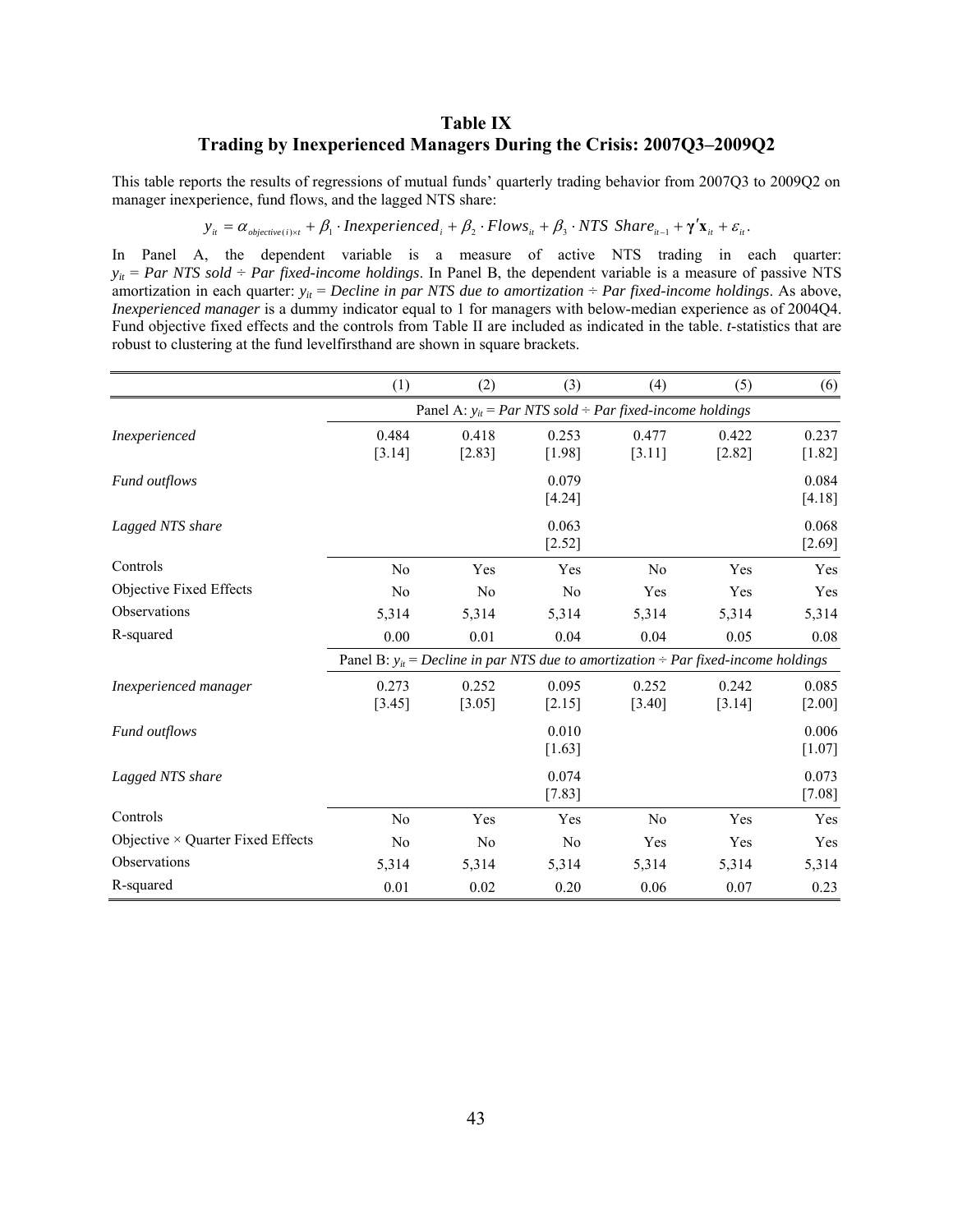# Table IX
## Trading by Inexperienced Managers During the Crisis: 2007Q3–2009Q2

This table reports the results of regressions of mutual funds' quarterly trading behavior from 2007Q3 to 2009Q2 on manager inexperience, fund flows, and the lagged NTS share:

$$y_{it} = \alpha_{objective(i)\times t} + \beta_1 \cdot Inexperienced_i + \beta_2 \cdot Flows_{it} + \beta_3 \cdot NTS\ Share_{it-1} + \boldsymbol{\gamma}'\mathbf{x}_{it} + \varepsilon_{it}.$$

In Panel A, the dependent variable is a measure of active NTS trading in each quarter: $y_{it}$ = *Par NTS sold ÷ Par fixed-income holdings*. In Panel B, the dependent variable is a measure of passive NTS amortization in each quarter: $y_{it}$ = *Decline in par NTS due to amortization ÷ Par fixed-income holdings*. As above, *Inexperienced manager* is a dummy indicator equal to 1 for managers with below-median experience as of 2004Q4. Fund objective fixed effects and the controls from Table II are included as indicated in the table. *t*-statistics that are robust to clustering at the fund levelfirsthand are shown in square brackets.

| | (1) | (2) | (3) | (4) | (5) | (6) |
|---|---|---|---|---|---|---|
| | Panel A: $y_{it}$ = *Par NTS sold ÷ Par fixed-income holdings* | | | | | |
| *Inexperienced* | 0.484 | 0.418 | 0.253 | 0.477 | 0.422 | 0.237 |
| | [3.14] | [2.83] | [1.98] | [3.11] | [2.82] | [1.82] |
| *Fund outflows* | | | 0.079 | | | 0.084 |
| | | | [4.24] | | | [4.18] |
| *Lagged NTS share* | | | 0.063 | | | 0.068 |
| | | | [2.52] | | | [2.69] |
| Controls | No | Yes | Yes | No | Yes | Yes |
| Objective Fixed Effects | No | No | No | Yes | Yes | Yes |
| Observations | 5,314 | 5,314 | 5,314 | 5,314 | 5,314 | 5,314 |
| R-squared | 0.00 | 0.01 | 0.04 | 0.04 | 0.05 | 0.08 |
| | Panel B: $y_{it}$ = *Decline in par NTS due to amortization ÷ Par fixed-income holdings* | | | | | |
| *Inexperienced manager* | 0.273 | 0.252 | 0.095 | 0.252 | 0.242 | 0.085 |
| | [3.45] | [3.05] | [2.15] | [3.40] | [3.14] | [2.00] |
| *Fund outflows* | | | 0.010 | | | 0.006 |
| | | | [1.63] | | | [1.07] |
| *Lagged NTS share* | | | 0.074 | | | 0.073 |
| | | | [7.83] | | | [7.08] |
| Controls | No | Yes | Yes | No | Yes | Yes |
| Objective × Quarter Fixed Effects | No | No | No | Yes | Yes | Yes |
| Observations | 5,314 | 5,314 | 5,314 | 5,314 | 5,314 | 5,314 |
| R-squared | 0.01 | 0.02 | 0.20 | 0.06 | 0.07 | 0.23 |